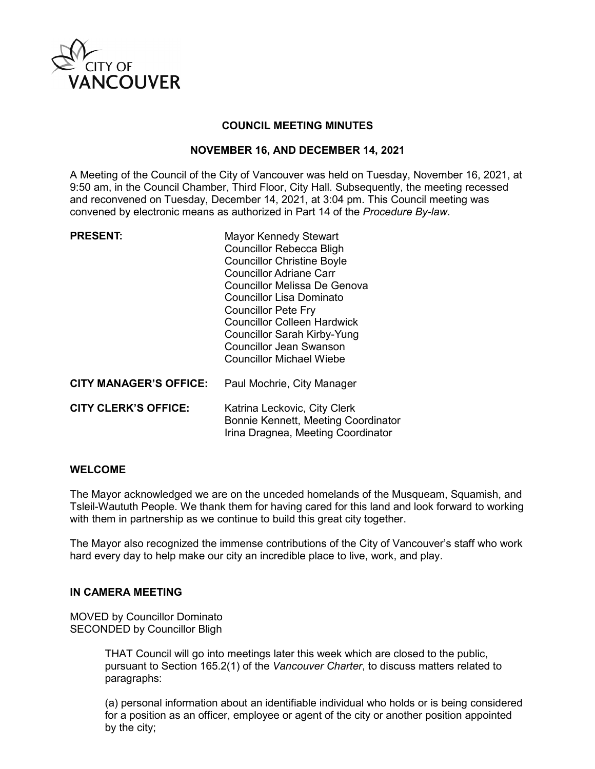# COUNCIL MEETING MINUTES

## NOVEMBER 16, AND DECEMBER 14, 2021

A Meeting of the Council of the City of Vancouver was held on Tuesday, November 16, 2021, at 9:50 am, in the Council Chamber, Third Floor, City Hall. Subsequently, the meeting recessed and reconvened on Tuesday, December 14, 2021, at 3:04 pm. This Council meeting was convened by electronic means as authorized in Part 14 of the *Procedure By-law*.

**PRESENT:**
Mayor Kennedy Stewart
Councillor Rebecca Bligh
Councillor Christine Boyle
Councillor Adriane Carr
Councillor Melissa De Genova
Councillor Lisa Dominato
Councillor Pete Fry
Councillor Colleen Hardwick
Councillor Sarah Kirby-Yung
Councillor Jean Swanson
Councillor Michael Wiebe

**CITY MANAGER'S OFFICE:** Paul Mochrie, City Manager

**CITY CLERK'S OFFICE:**
Katrina Leckovic, City Clerk
Bonnie Kennett, Meeting Coordinator
Irina Dragnea, Meeting Coordinator

### WELCOME

The Mayor acknowledged we are on the unceded homelands of the Musqueam, Squamish, and Tsleil-Waututh People. We thank them for having cared for this land and look forward to working with them in partnership as we continue to build this great city together.

The Mayor also recognized the immense contributions of the City of Vancouver's staff who work hard every day to help make our city an incredible place to live, work, and play.

### IN CAMERA MEETING

MOVED by Councillor Dominato
SECONDED by Councillor Bligh

> THAT Council will go into meetings later this week which are closed to the public, pursuant to Section 165.2(1) of the *Vancouver Charter*, to discuss matters related to paragraphs:
>
> (a) personal information about an identifiable individual who holds or is being considered for a position as an officer, employee or agent of the city or another position appointed by the city;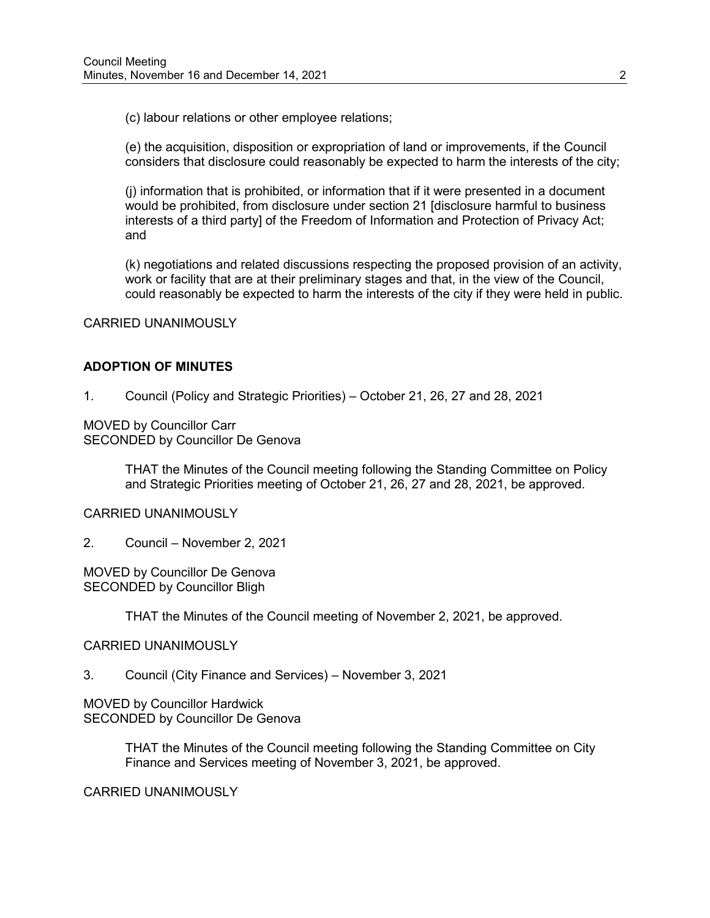(c) labour relations or other employee relations;

(e) the acquisition, disposition or expropriation of land or improvements, if the Council considers that disclosure could reasonably be expected to harm the interests of the city;

(j) information that is prohibited, or information that if it were presented in a document would be prohibited, from disclosure under section 21 [disclosure harmful to business interests of a third party] of the Freedom of Information and Protection of Privacy Act; and

(k) negotiations and related discussions respecting the proposed provision of an activity, work or facility that are at their preliminary stages and that, in the view of the Council, could reasonably be expected to harm the interests of the city if they were held in public.

CARRIED UNANIMOUSLY

## ADOPTION OF MINUTES

1. Council (Policy and Strategic Priorities) – October 21, 26, 27 and 28, 2021

MOVED by Councillor Carr
SECONDED by Councillor De Genova

> THAT the Minutes of the Council meeting following the Standing Committee on Policy and Strategic Priorities meeting of October 21, 26, 27 and 28, 2021, be approved.

CARRIED UNANIMOUSLY

2. Council – November 2, 2021

MOVED by Councillor De Genova
SECONDED by Councillor Bligh

> THAT the Minutes of the Council meeting of November 2, 2021, be approved.

CARRIED UNANIMOUSLY

3. Council (City Finance and Services) – November 3, 2021

MOVED by Councillor Hardwick
SECONDED by Councillor De Genova

> THAT the Minutes of the Council meeting following the Standing Committee on City Finance and Services meeting of November 3, 2021, be approved.

CARRIED UNANIMOUSLY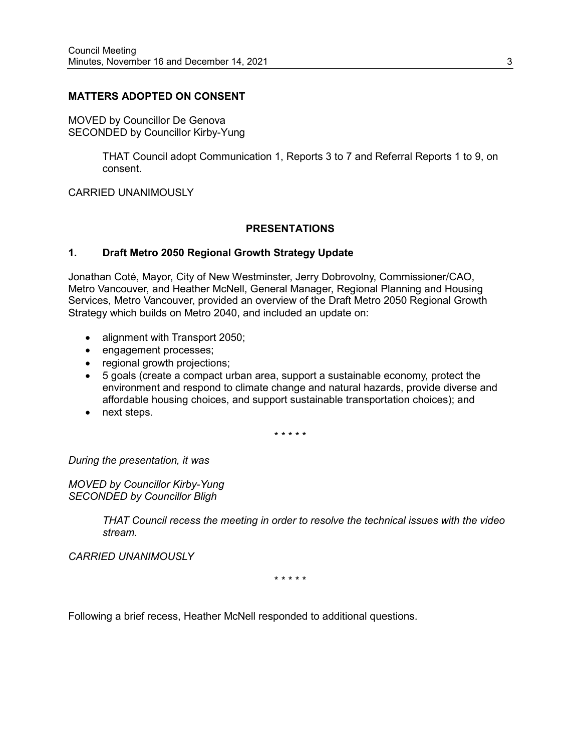**MATTERS ADOPTED ON CONSENT**

MOVED by Councillor De Genova
SECONDED by Councillor Kirby-Yung

> THAT Council adopt Communication 1, Reports 3 to 7 and Referral Reports 1 to 9, on consent.

CARRIED UNANIMOUSLY

## PRESENTATIONS

### 1. Draft Metro 2050 Regional Growth Strategy Update

Jonathan Coté, Mayor, City of New Westminster, Jerry Dobrovolny, Commissioner/CAO, Metro Vancouver, and Heather McNell, General Manager, Regional Planning and Housing Services, Metro Vancouver, provided an overview of the Draft Metro 2050 Regional Growth Strategy which builds on Metro 2040, and included an update on:

- alignment with Transport 2050;
- engagement processes;
- regional growth projections;
- 5 goals (create a compact urban area, support a sustainable economy, protect the environment and respond to climate change and natural hazards, provide diverse and affordable housing choices, and support sustainable transportation choices); and
- next steps.

\* \* \* \* \*

*During the presentation, it was*

*MOVED by Councillor Kirby-Yung*
*SECONDED by Councillor Bligh*

> *THAT Council recess the meeting in order to resolve the technical issues with the video stream.*

*CARRIED UNANIMOUSLY*

\* \* \* \* \*

Following a brief recess, Heather McNell responded to additional questions.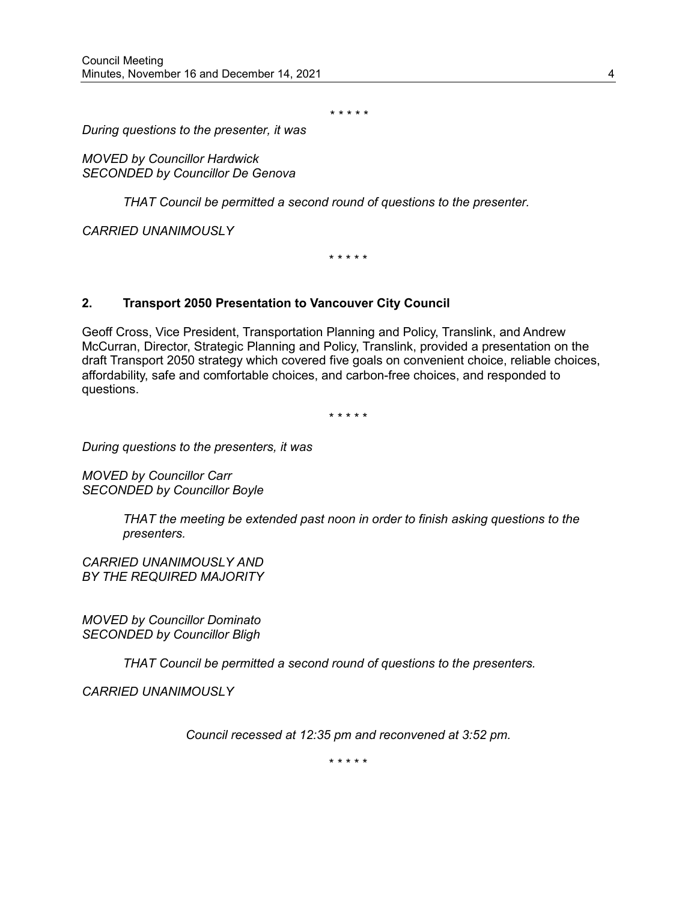\* \* \* \* \*

*During questions to the presenter, it was*

*MOVED by Councillor Hardwick*
*SECONDED by Councillor De Genova*

> *THAT Council be permitted a second round of questions to the presenter.*

*CARRIED UNANIMOUSLY*

\* \* \* \* \*

### 2. Transport 2050 Presentation to Vancouver City Council

Geoff Cross, Vice President, Transportation Planning and Policy, Translink, and Andrew McCurran, Director, Strategic Planning and Policy, Translink, provided a presentation on the draft Transport 2050 strategy which covered five goals on convenient choice, reliable choices, affordability, safe and comfortable choices, and carbon-free choices, and responded to questions.

\* \* \* \* \*

*During questions to the presenters, it was*

*MOVED by Councillor Carr*
*SECONDED by Councillor Boyle*

> *THAT the meeting be extended past noon in order to finish asking questions to the presenters.*

*CARRIED UNANIMOUSLY AND*
*BY THE REQUIRED MAJORITY*

*MOVED by Councillor Dominato*
*SECONDED by Councillor Bligh*

> *THAT Council be permitted a second round of questions to the presenters.*

*CARRIED UNANIMOUSLY*

*Council recessed at 12:35 pm and reconvened at 3:52 pm.*

\* \* \* \* \*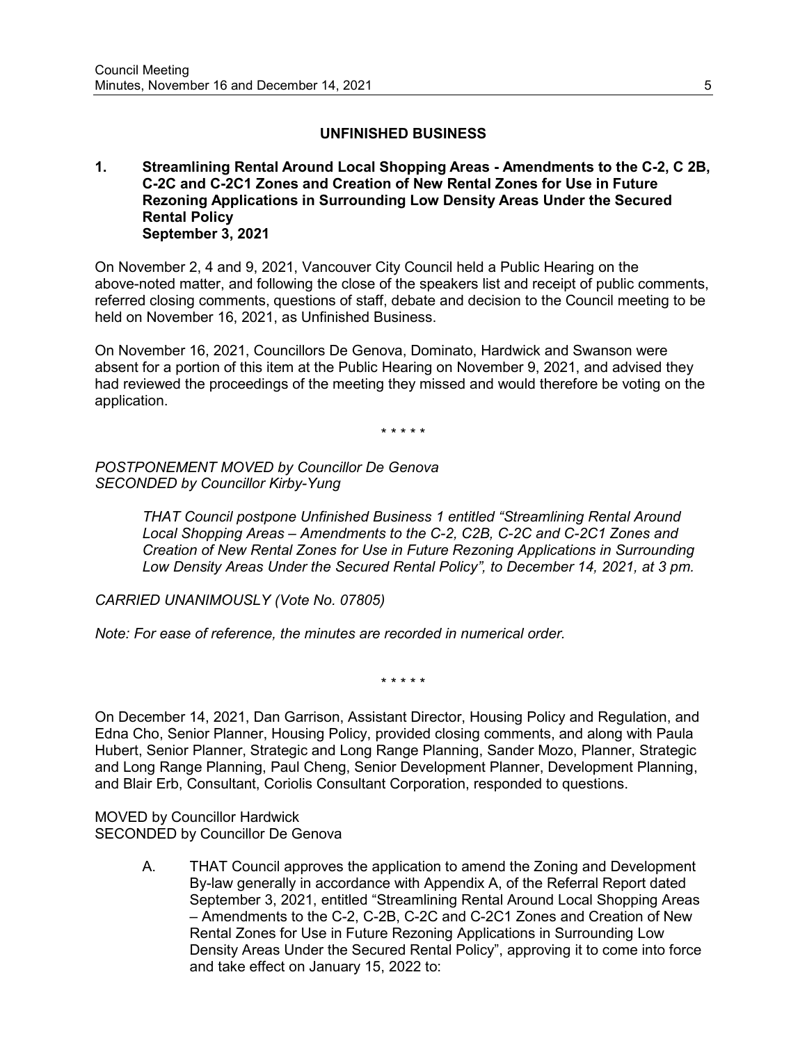## UNFINISHED BUSINESS

### 1. Streamlining Rental Around Local Shopping Areas - Amendments to the C-2, C 2B, C-2C and C-2C1 Zones and Creation of New Rental Zones for Use in Future Rezoning Applications in Surrounding Low Density Areas Under the Secured Rental Policy September 3, 2021

On November 2, 4 and 9, 2021, Vancouver City Council held a Public Hearing on the above-noted matter, and following the close of the speakers list and receipt of public comments, referred closing comments, questions of staff, debate and decision to the Council meeting to be held on November 16, 2021, as Unfinished Business.

On November 16, 2021, Councillors De Genova, Dominato, Hardwick and Swanson were absent for a portion of this item at the Public Hearing on November 9, 2021, and advised they had reviewed the proceedings of the meeting they missed and would therefore be voting on the application.

\* \* \* \* \*

*POSTPONEMENT MOVED by Councillor De Genova*
*SECONDED by Councillor Kirby-Yung*

> *THAT Council postpone Unfinished Business 1 entitled "Streamlining Rental Around Local Shopping Areas – Amendments to the C-2, C2B, C-2C and C-2C1 Zones and Creation of New Rental Zones for Use in Future Rezoning Applications in Surrounding Low Density Areas Under the Secured Rental Policy", to December 14, 2021, at 3 pm.*

*CARRIED UNANIMOUSLY (Vote No. 07805)*

*Note: For ease of reference, the minutes are recorded in numerical order.*

\* \* \* \* \*

On December 14, 2021, Dan Garrison, Assistant Director, Housing Policy and Regulation, and Edna Cho, Senior Planner, Housing Policy, provided closing comments, and along with Paula Hubert, Senior Planner, Strategic and Long Range Planning, Sander Mozo, Planner, Strategic and Long Range Planning, Paul Cheng, Senior Development Planner, Development Planning, and Blair Erb, Consultant, Coriolis Consultant Corporation, responded to questions.

MOVED by Councillor Hardwick
SECONDED by Councillor De Genova

A. THAT Council approves the application to amend the Zoning and Development By-law generally in accordance with Appendix A, of the Referral Report dated September 3, 2021, entitled "Streamlining Rental Around Local Shopping Areas – Amendments to the C-2, C-2B, C-2C and C-2C1 Zones and Creation of New Rental Zones for Use in Future Rezoning Applications in Surrounding Low Density Areas Under the Secured Rental Policy", approving it to come into force and take effect on January 15, 2022 to: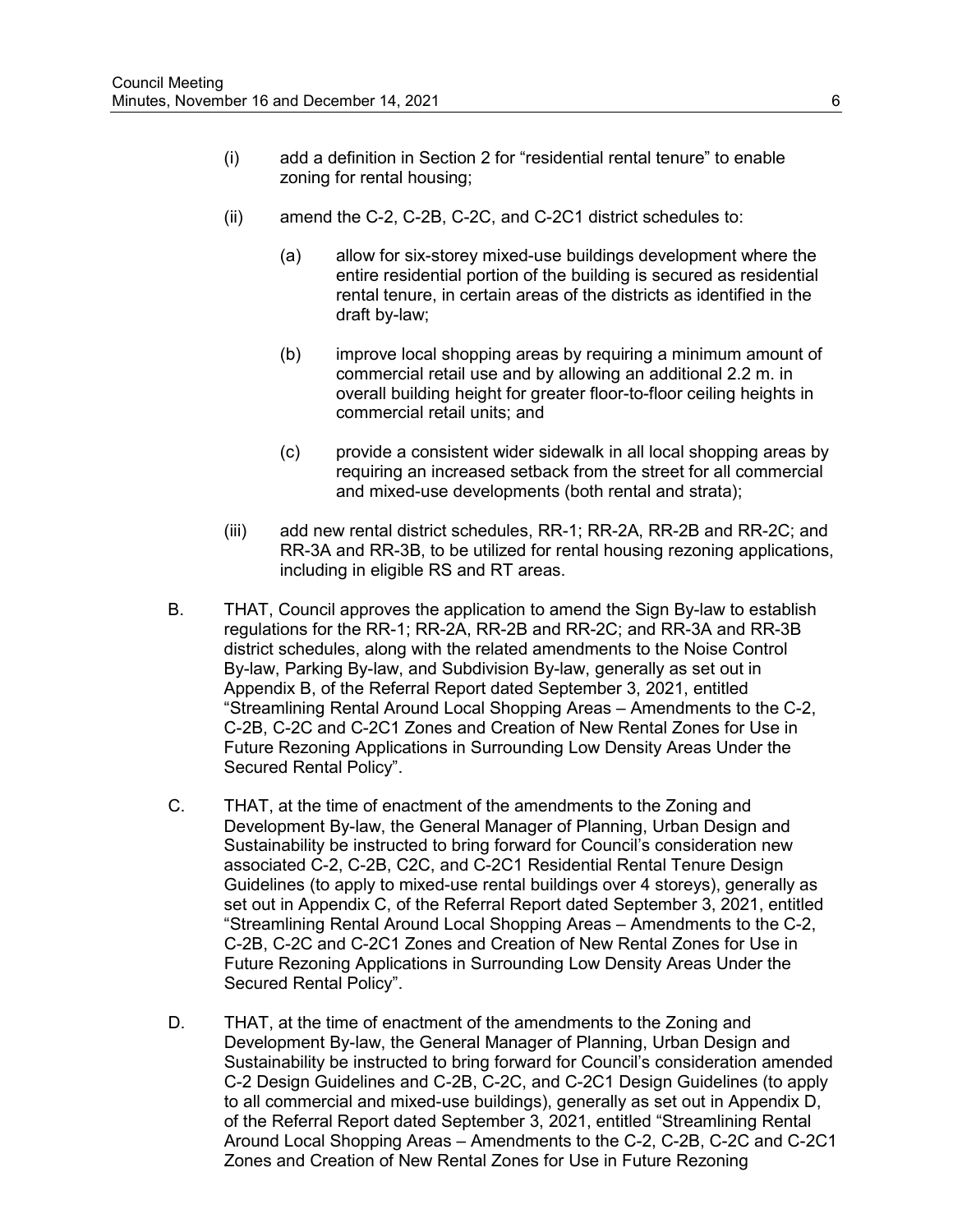(i) add a definition in Section 2 for "residential rental tenure" to enable zoning for rental housing;

(ii) amend the C-2, C-2B, C-2C, and C-2C1 district schedules to:

(a) allow for six-storey mixed-use buildings development where the entire residential portion of the building is secured as residential rental tenure, in certain areas of the districts as identified in the draft by-law;

(b) improve local shopping areas by requiring a minimum amount of commercial retail use and by allowing an additional 2.2 m. in overall building height for greater floor-to-floor ceiling heights in commercial retail units; and

(c) provide a consistent wider sidewalk in all local shopping areas by requiring an increased setback from the street for all commercial and mixed-use developments (both rental and strata);

(iii) add new rental district schedules, RR-1; RR-2A, RR-2B and RR-2C; and RR-3A and RR-3B, to be utilized for rental housing rezoning applications, including in eligible RS and RT areas.

B. THAT, Council approves the application to amend the Sign By-law to establish regulations for the RR-1; RR-2A, RR-2B and RR-2C; and RR-3A and RR-3B district schedules, along with the related amendments to the Noise Control By-law, Parking By-law, and Subdivision By-law, generally as set out in Appendix B, of the Referral Report dated September 3, 2021, entitled "Streamlining Rental Around Local Shopping Areas – Amendments to the C-2, C-2B, C-2C and C-2C1 Zones and Creation of New Rental Zones for Use in Future Rezoning Applications in Surrounding Low Density Areas Under the Secured Rental Policy".

C. THAT, at the time of enactment of the amendments to the Zoning and Development By-law, the General Manager of Planning, Urban Design and Sustainability be instructed to bring forward for Council's consideration new associated C-2, C-2B, C2C, and C-2C1 Residential Rental Tenure Design Guidelines (to apply to mixed-use rental buildings over 4 storeys), generally as set out in Appendix C, of the Referral Report dated September 3, 2021, entitled "Streamlining Rental Around Local Shopping Areas – Amendments to the C-2, C-2B, C-2C and C-2C1 Zones and Creation of New Rental Zones for Use in Future Rezoning Applications in Surrounding Low Density Areas Under the Secured Rental Policy".

D. THAT, at the time of enactment of the amendments to the Zoning and Development By-law, the General Manager of Planning, Urban Design and Sustainability be instructed to bring forward for Council's consideration amended C-2 Design Guidelines and C-2B, C-2C, and C-2C1 Design Guidelines (to apply to all commercial and mixed-use buildings), generally as set out in Appendix D, of the Referral Report dated September 3, 2021, entitled "Streamlining Rental Around Local Shopping Areas – Amendments to the C-2, C-2B, C-2C and C-2C1 Zones and Creation of New Rental Zones for Use in Future Rezoning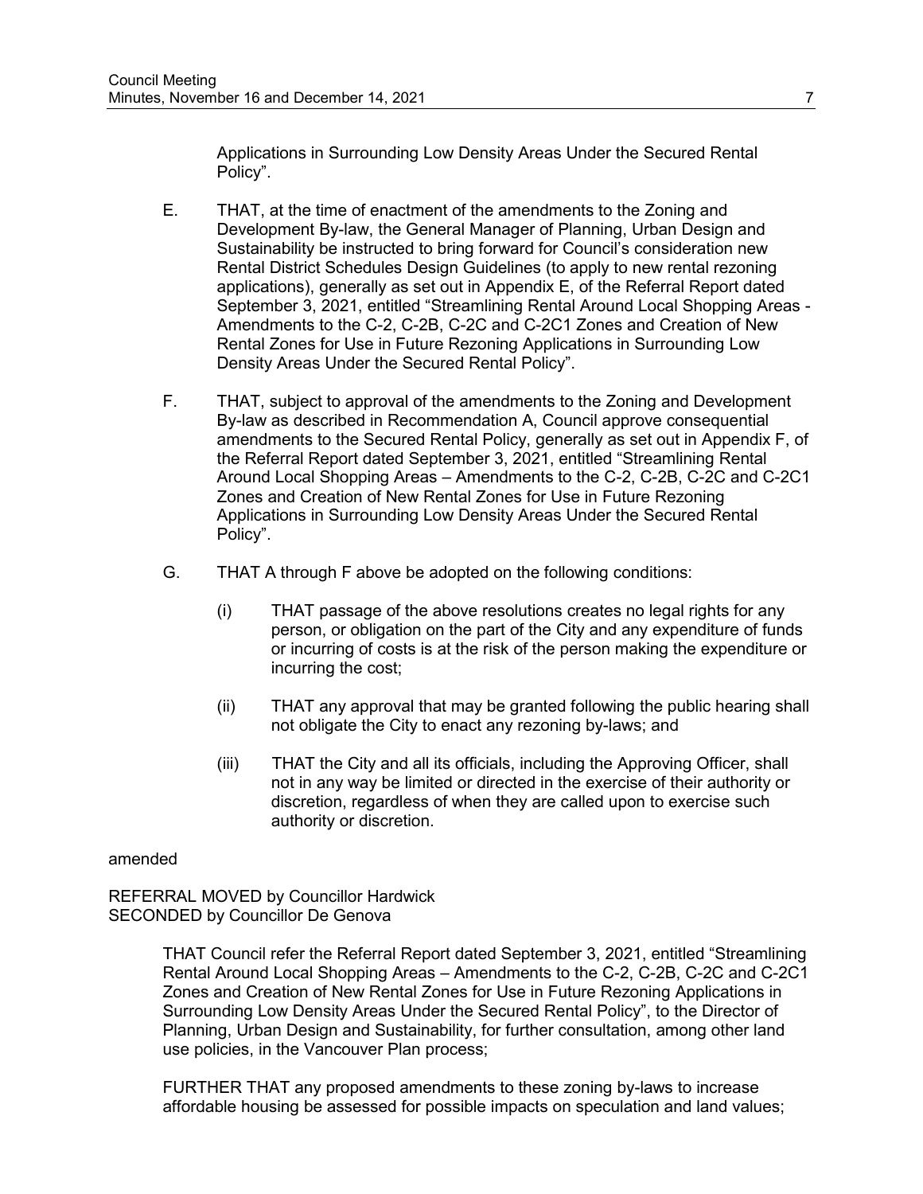Applications in Surrounding Low Density Areas Under the Secured Rental Policy".

E. THAT, at the time of enactment of the amendments to the Zoning and Development By-law, the General Manager of Planning, Urban Design and Sustainability be instructed to bring forward for Council's consideration new Rental District Schedules Design Guidelines (to apply to new rental rezoning applications), generally as set out in Appendix E, of the Referral Report dated September 3, 2021, entitled "Streamlining Rental Around Local Shopping Areas - Amendments to the C-2, C-2B, C-2C and C-2C1 Zones and Creation of New Rental Zones for Use in Future Rezoning Applications in Surrounding Low Density Areas Under the Secured Rental Policy".

F. THAT, subject to approval of the amendments to the Zoning and Development By-law as described in Recommendation A, Council approve consequential amendments to the Secured Rental Policy, generally as set out in Appendix F, of the Referral Report dated September 3, 2021, entitled "Streamlining Rental Around Local Shopping Areas – Amendments to the C-2, C-2B, C-2C and C-2C1 Zones and Creation of New Rental Zones for Use in Future Rezoning Applications in Surrounding Low Density Areas Under the Secured Rental Policy".

G. THAT A through F above be adopted on the following conditions:

   (i) THAT passage of the above resolutions creates no legal rights for any person, or obligation on the part of the City and any expenditure of funds or incurring of costs is at the risk of the person making the expenditure or incurring the cost;

   (ii) THAT any approval that may be granted following the public hearing shall not obligate the City to enact any rezoning by-laws; and

   (iii) THAT the City and all its officials, including the Approving Officer, shall not in any way be limited or directed in the exercise of their authority or discretion, regardless of when they are called upon to exercise such authority or discretion.

amended

REFERRAL MOVED by Councillor Hardwick
SECONDED by Councillor De Genova

> THAT Council refer the Referral Report dated September 3, 2021, entitled "Streamlining Rental Around Local Shopping Areas – Amendments to the C-2, C-2B, C-2C and C-2C1 Zones and Creation of New Rental Zones for Use in Future Rezoning Applications in Surrounding Low Density Areas Under the Secured Rental Policy", to the Director of Planning, Urban Design and Sustainability, for further consultation, among other land use policies, in the Vancouver Plan process;
>
> FURTHER THAT any proposed amendments to these zoning by-laws to increase affordable housing be assessed for possible impacts on speculation and land values;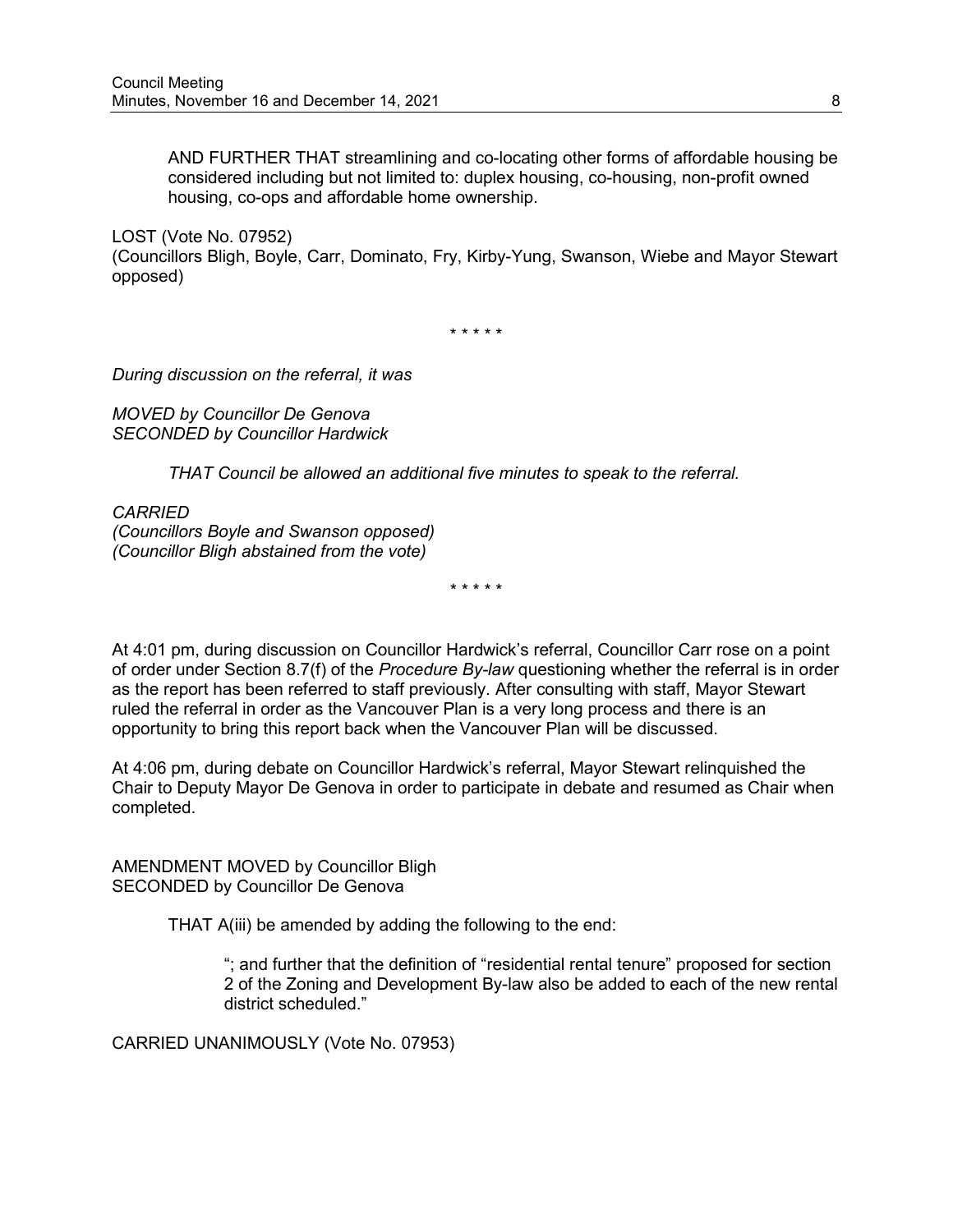AND FURTHER THAT streamlining and co-locating other forms of affordable housing be considered including but not limited to: duplex housing, co-housing, non-profit owned housing, co-ops and affordable home ownership.

LOST (Vote No. 07952)
(Councillors Bligh, Boyle, Carr, Dominato, Fry, Kirby-Yung, Swanson, Wiebe and Mayor Stewart opposed)

\* \* \* \* \*

*During discussion on the referral, it was*

*MOVED by Councillor De Genova*
*SECONDED by Councillor Hardwick*

*THAT Council be allowed an additional five minutes to speak to the referral.*

*CARRIED*
*(Councillors Boyle and Swanson opposed)*
*(Councillor Bligh abstained from the vote)*

\* \* \* \* \*

At 4:01 pm, during discussion on Councillor Hardwick's referral, Councillor Carr rose on a point of order under Section 8.7(f) of the *Procedure By-law* questioning whether the referral is in order as the report has been referred to staff previously. After consulting with staff, Mayor Stewart ruled the referral in order as the Vancouver Plan is a very long process and there is an opportunity to bring this report back when the Vancouver Plan will be discussed.

At 4:06 pm, during debate on Councillor Hardwick's referral, Mayor Stewart relinquished the Chair to Deputy Mayor De Genova in order to participate in debate and resumed as Chair when completed.

AMENDMENT MOVED by Councillor Bligh
SECONDED by Councillor De Genova

THAT A(iii) be amended by adding the following to the end:

"; and further that the definition of "residential rental tenure" proposed for section 2 of the Zoning and Development By-law also be added to each of the new rental district scheduled."

CARRIED UNANIMOUSLY (Vote No. 07953)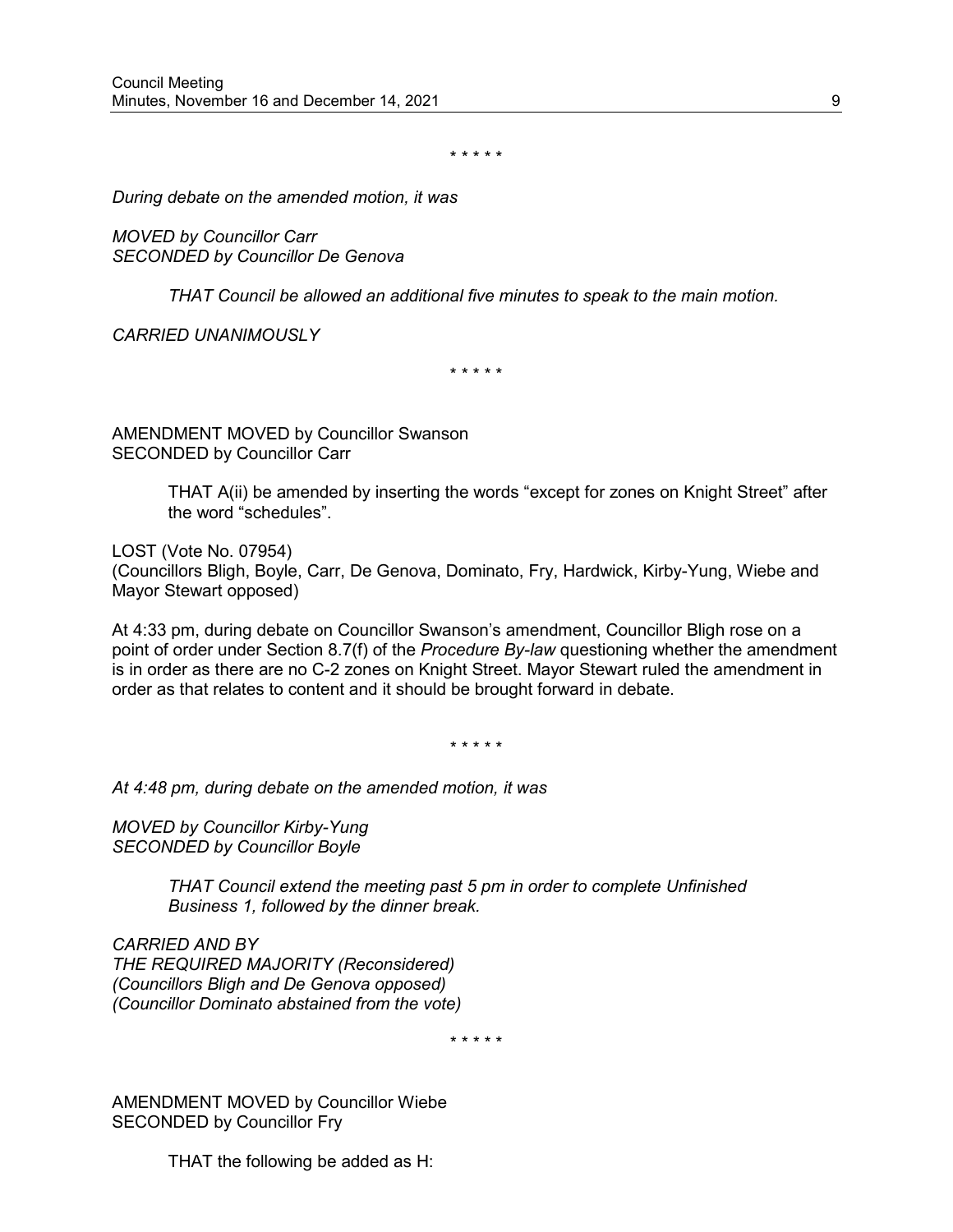\* \* \* \* \*

*During debate on the amended motion, it was*

*MOVED by Councillor Carr*
*SECONDED by Councillor De Genova*

> *THAT Council be allowed an additional five minutes to speak to the main motion.*

*CARRIED UNANIMOUSLY*

\* \* \* \* \*

AMENDMENT MOVED by Councillor Swanson
SECONDED by Councillor Carr

> THAT A(ii) be amended by inserting the words "except for zones on Knight Street" after the word "schedules".

LOST (Vote No. 07954)
(Councillors Bligh, Boyle, Carr, De Genova, Dominato, Fry, Hardwick, Kirby-Yung, Wiebe and Mayor Stewart opposed)

At 4:33 pm, during debate on Councillor Swanson's amendment, Councillor Bligh rose on a point of order under Section 8.7(f) of the *Procedure By-law* questioning whether the amendment is in order as there are no C-2 zones on Knight Street. Mayor Stewart ruled the amendment in order as that relates to content and it should be brought forward in debate.

\* \* \* \* \*

*At 4:48 pm, during debate on the amended motion, it was*

*MOVED by Councillor Kirby-Yung*
*SECONDED by Councillor Boyle*

> *THAT Council extend the meeting past 5 pm in order to complete Unfinished Business 1, followed by the dinner break.*

*CARRIED AND BY*
*THE REQUIRED MAJORITY (Reconsidered)*
*(Councillors Bligh and De Genova opposed)*
*(Councillor Dominato abstained from the vote)*

\* \* \* \* \*

AMENDMENT MOVED by Councillor Wiebe
SECONDED by Councillor Fry

> THAT the following be added as H: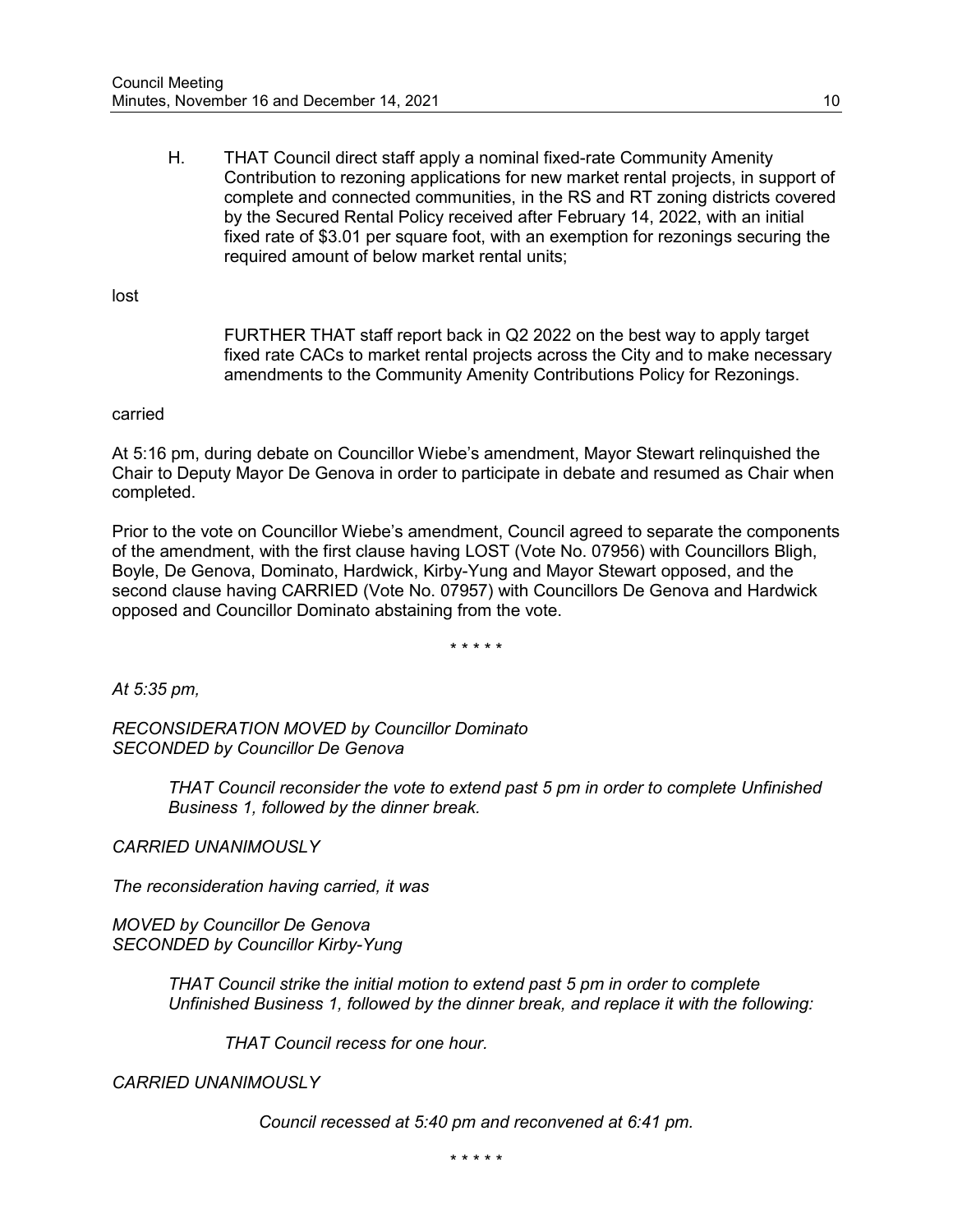H. THAT Council direct staff apply a nominal fixed-rate Community Amenity Contribution to rezoning applications for new market rental projects, in support of complete and connected communities, in the RS and RT zoning districts covered by the Secured Rental Policy received after February 14, 2022, with an initial fixed rate of $3.01 per square foot, with an exemption for rezonings securing the required amount of below market rental units;

lost

FURTHER THAT staff report back in Q2 2022 on the best way to apply target fixed rate CACs to market rental projects across the City and to make necessary amendments to the Community Amenity Contributions Policy for Rezonings.

carried

At 5:16 pm, during debate on Councillor Wiebe's amendment, Mayor Stewart relinquished the Chair to Deputy Mayor De Genova in order to participate in debate and resumed as Chair when completed.

Prior to the vote on Councillor Wiebe's amendment, Council agreed to separate the components of the amendment, with the first clause having LOST (Vote No. 07956) with Councillors Bligh, Boyle, De Genova, Dominato, Hardwick, Kirby-Yung and Mayor Stewart opposed, and the second clause having CARRIED (Vote No. 07957) with Councillors De Genova and Hardwick opposed and Councillor Dominato abstaining from the vote.

\* \* \* \* \*

*At 5:35 pm,*

*RECONSIDERATION MOVED by Councillor Dominato*
*SECONDED by Councillor De Genova*

*THAT Council reconsider the vote to extend past 5 pm in order to complete Unfinished Business 1, followed by the dinner break.*

*CARRIED UNANIMOUSLY*

*The reconsideration having carried, it was*

*MOVED by Councillor De Genova*
*SECONDED by Councillor Kirby-Yung*

*THAT Council strike the initial motion to extend past 5 pm in order to complete Unfinished Business 1, followed by the dinner break, and replace it with the following:*

*THAT Council recess for one hour.*

*CARRIED UNANIMOUSLY*

*Council recessed at 5:40 pm and reconvened at 6:41 pm.*

\* \* \* \* \*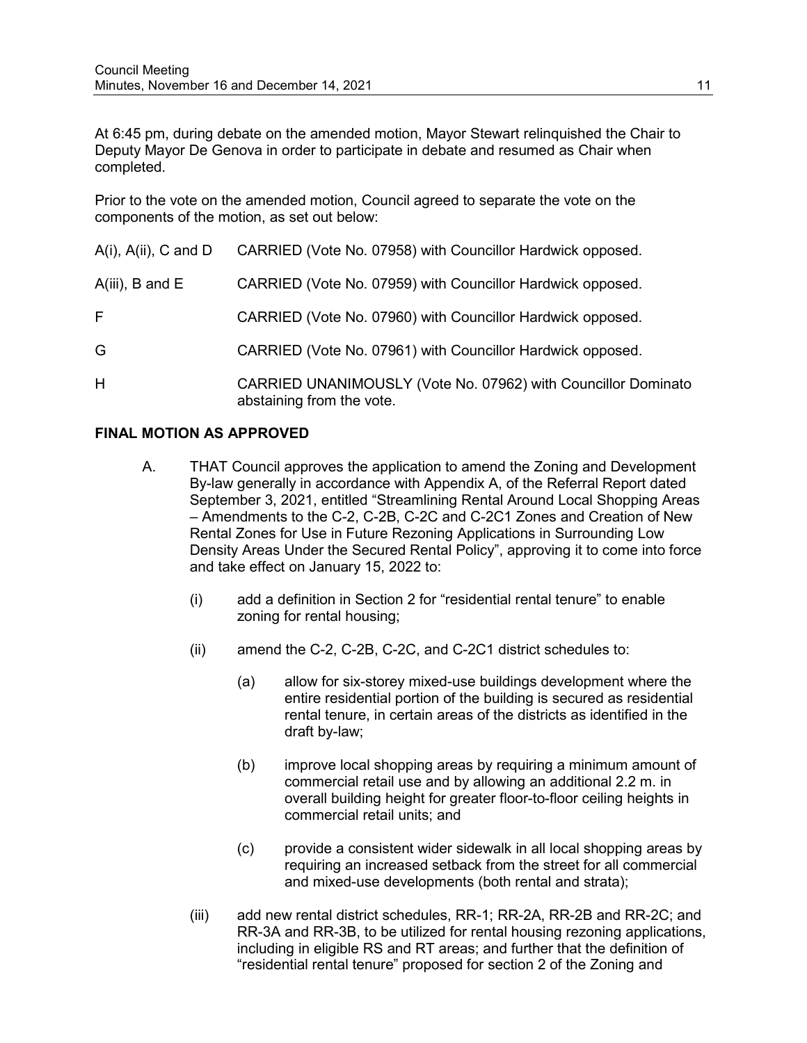At 6:45 pm, during debate on the amended motion, Mayor Stewart relinquished the Chair to Deputy Mayor De Genova in order to participate in debate and resumed as Chair when completed.

Prior to the vote on the amended motion, Council agreed to separate the vote on the components of the motion, as set out below:

| | |
|---|---|
| A(i), A(ii), C and D | CARRIED (Vote No. 07958) with Councillor Hardwick opposed. |
| A(iii), B and E | CARRIED (Vote No. 07959) with Councillor Hardwick opposed. |
| F | CARRIED (Vote No. 07960) with Councillor Hardwick opposed. |
| G | CARRIED (Vote No. 07961) with Councillor Hardwick opposed. |
| H | CARRIED UNANIMOUSLY (Vote No. 07962) with Councillor Dominato abstaining from the vote. |

**FINAL MOTION AS APPROVED**

A. THAT Council approves the application to amend the Zoning and Development By-law generally in accordance with Appendix A, of the Referral Report dated September 3, 2021, entitled "Streamlining Rental Around Local Shopping Areas – Amendments to the C-2, C-2B, C-2C and C-2C1 Zones and Creation of New Rental Zones for Use in Future Rezoning Applications in Surrounding Low Density Areas Under the Secured Rental Policy", approving it to come into force and take effect on January 15, 2022 to:

(i) add a definition in Section 2 for "residential rental tenure" to enable zoning for rental housing;

(ii) amend the C-2, C-2B, C-2C, and C-2C1 district schedules to:

(a) allow for six-storey mixed-use buildings development where the entire residential portion of the building is secured as residential rental tenure, in certain areas of the districts as identified in the draft by-law;

(b) improve local shopping areas by requiring a minimum amount of commercial retail use and by allowing an additional 2.2 m. in overall building height for greater floor-to-floor ceiling heights in commercial retail units; and

(c) provide a consistent wider sidewalk in all local shopping areas by requiring an increased setback from the street for all commercial and mixed-use developments (both rental and strata);

(iii) add new rental district schedules, RR-1; RR-2A, RR-2B and RR-2C; and RR-3A and RR-3B, to be utilized for rental housing rezoning applications, including in eligible RS and RT areas; and further that the definition of "residential rental tenure" proposed for section 2 of the Zoning and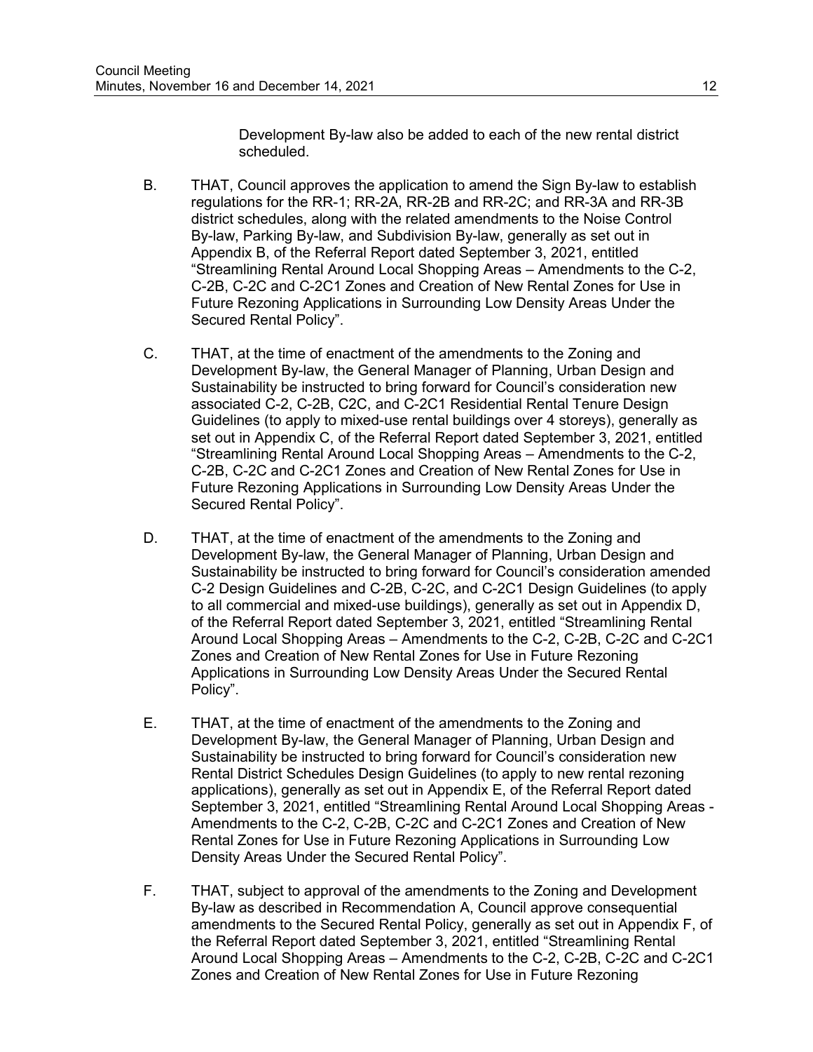Development By-law also be added to each of the new rental district scheduled.

B. THAT, Council approves the application to amend the Sign By-law to establish regulations for the RR-1; RR-2A, RR-2B and RR-2C; and RR-3A and RR-3B district schedules, along with the related amendments to the Noise Control By-law, Parking By-law, and Subdivision By-law, generally as set out in Appendix B, of the Referral Report dated September 3, 2021, entitled "Streamlining Rental Around Local Shopping Areas – Amendments to the C-2, C-2B, C-2C and C-2C1 Zones and Creation of New Rental Zones for Use in Future Rezoning Applications in Surrounding Low Density Areas Under the Secured Rental Policy".

C. THAT, at the time of enactment of the amendments to the Zoning and Development By-law, the General Manager of Planning, Urban Design and Sustainability be instructed to bring forward for Council's consideration new associated C-2, C-2B, C2C, and C-2C1 Residential Rental Tenure Design Guidelines (to apply to mixed-use rental buildings over 4 storeys), generally as set out in Appendix C, of the Referral Report dated September 3, 2021, entitled "Streamlining Rental Around Local Shopping Areas – Amendments to the C-2, C-2B, C-2C and C-2C1 Zones and Creation of New Rental Zones for Use in Future Rezoning Applications in Surrounding Low Density Areas Under the Secured Rental Policy".

D. THAT, at the time of enactment of the amendments to the Zoning and Development By-law, the General Manager of Planning, Urban Design and Sustainability be instructed to bring forward for Council's consideration amended C-2 Design Guidelines and C-2B, C-2C, and C-2C1 Design Guidelines (to apply to all commercial and mixed-use buildings), generally as set out in Appendix D, of the Referral Report dated September 3, 2021, entitled "Streamlining Rental Around Local Shopping Areas – Amendments to the C-2, C-2B, C-2C and C-2C1 Zones and Creation of New Rental Zones for Use in Future Rezoning Applications in Surrounding Low Density Areas Under the Secured Rental Policy".

E. THAT, at the time of enactment of the amendments to the Zoning and Development By-law, the General Manager of Planning, Urban Design and Sustainability be instructed to bring forward for Council's consideration new Rental District Schedules Design Guidelines (to apply to new rental rezoning applications), generally as set out in Appendix E, of the Referral Report dated September 3, 2021, entitled "Streamlining Rental Around Local Shopping Areas - Amendments to the C-2, C-2B, C-2C and C-2C1 Zones and Creation of New Rental Zones for Use in Future Rezoning Applications in Surrounding Low Density Areas Under the Secured Rental Policy".

F. THAT, subject to approval of the amendments to the Zoning and Development By-law as described in Recommendation A, Council approve consequential amendments to the Secured Rental Policy, generally as set out in Appendix F, of the Referral Report dated September 3, 2021, entitled "Streamlining Rental Around Local Shopping Areas – Amendments to the C-2, C-2B, C-2C and C-2C1 Zones and Creation of New Rental Zones for Use in Future Rezoning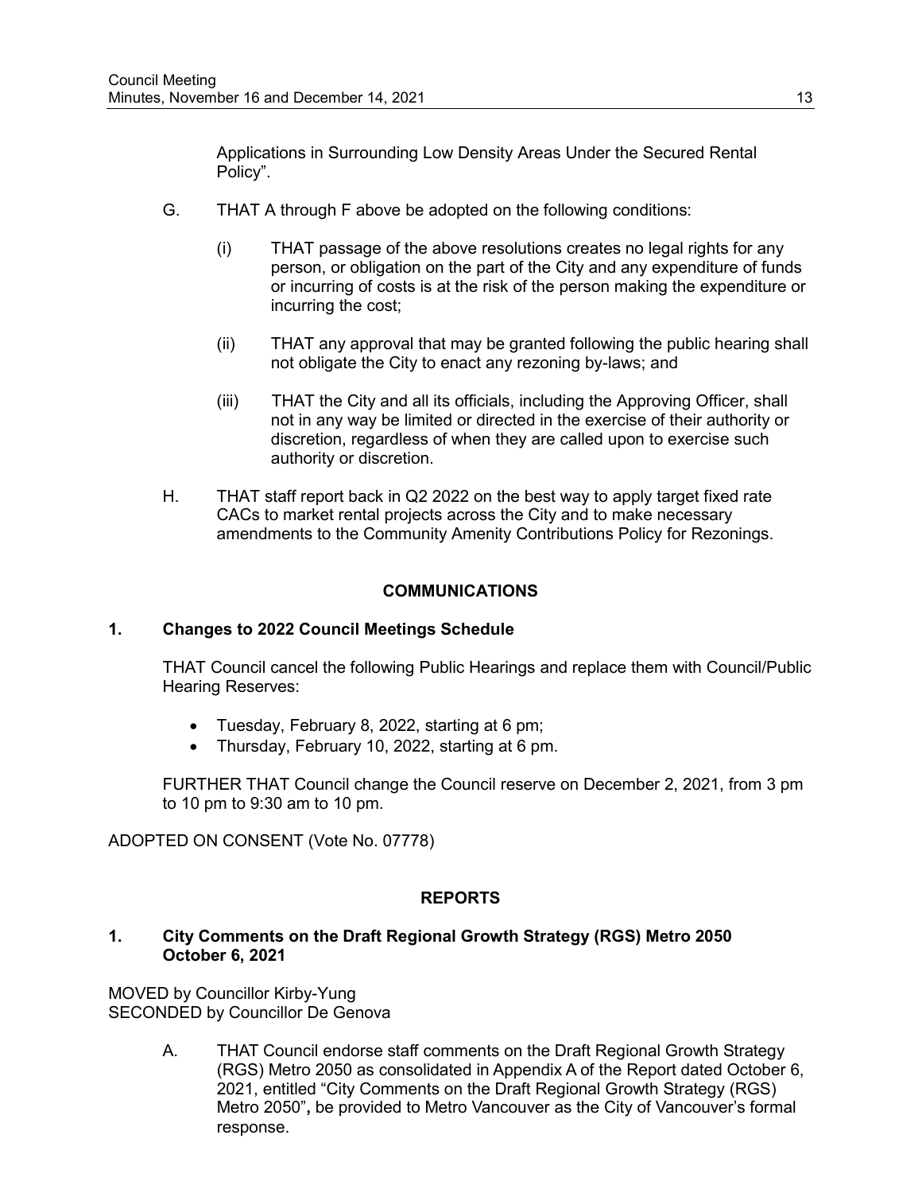Applications in Surrounding Low Density Areas Under the Secured Rental Policy".

G. THAT A through F above be adopted on the following conditions:

   (i) THAT passage of the above resolutions creates no legal rights for any person, or obligation on the part of the City and any expenditure of funds or incurring of costs is at the risk of the person making the expenditure or incurring the cost;

   (ii) THAT any approval that may be granted following the public hearing shall not obligate the City to enact any rezoning by-laws; and

   (iii) THAT the City and all its officials, including the Approving Officer, shall not in any way be limited or directed in the exercise of their authority or discretion, regardless of when they are called upon to exercise such authority or discretion.

H. THAT staff report back in Q2 2022 on the best way to apply target fixed rate CACs to market rental projects across the City and to make necessary amendments to the Community Amenity Contributions Policy for Rezonings.

## COMMUNICATIONS

### 1. Changes to 2022 Council Meetings Schedule

THAT Council cancel the following Public Hearings and replace them with Council/Public Hearing Reserves:

- Tuesday, February 8, 2022, starting at 6 pm;
- Thursday, February 10, 2022, starting at 6 pm.

FURTHER THAT Council change the Council reserve on December 2, 2021, from 3 pm to 10 pm to 9:30 am to 10 pm.

ADOPTED ON CONSENT (Vote No. 07778)

## REPORTS

### 1. City Comments on the Draft Regional Growth Strategy (RGS) Metro 2050 October 6, 2021

MOVED by Councillor Kirby-Yung
SECONDED by Councillor De Genova

A. THAT Council endorse staff comments on the Draft Regional Growth Strategy (RGS) Metro 2050 as consolidated in Appendix A of the Report dated October 6, 2021, entitled "City Comments on the Draft Regional Growth Strategy (RGS) Metro 2050", be provided to Metro Vancouver as the City of Vancouver's formal response.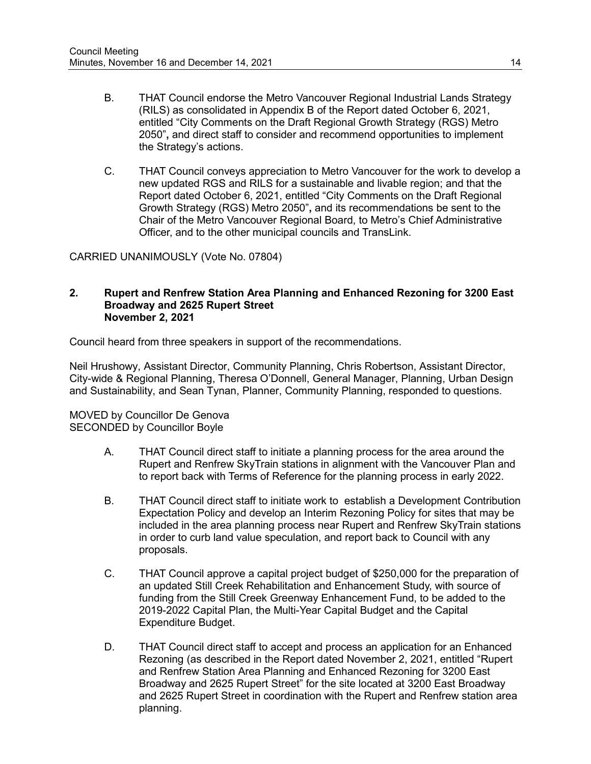B. THAT Council endorse the Metro Vancouver Regional Industrial Lands Strategy (RILS) as consolidated in Appendix B of the Report dated October 6, 2021, entitled "City Comments on the Draft Regional Growth Strategy (RGS) Metro 2050", and direct staff to consider and recommend opportunities to implement the Strategy's actions.

C. THAT Council conveys appreciation to Metro Vancouver for the work to develop a new updated RGS and RILS for a sustainable and livable region; and that the Report dated October 6, 2021, entitled "City Comments on the Draft Regional Growth Strategy (RGS) Metro 2050", and its recommendations be sent to the Chair of the Metro Vancouver Regional Board, to Metro's Chief Administrative Officer, and to the other municipal councils and TransLink.

CARRIED UNANIMOUSLY (Vote No. 07804)

**2. Rupert and Renfrew Station Area Planning and Enhanced Rezoning for 3200 East Broadway and 2625 Rupert Street**
**November 2, 2021**

Council heard from three speakers in support of the recommendations.

Neil Hrushowy, Assistant Director, Community Planning, Chris Robertson, Assistant Director, City-wide & Regional Planning, Theresa O'Donnell, General Manager, Planning, Urban Design and Sustainability, and Sean Tynan, Planner, Community Planning, responded to questions.

MOVED by Councillor De Genova
SECONDED by Councillor Boyle

A. THAT Council direct staff to initiate a planning process for the area around the Rupert and Renfrew SkyTrain stations in alignment with the Vancouver Plan and to report back with Terms of Reference for the planning process in early 2022.

B. THAT Council direct staff to initiate work to establish a Development Contribution Expectation Policy and develop an Interim Rezoning Policy for sites that may be included in the area planning process near Rupert and Renfrew SkyTrain stations in order to curb land value speculation, and report back to Council with any proposals.

C. THAT Council approve a capital project budget of $250,000 for the preparation of an updated Still Creek Rehabilitation and Enhancement Study, with source of funding from the Still Creek Greenway Enhancement Fund, to be added to the 2019-2022 Capital Plan, the Multi-Year Capital Budget and the Capital Expenditure Budget.

D. THAT Council direct staff to accept and process an application for an Enhanced Rezoning (as described in the Report dated November 2, 2021, entitled "Rupert and Renfrew Station Area Planning and Enhanced Rezoning for 3200 East Broadway and 2625 Rupert Street" for the site located at 3200 East Broadway and 2625 Rupert Street in coordination with the Rupert and Renfrew station area planning.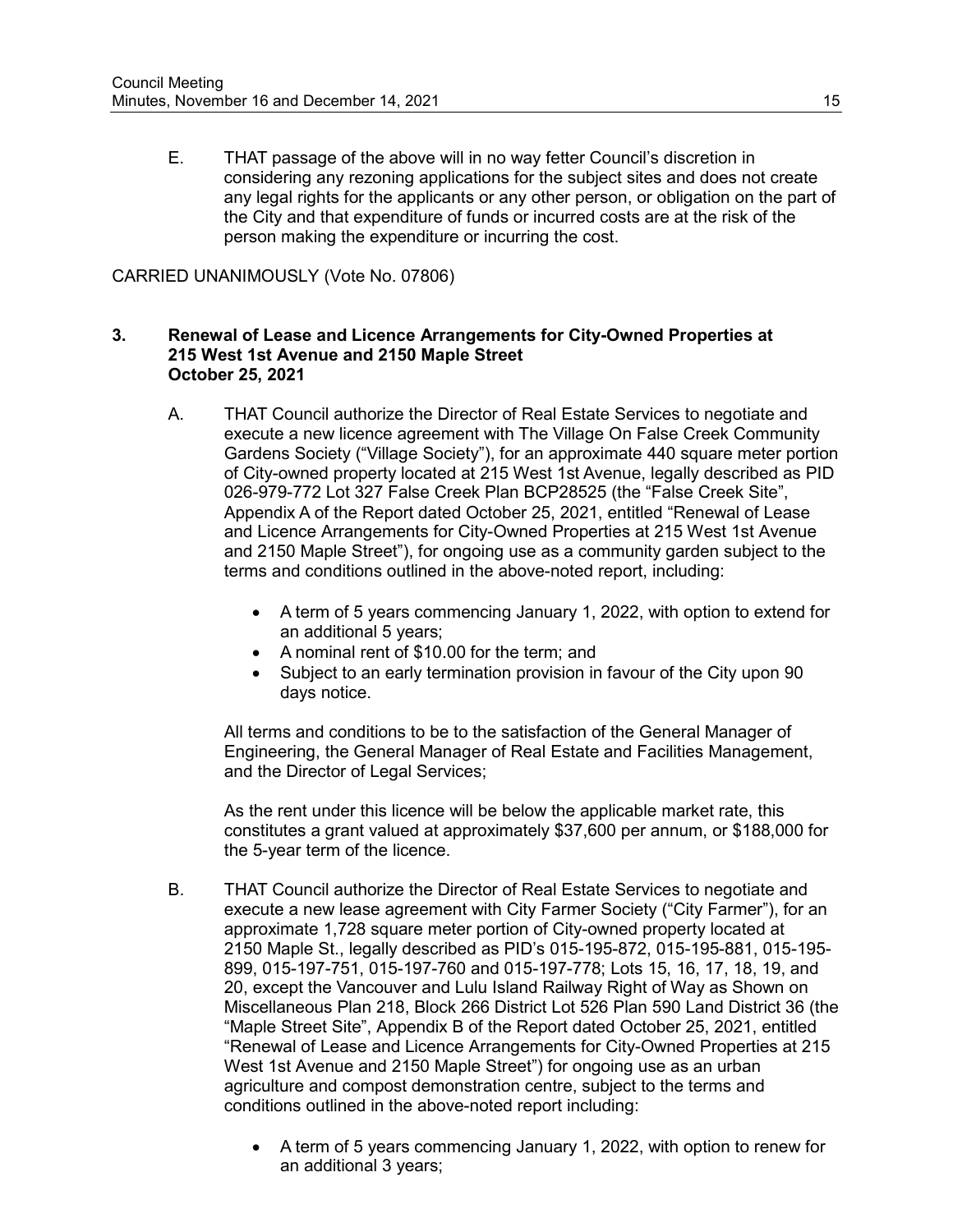E. THAT passage of the above will in no way fetter Council's discretion in considering any rezoning applications for the subject sites and does not create any legal rights for the applicants or any other person, or obligation on the part of the City and that expenditure of funds or incurred costs are at the risk of the person making the expenditure or incurring the cost.

CARRIED UNANIMOUSLY (Vote No. 07806)

**3. Renewal of Lease and Licence Arrangements for City-Owned Properties at 215 West 1st Avenue and 2150 Maple Street**
**October 25, 2021**

A. THAT Council authorize the Director of Real Estate Services to negotiate and execute a new licence agreement with The Village On False Creek Community Gardens Society ("Village Society"), for an approximate 440 square meter portion of City-owned property located at 215 West 1st Avenue, legally described as PID 026-979-772 Lot 327 False Creek Plan BCP28525 (the "False Creek Site", Appendix A of the Report dated October 25, 2021, entitled "Renewal of Lease and Licence Arrangements for City-Owned Properties at 215 West 1st Avenue and 2150 Maple Street"), for ongoing use as a community garden subject to the terms and conditions outlined in the above-noted report, including:

- A term of 5 years commencing January 1, 2022, with option to extend for an additional 5 years;
- A nominal rent of $10.00 for the term; and
- Subject to an early termination provision in favour of the City upon 90 days notice.

All terms and conditions to be to the satisfaction of the General Manager of Engineering, the General Manager of Real Estate and Facilities Management, and the Director of Legal Services;

As the rent under this licence will be below the applicable market rate, this constitutes a grant valued at approximately $37,600 per annum, or $188,000 for the 5-year term of the licence.

B. THAT Council authorize the Director of Real Estate Services to negotiate and execute a new lease agreement with City Farmer Society ("City Farmer"), for an approximate 1,728 square meter portion of City-owned property located at 2150 Maple St., legally described as PID's 015-195-872, 015-195-881, 015-195-899, 015-197-751, 015-197-760 and 015-197-778; Lots 15, 16, 17, 18, 19, and 20, except the Vancouver and Lulu Island Railway Right of Way as Shown on Miscellaneous Plan 218, Block 266 District Lot 526 Plan 590 Land District 36 (the "Maple Street Site", Appendix B of the Report dated October 25, 2021, entitled "Renewal of Lease and Licence Arrangements for City-Owned Properties at 215 West 1st Avenue and 2150 Maple Street") for ongoing use as an urban agriculture and compost demonstration centre, subject to the terms and conditions outlined in the above-noted report including:

- A term of 5 years commencing January 1, 2022, with option to renew for an additional 3 years;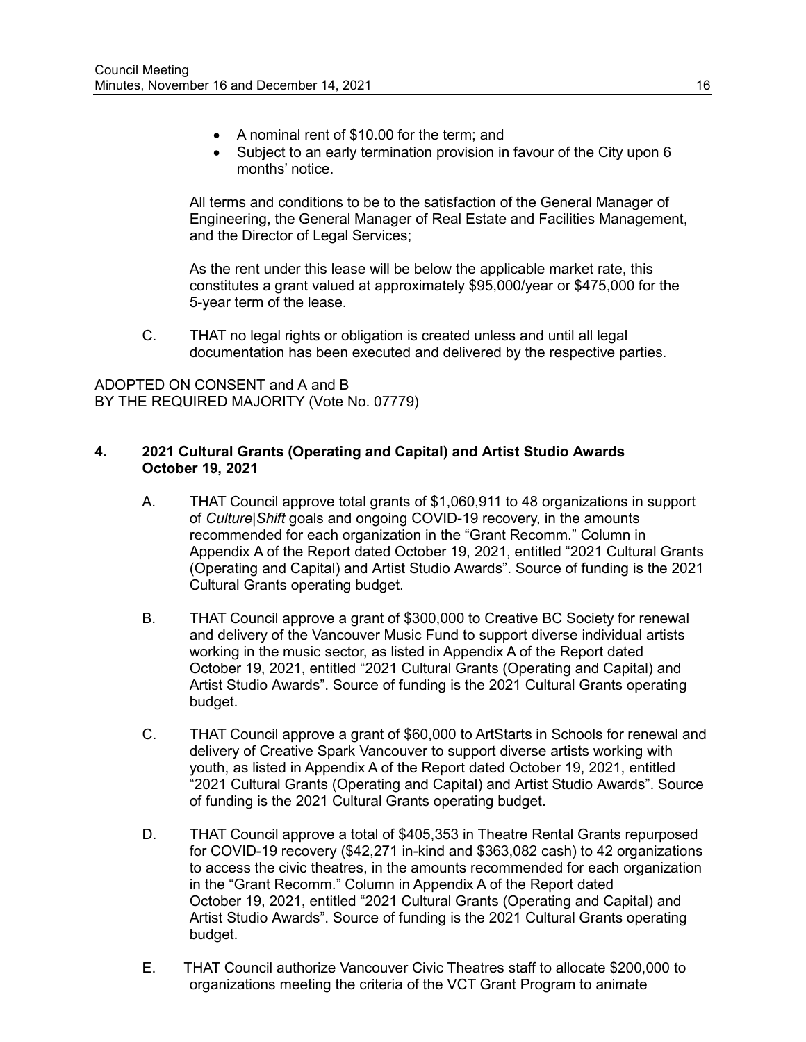- A nominal rent of $10.00 for the term; and
- Subject to an early termination provision in favour of the City upon 6 months' notice.

All terms and conditions to be to the satisfaction of the General Manager of Engineering, the General Manager of Real Estate and Facilities Management, and the Director of Legal Services;

As the rent under this lease will be below the applicable market rate, this constitutes a grant valued at approximately $95,000/year or $475,000 for the 5-year term of the lease.

C. THAT no legal rights or obligation is created unless and until all legal documentation has been executed and delivered by the respective parties.

ADOPTED ON CONSENT and A and B
BY THE REQUIRED MAJORITY (Vote No. 07779)

**4. 2021 Cultural Grants (Operating and Capital) and Artist Studio Awards October 19, 2021**

A. THAT Council approve total grants of $1,060,911 to 48 organizations in support of *Culture|Shift* goals and ongoing COVID-19 recovery, in the amounts recommended for each organization in the "Grant Recomm." Column in Appendix A of the Report dated October 19, 2021, entitled "2021 Cultural Grants (Operating and Capital) and Artist Studio Awards". Source of funding is the 2021 Cultural Grants operating budget.

B. THAT Council approve a grant of $300,000 to Creative BC Society for renewal and delivery of the Vancouver Music Fund to support diverse individual artists working in the music sector, as listed in Appendix A of the Report dated October 19, 2021, entitled "2021 Cultural Grants (Operating and Capital) and Artist Studio Awards". Source of funding is the 2021 Cultural Grants operating budget.

C. THAT Council approve a grant of $60,000 to ArtStarts in Schools for renewal and delivery of Creative Spark Vancouver to support diverse artists working with youth, as listed in Appendix A of the Report dated October 19, 2021, entitled "2021 Cultural Grants (Operating and Capital) and Artist Studio Awards". Source of funding is the 2021 Cultural Grants operating budget.

D. THAT Council approve a total of $405,353 in Theatre Rental Grants repurposed for COVID-19 recovery ($42,271 in-kind and $363,082 cash) to 42 organizations to access the civic theatres, in the amounts recommended for each organization in the "Grant Recomm." Column in Appendix A of the Report dated October 19, 2021, entitled "2021 Cultural Grants (Operating and Capital) and Artist Studio Awards". Source of funding is the 2021 Cultural Grants operating budget.

E. THAT Council authorize Vancouver Civic Theatres staff to allocate $200,000 to organizations meeting the criteria of the VCT Grant Program to animate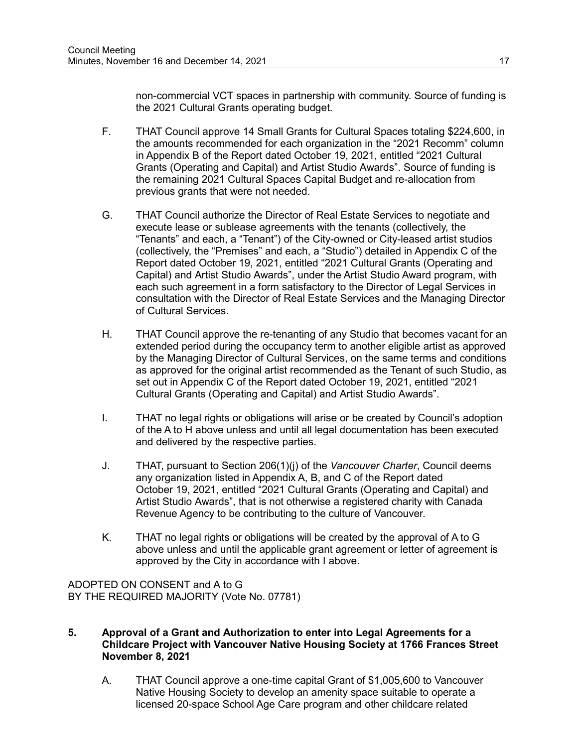non-commercial VCT spaces in partnership with community. Source of funding is the 2021 Cultural Grants operating budget.

F. THAT Council approve 14 Small Grants for Cultural Spaces totaling $224,600, in the amounts recommended for each organization in the "2021 Recomm" column in Appendix B of the Report dated October 19, 2021, entitled "2021 Cultural Grants (Operating and Capital) and Artist Studio Awards". Source of funding is the remaining 2021 Cultural Spaces Capital Budget and re-allocation from previous grants that were not needed.

G. THAT Council authorize the Director of Real Estate Services to negotiate and execute lease or sublease agreements with the tenants (collectively, the "Tenants" and each, a "Tenant") of the City-owned or City-leased artist studios (collectively, the "Premises" and each, a "Studio") detailed in Appendix C of the Report dated October 19, 2021, entitled "2021 Cultural Grants (Operating and Capital) and Artist Studio Awards", under the Artist Studio Award program, with each such agreement in a form satisfactory to the Director of Legal Services in consultation with the Director of Real Estate Services and the Managing Director of Cultural Services.

H. THAT Council approve the re-tenanting of any Studio that becomes vacant for an extended period during the occupancy term to another eligible artist as approved by the Managing Director of Cultural Services, on the same terms and conditions as approved for the original artist recommended as the Tenant of such Studio, as set out in Appendix C of the Report dated October 19, 2021, entitled "2021 Cultural Grants (Operating and Capital) and Artist Studio Awards".

I. THAT no legal rights or obligations will arise or be created by Council's adoption of the A to H above unless and until all legal documentation has been executed and delivered by the respective parties.

J. THAT, pursuant to Section 206(1)(j) of the *Vancouver Charter*, Council deems any organization listed in Appendix A, B, and C of the Report dated October 19, 2021, entitled "2021 Cultural Grants (Operating and Capital) and Artist Studio Awards", that is not otherwise a registered charity with Canada Revenue Agency to be contributing to the culture of Vancouver.

K. THAT no legal rights or obligations will be created by the approval of A to G above unless and until the applicable grant agreement or letter of agreement is approved by the City in accordance with I above.

ADOPTED ON CONSENT and A to G
BY THE REQUIRED MAJORITY (Vote No. 07781)

**5. Approval of a Grant and Authorization to enter into Legal Agreements for a Childcare Project with Vancouver Native Housing Society at 1766 Frances Street November 8, 2021**

A. THAT Council approve a one-time capital Grant of $1,005,600 to Vancouver Native Housing Society to develop an amenity space suitable to operate a licensed 20-space School Age Care program and other childcare related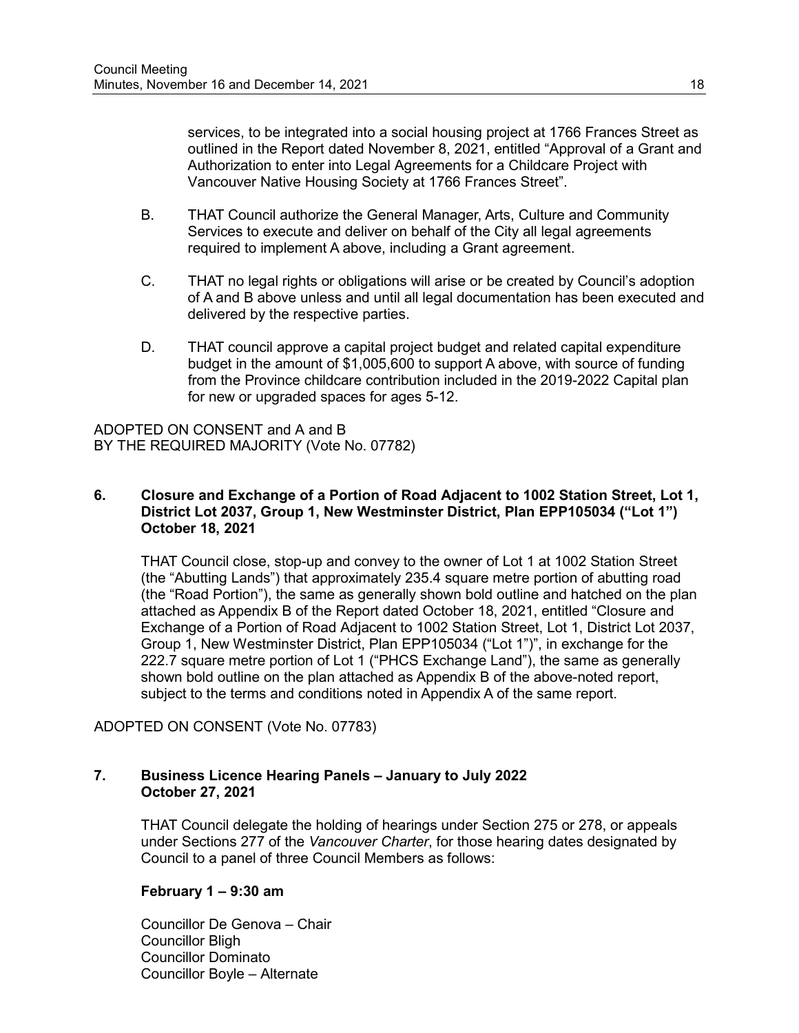services, to be integrated into a social housing project at 1766 Frances Street as outlined in the Report dated November 8, 2021, entitled "Approval of a Grant and Authorization to enter into Legal Agreements for a Childcare Project with Vancouver Native Housing Society at 1766 Frances Street".

B. THAT Council authorize the General Manager, Arts, Culture and Community Services to execute and deliver on behalf of the City all legal agreements required to implement A above, including a Grant agreement.

C. THAT no legal rights or obligations will arise or be created by Council's adoption of A and B above unless and until all legal documentation has been executed and delivered by the respective parties.

D. THAT council approve a capital project budget and related capital expenditure budget in the amount of $1,005,600 to support A above, with source of funding from the Province childcare contribution included in the 2019-2022 Capital plan for new or upgraded spaces for ages 5-12.

ADOPTED ON CONSENT and A and B
BY THE REQUIRED MAJORITY (Vote No. 07782)

**6. Closure and Exchange of a Portion of Road Adjacent to 1002 Station Street, Lot 1, District Lot 2037, Group 1, New Westminster District, Plan EPP105034 ("Lot 1") October 18, 2021**

THAT Council close, stop-up and convey to the owner of Lot 1 at 1002 Station Street (the "Abutting Lands") that approximately 235.4 square metre portion of abutting road (the "Road Portion"), the same as generally shown bold outline and hatched on the plan attached as Appendix B of the Report dated October 18, 2021, entitled "Closure and Exchange of a Portion of Road Adjacent to 1002 Station Street, Lot 1, District Lot 2037, Group 1, New Westminster District, Plan EPP105034 ("Lot 1")", in exchange for the 222.7 square metre portion of Lot 1 ("PHCS Exchange Land"), the same as generally shown bold outline on the plan attached as Appendix B of the above-noted report, subject to the terms and conditions noted in Appendix A of the same report.

ADOPTED ON CONSENT (Vote No. 07783)

**7. Business Licence Hearing Panels – January to July 2022 October 27, 2021**

THAT Council delegate the holding of hearings under Section 275 or 278, or appeals under Sections 277 of the *Vancouver Charter*, for those hearing dates designated by Council to a panel of three Council Members as follows:

**February 1 – 9:30 am**

Councillor De Genova – Chair
Councillor Bligh
Councillor Dominato
Councillor Boyle – Alternate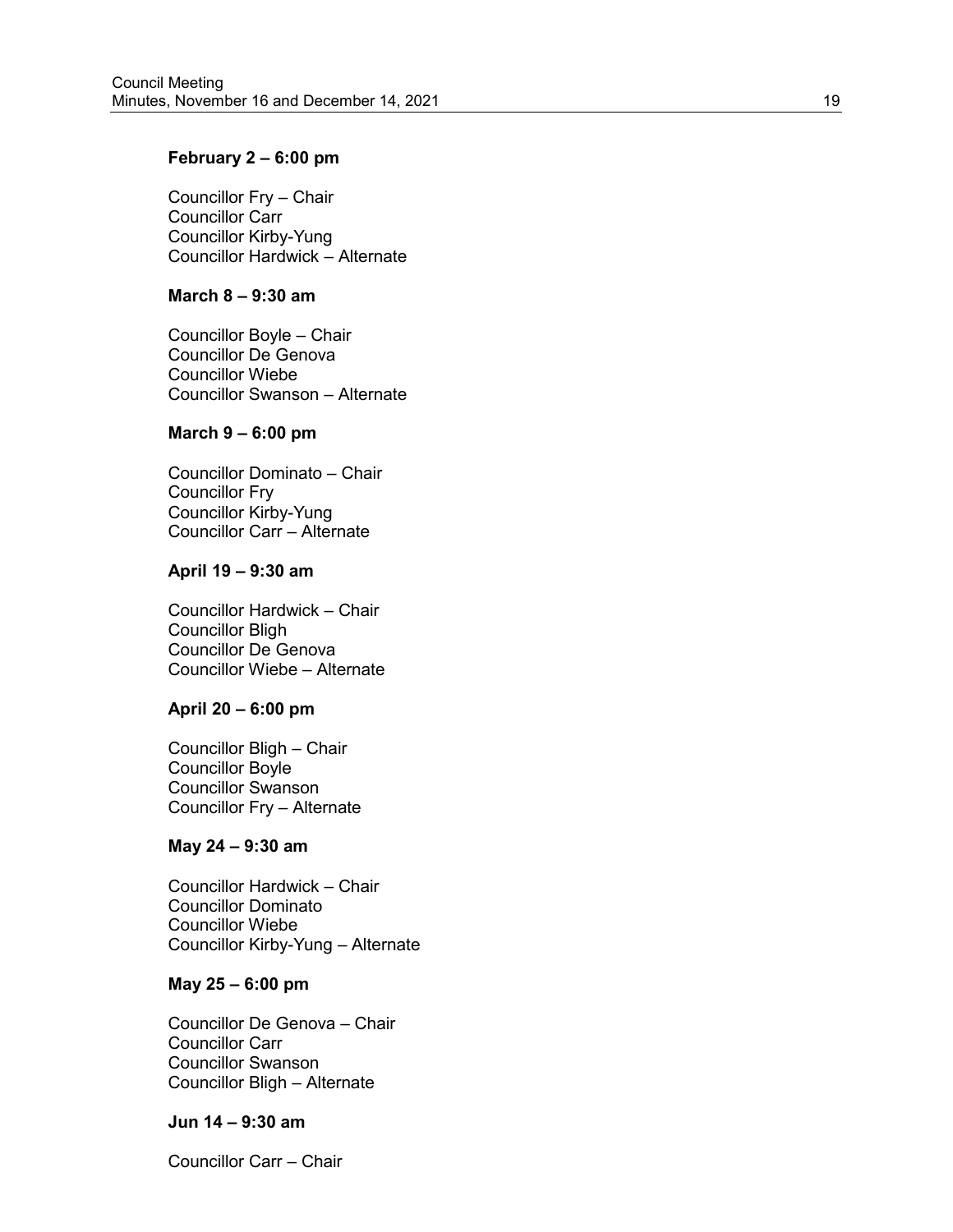**February 2 – 6:00 pm**

Councillor Fry – Chair
Councillor Carr
Councillor Kirby-Yung
Councillor Hardwick – Alternate

**March 8 – 9:30 am**

Councillor Boyle – Chair
Councillor De Genova
Councillor Wiebe
Councillor Swanson – Alternate

**March 9 – 6:00 pm**

Councillor Dominato – Chair
Councillor Fry
Councillor Kirby-Yung
Councillor Carr – Alternate

**April 19 – 9:30 am**

Councillor Hardwick – Chair
Councillor Bligh
Councillor De Genova
Councillor Wiebe – Alternate

**April 20 – 6:00 pm**

Councillor Bligh – Chair
Councillor Boyle
Councillor Swanson
Councillor Fry – Alternate

**May 24 – 9:30 am**

Councillor Hardwick – Chair
Councillor Dominato
Councillor Wiebe
Councillor Kirby-Yung – Alternate

**May 25 – 6:00 pm**

Councillor De Genova – Chair
Councillor Carr
Councillor Swanson
Councillor Bligh – Alternate

**Jun 14 – 9:30 am**

Councillor Carr – Chair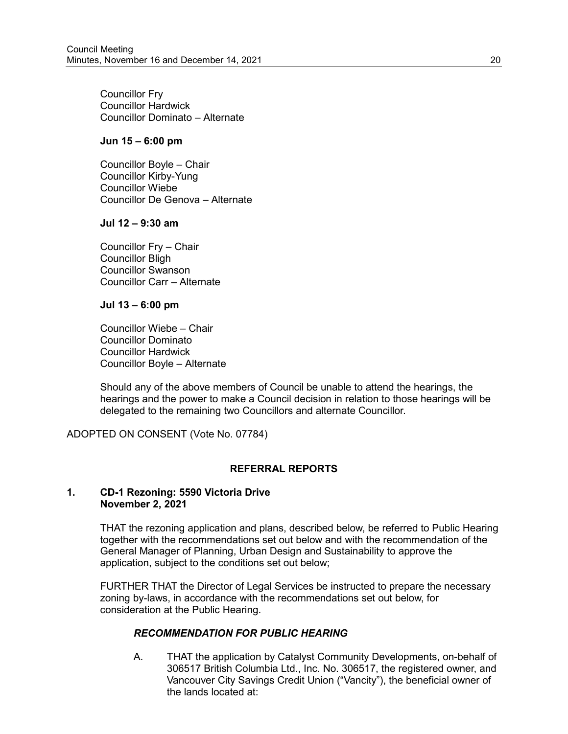Councillor Fry
Councillor Hardwick
Councillor Dominato – Alternate

**Jun 15 – 6:00 pm**

Councillor Boyle – Chair
Councillor Kirby-Yung
Councillor Wiebe
Councillor De Genova – Alternate

**Jul 12 – 9:30 am**

Councillor Fry – Chair
Councillor Bligh
Councillor Swanson
Councillor Carr – Alternate

**Jul 13 – 6:00 pm**

Councillor Wiebe – Chair
Councillor Dominato
Councillor Hardwick
Councillor Boyle – Alternate

Should any of the above members of Council be unable to attend the hearings, the hearings and the power to make a Council decision in relation to those hearings will be delegated to the remaining two Councillors and alternate Councillor.

ADOPTED ON CONSENT (Vote No. 07784)

## REFERRAL REPORTS

### 1. CD-1 Rezoning: 5590 Victoria Drive November 2, 2021

THAT the rezoning application and plans, described below, be referred to Public Hearing together with the recommendations set out below and with the recommendation of the General Manager of Planning, Urban Design and Sustainability to approve the application, subject to the conditions set out below;

FURTHER THAT the Director of Legal Services be instructed to prepare the necessary zoning by-laws, in accordance with the recommendations set out below, for consideration at the Public Hearing.

***RECOMMENDATION FOR PUBLIC HEARING***

A. THAT the application by Catalyst Community Developments, on-behalf of 306517 British Columbia Ltd., Inc. No. 306517, the registered owner, and Vancouver City Savings Credit Union ("Vancity"), the beneficial owner of the lands located at: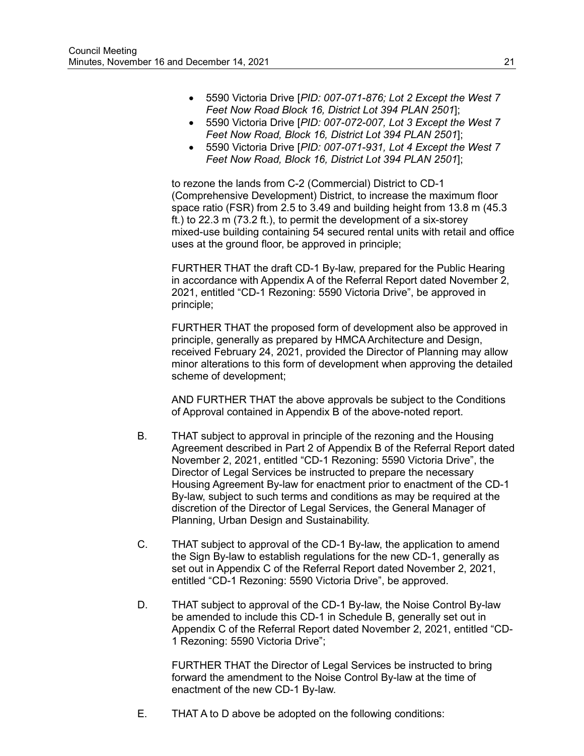- 5590 Victoria Drive [*PID: 007-071-876; Lot 2 Except the West 7 Feet Now Road Block 16, District Lot 394 PLAN 2501*];
- 5590 Victoria Drive [*PID: 007-072-007, Lot 3 Except the West 7 Feet Now Road, Block 16, District Lot 394 PLAN 2501*];
- 5590 Victoria Drive [*PID: 007-071-931, Lot 4 Except the West 7 Feet Now Road, Block 16, District Lot 394 PLAN 2501*];

to rezone the lands from C-2 (Commercial) District to CD-1 (Comprehensive Development) District, to increase the maximum floor space ratio (FSR) from 2.5 to 3.49 and building height from 13.8 m (45.3 ft.) to 22.3 m (73.2 ft.), to permit the development of a six-storey mixed-use building containing 54 secured rental units with retail and office uses at the ground floor, be approved in principle;

FURTHER THAT the draft CD-1 By-law, prepared for the Public Hearing in accordance with Appendix A of the Referral Report dated November 2, 2021, entitled "CD-1 Rezoning: 5590 Victoria Drive", be approved in principle;

FURTHER THAT the proposed form of development also be approved in principle, generally as prepared by HMCA Architecture and Design, received February 24, 2021, provided the Director of Planning may allow minor alterations to this form of development when approving the detailed scheme of development;

AND FURTHER THAT the above approvals be subject to the Conditions of Approval contained in Appendix B of the above-noted report.

B. THAT subject to approval in principle of the rezoning and the Housing Agreement described in Part 2 of Appendix B of the Referral Report dated November 2, 2021, entitled "CD-1 Rezoning: 5590 Victoria Drive", the Director of Legal Services be instructed to prepare the necessary Housing Agreement By-law for enactment prior to enactment of the CD-1 By-law, subject to such terms and conditions as may be required at the discretion of the Director of Legal Services, the General Manager of Planning, Urban Design and Sustainability.

C. THAT subject to approval of the CD-1 By-law, the application to amend the Sign By-law to establish regulations for the new CD-1, generally as set out in Appendix C of the Referral Report dated November 2, 2021, entitled "CD-1 Rezoning: 5590 Victoria Drive", be approved.

D. THAT subject to approval of the CD-1 By-law, the Noise Control By-law be amended to include this CD-1 in Schedule B, generally set out in Appendix C of the Referral Report dated November 2, 2021, entitled "CD-1 Rezoning: 5590 Victoria Drive";

FURTHER THAT the Director of Legal Services be instructed to bring forward the amendment to the Noise Control By-law at the time of enactment of the new CD-1 By-law.

E. THAT A to D above be adopted on the following conditions: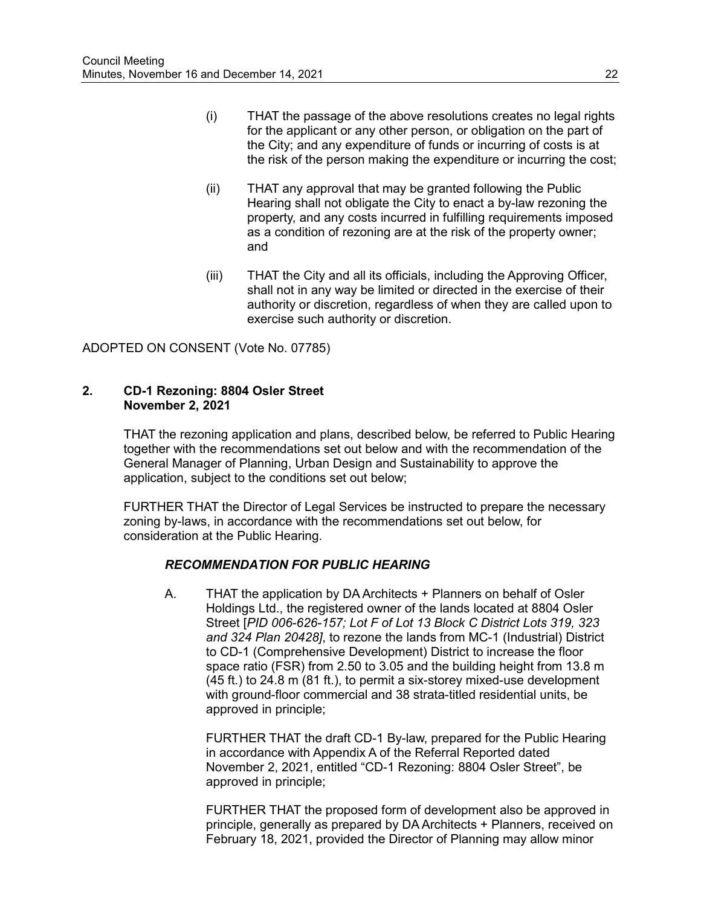(i) THAT the passage of the above resolutions creates no legal rights for the applicant or any other person, or obligation on the part of the City; and any expenditure of funds or incurring of costs is at the risk of the person making the expenditure or incurring the cost;

(ii) THAT any approval that may be granted following the Public Hearing shall not obligate the City to enact a by-law rezoning the property, and any costs incurred in fulfilling requirements imposed as a condition of rezoning are at the risk of the property owner; and

(iii) THAT the City and all its officials, including the Approving Officer, shall not in any way be limited or directed in the exercise of their authority or discretion, regardless of when they are called upon to exercise such authority or discretion.

ADOPTED ON CONSENT (Vote No. 07785)

**2. CD-1 Rezoning: 8804 Osler Street**
**November 2, 2021**

THAT the rezoning application and plans, described below, be referred to Public Hearing together with the recommendations set out below and with the recommendation of the General Manager of Planning, Urban Design and Sustainability to approve the application, subject to the conditions set out below;

FURTHER THAT the Director of Legal Services be instructed to prepare the necessary zoning by-laws, in accordance with the recommendations set out below, for consideration at the Public Hearing.

***RECOMMENDATION FOR PUBLIC HEARING***

A. THAT the application by DA Architects + Planners on behalf of Osler Holdings Ltd., the registered owner of the lands located at 8804 Osler Street [*PID 006-626-157; Lot F of Lot 13 Block C District Lots 319, 323 and 324 Plan 20428]*, to rezone the lands from MC-1 (Industrial) District to CD-1 (Comprehensive Development) District to increase the floor space ratio (FSR) from 2.50 to 3.05 and the building height from 13.8 m (45 ft.) to 24.8 m (81 ft.), to permit a six-storey mixed-use development with ground-floor commercial and 38 strata-titled residential units, be approved in principle;

FURTHER THAT the draft CD-1 By-law, prepared for the Public Hearing in accordance with Appendix A of the Referral Reported dated November 2, 2021, entitled "CD-1 Rezoning: 8804 Osler Street", be approved in principle;

FURTHER THAT the proposed form of development also be approved in principle, generally as prepared by DA Architects + Planners, received on February 18, 2021, provided the Director of Planning may allow minor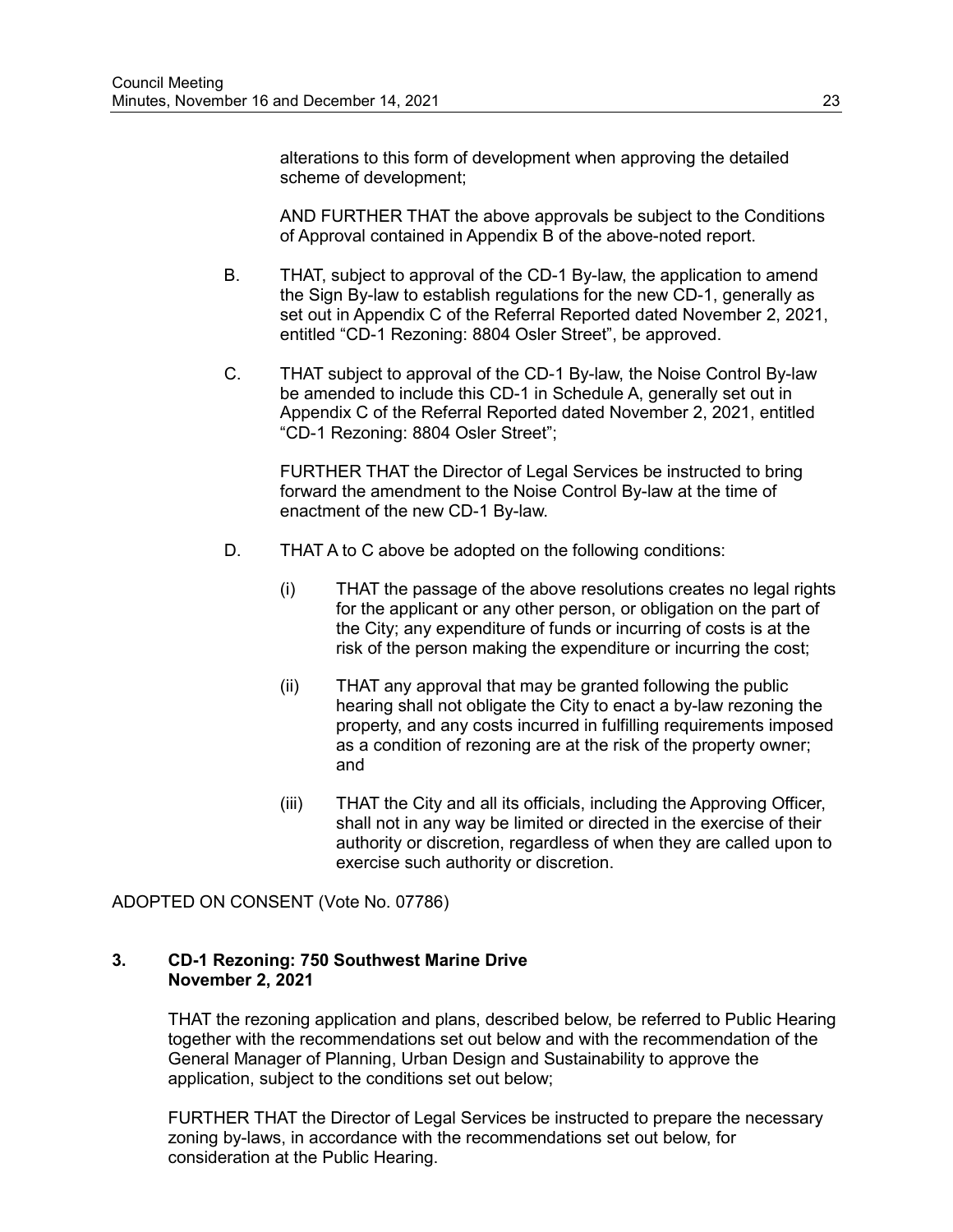alterations to this form of development when approving the detailed scheme of development;

AND FURTHER THAT the above approvals be subject to the Conditions of Approval contained in Appendix B of the above-noted report.

B. THAT, subject to approval of the CD-1 By-law, the application to amend the Sign By-law to establish regulations for the new CD-1, generally as set out in Appendix C of the Referral Reported dated November 2, 2021, entitled "CD-1 Rezoning: 8804 Osler Street", be approved.

C. THAT subject to approval of the CD-1 By-law, the Noise Control By-law be amended to include this CD-1 in Schedule A, generally set out in Appendix C of the Referral Reported dated November 2, 2021, entitled "CD-1 Rezoning: 8804 Osler Street";

FURTHER THAT the Director of Legal Services be instructed to bring forward the amendment to the Noise Control By-law at the time of enactment of the new CD-1 By-law.

D. THAT A to C above be adopted on the following conditions:

(i) THAT the passage of the above resolutions creates no legal rights for the applicant or any other person, or obligation on the part of the City; any expenditure of funds or incurring of costs is at the risk of the person making the expenditure or incurring the cost;

(ii) THAT any approval that may be granted following the public hearing shall not obligate the City to enact a by-law rezoning the property, and any costs incurred in fulfilling requirements imposed as a condition of rezoning are at the risk of the property owner; and

(iii) THAT the City and all its officials, including the Approving Officer, shall not in any way be limited or directed in the exercise of their authority or discretion, regardless of when they are called upon to exercise such authority or discretion.

ADOPTED ON CONSENT (Vote No. 07786)

### 3. CD-1 Rezoning: 750 Southwest Marine Drive November 2, 2021

THAT the rezoning application and plans, described below, be referred to Public Hearing together with the recommendations set out below and with the recommendation of the General Manager of Planning, Urban Design and Sustainability to approve the application, subject to the conditions set out below;

FURTHER THAT the Director of Legal Services be instructed to prepare the necessary zoning by-laws, in accordance with the recommendations set out below, for consideration at the Public Hearing.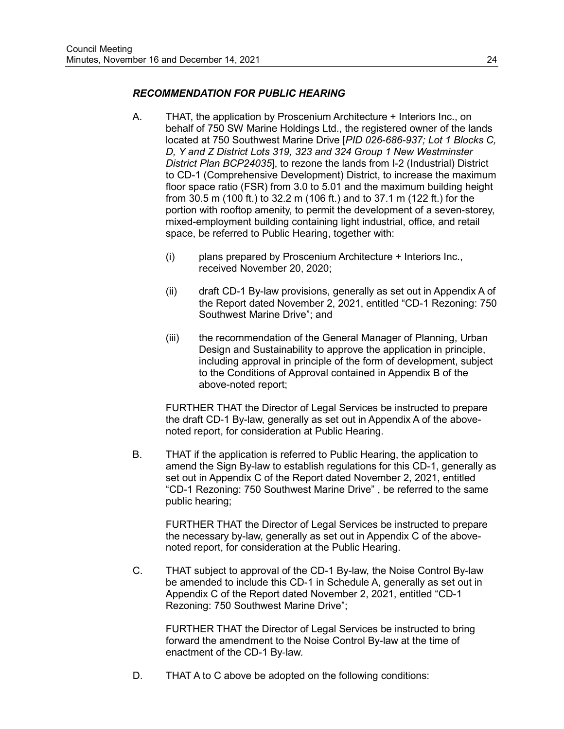***RECOMMENDATION FOR PUBLIC HEARING***

A. THAT, the application by Proscenium Architecture + Interiors Inc., on behalf of 750 SW Marine Holdings Ltd., the registered owner of the lands located at 750 Southwest Marine Drive [*PID 026-686-937; Lot 1 Blocks C, D, Y and Z District Lots 319, 323 and 324 Group 1 New Westminster District Plan BCP24035*], to rezone the lands from I-2 (Industrial) District to CD-1 (Comprehensive Development) District, to increase the maximum floor space ratio (FSR) from 3.0 to 5.01 and the maximum building height from 30.5 m (100 ft.) to 32.2 m (106 ft.) and to 37.1 m (122 ft.) for the portion with rooftop amenity, to permit the development of a seven-storey, mixed-employment building containing light industrial, office, and retail space, be referred to Public Hearing, together with:

   (i) plans prepared by Proscenium Architecture + Interiors Inc., received November 20, 2020;

   (ii) draft CD-1 By-law provisions, generally as set out in Appendix A of the Report dated November 2, 2021, entitled "CD-1 Rezoning: 750 Southwest Marine Drive"; and

   (iii) the recommendation of the General Manager of Planning, Urban Design and Sustainability to approve the application in principle, including approval in principle of the form of development, subject to the Conditions of Approval contained in Appendix B of the above-noted report;

   FURTHER THAT the Director of Legal Services be instructed to prepare the draft CD-1 By-law, generally as set out in Appendix A of the above-noted report, for consideration at Public Hearing.

B. THAT if the application is referred to Public Hearing, the application to amend the Sign By-law to establish regulations for this CD-1, generally as set out in Appendix C of the Report dated November 2, 2021, entitled "CD-1 Rezoning: 750 Southwest Marine Drive" , be referred to the same public hearing;

   FURTHER THAT the Director of Legal Services be instructed to prepare the necessary by-law, generally as set out in Appendix C of the above-noted report, for consideration at the Public Hearing.

C. THAT subject to approval of the CD-1 By-law, the Noise Control By-law be amended to include this CD-1 in Schedule A, generally as set out in Appendix C of the Report dated November 2, 2021, entitled "CD-1 Rezoning: 750 Southwest Marine Drive";

   FURTHER THAT the Director of Legal Services be instructed to bring forward the amendment to the Noise Control By-law at the time of enactment of the CD-1 By-law.

D. THAT A to C above be adopted on the following conditions: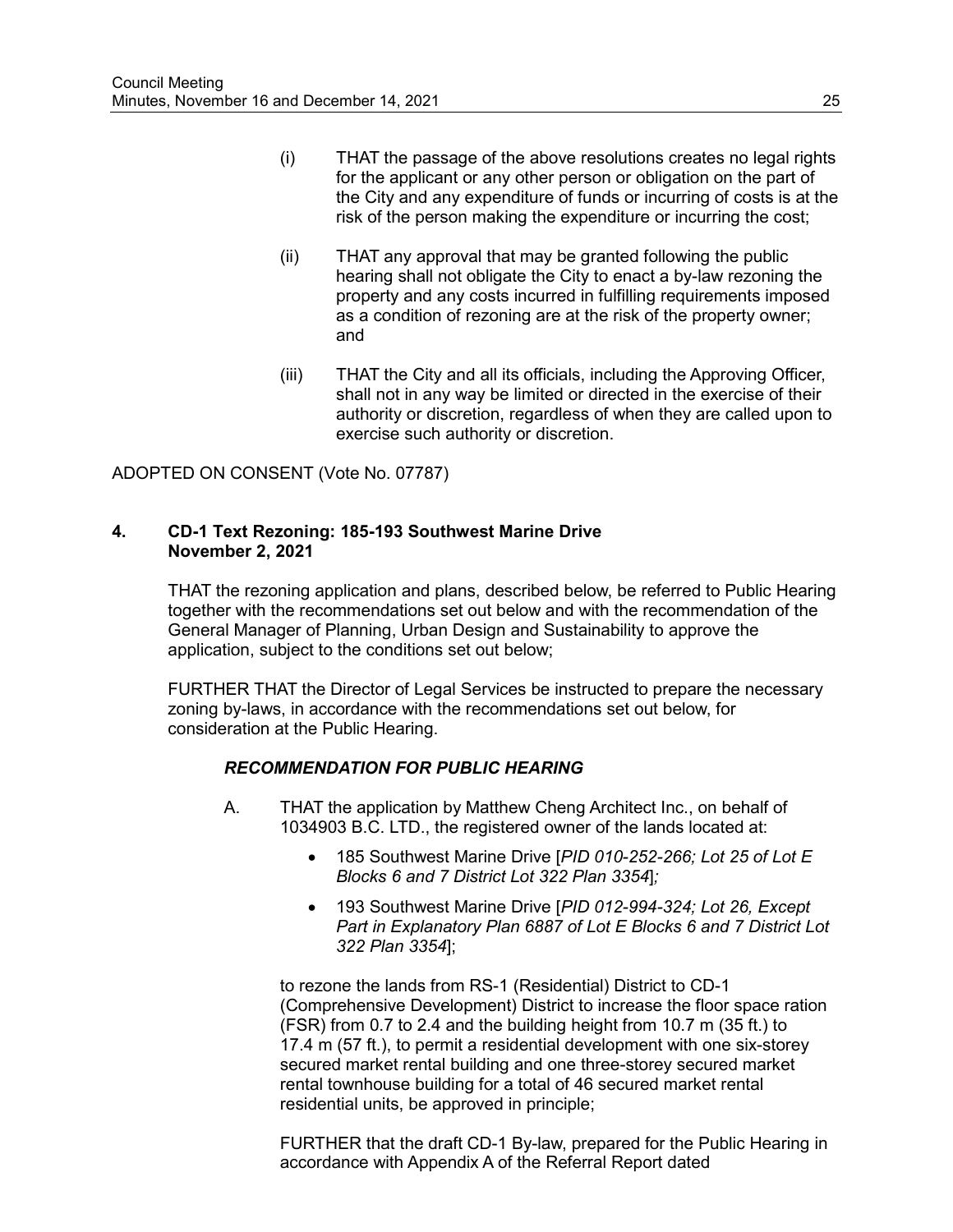(i) THAT the passage of the above resolutions creates no legal rights for the applicant or any other person or obligation on the part of the City and any expenditure of funds or incurring of costs is at the risk of the person making the expenditure or incurring the cost;

(ii) THAT any approval that may be granted following the public hearing shall not obligate the City to enact a by-law rezoning the property and any costs incurred in fulfilling requirements imposed as a condition of rezoning are at the risk of the property owner; and

(iii) THAT the City and all its officials, including the Approving Officer, shall not in any way be limited or directed in the exercise of their authority or discretion, regardless of when they are called upon to exercise such authority or discretion.

ADOPTED ON CONSENT (Vote No. 07787)

**4. CD-1 Text Rezoning: 185-193 Southwest Marine Drive**
**November 2, 2021**

THAT the rezoning application and plans, described below, be referred to Public Hearing together with the recommendations set out below and with the recommendation of the General Manager of Planning, Urban Design and Sustainability to approve the application, subject to the conditions set out below;

FURTHER THAT the Director of Legal Services be instructed to prepare the necessary zoning by-laws, in accordance with the recommendations set out below, for consideration at the Public Hearing.

***RECOMMENDATION FOR PUBLIC HEARING***

A. THAT the application by Matthew Cheng Architect Inc., on behalf of 1034903 B.C. LTD., the registered owner of the lands located at:

- 185 Southwest Marine Drive [*PID 010-252-266; Lot 25 of Lot E Blocks 6 and 7 District Lot 322 Plan 3354*]*;*
- 193 Southwest Marine Drive [*PID 012-994-324; Lot 26, Except Part in Explanatory Plan 6887 of Lot E Blocks 6 and 7 District Lot 322 Plan 3354*];

to rezone the lands from RS-1 (Residential) District to CD-1 (Comprehensive Development) District to increase the floor space ration (FSR) from 0.7 to 2.4 and the building height from 10.7 m (35 ft.) to 17.4 m (57 ft.), to permit a residential development with one six-storey secured market rental building and one three-storey secured market rental townhouse building for a total of 46 secured market rental residential units, be approved in principle;

FURTHER that the draft CD-1 By-law, prepared for the Public Hearing in accordance with Appendix A of the Referral Report dated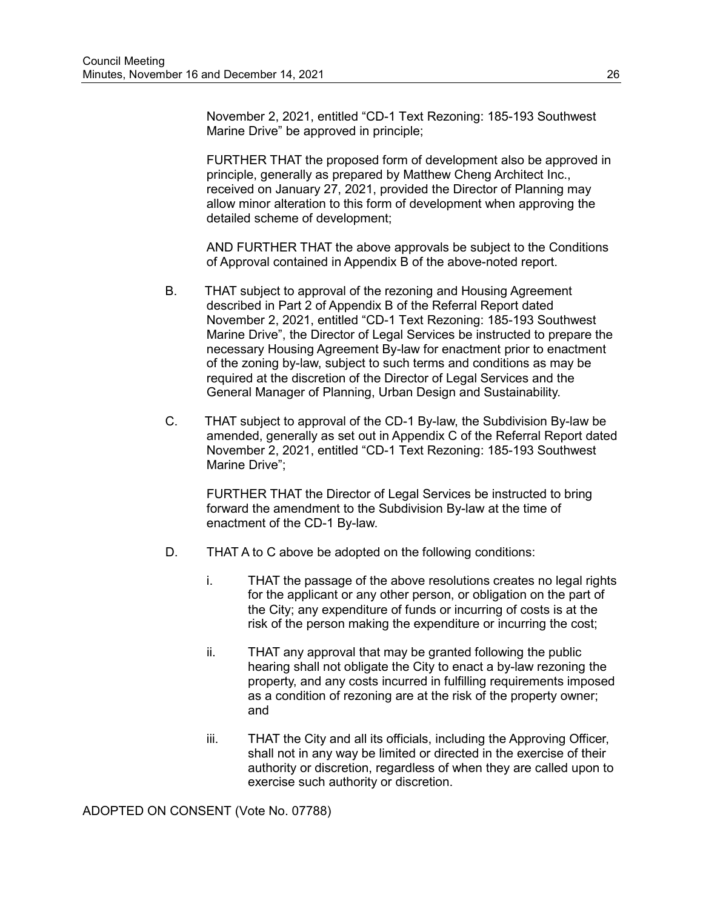November 2, 2021, entitled "CD-1 Text Rezoning: 185-193 Southwest Marine Drive" be approved in principle;

FURTHER THAT the proposed form of development also be approved in principle, generally as prepared by Matthew Cheng Architect Inc., received on January 27, 2021, provided the Director of Planning may allow minor alteration to this form of development when approving the detailed scheme of development;

AND FURTHER THAT the above approvals be subject to the Conditions of Approval contained in Appendix B of the above-noted report.

B. THAT subject to approval of the rezoning and Housing Agreement described in Part 2 of Appendix B of the Referral Report dated November 2, 2021, entitled "CD-1 Text Rezoning: 185-193 Southwest Marine Drive", the Director of Legal Services be instructed to prepare the necessary Housing Agreement By-law for enactment prior to enactment of the zoning by-law, subject to such terms and conditions as may be required at the discretion of the Director of Legal Services and the General Manager of Planning, Urban Design and Sustainability.

C. THAT subject to approval of the CD-1 By-law, the Subdivision By-law be amended, generally as set out in Appendix C of the Referral Report dated November 2, 2021, entitled "CD-1 Text Rezoning: 185-193 Southwest Marine Drive";

FURTHER THAT the Director of Legal Services be instructed to bring forward the amendment to the Subdivision By-law at the time of enactment of the CD-1 By-law.

D. THAT A to C above be adopted on the following conditions:

i. THAT the passage of the above resolutions creates no legal rights for the applicant or any other person, or obligation on the part of the City; any expenditure of funds or incurring of costs is at the risk of the person making the expenditure or incurring the cost;

ii. THAT any approval that may be granted following the public hearing shall not obligate the City to enact a by-law rezoning the property, and any costs incurred in fulfilling requirements imposed as a condition of rezoning are at the risk of the property owner; and

iii. THAT the City and all its officials, including the Approving Officer, shall not in any way be limited or directed in the exercise of their authority or discretion, regardless of when they are called upon to exercise such authority or discretion.

ADOPTED ON CONSENT (Vote No. 07788)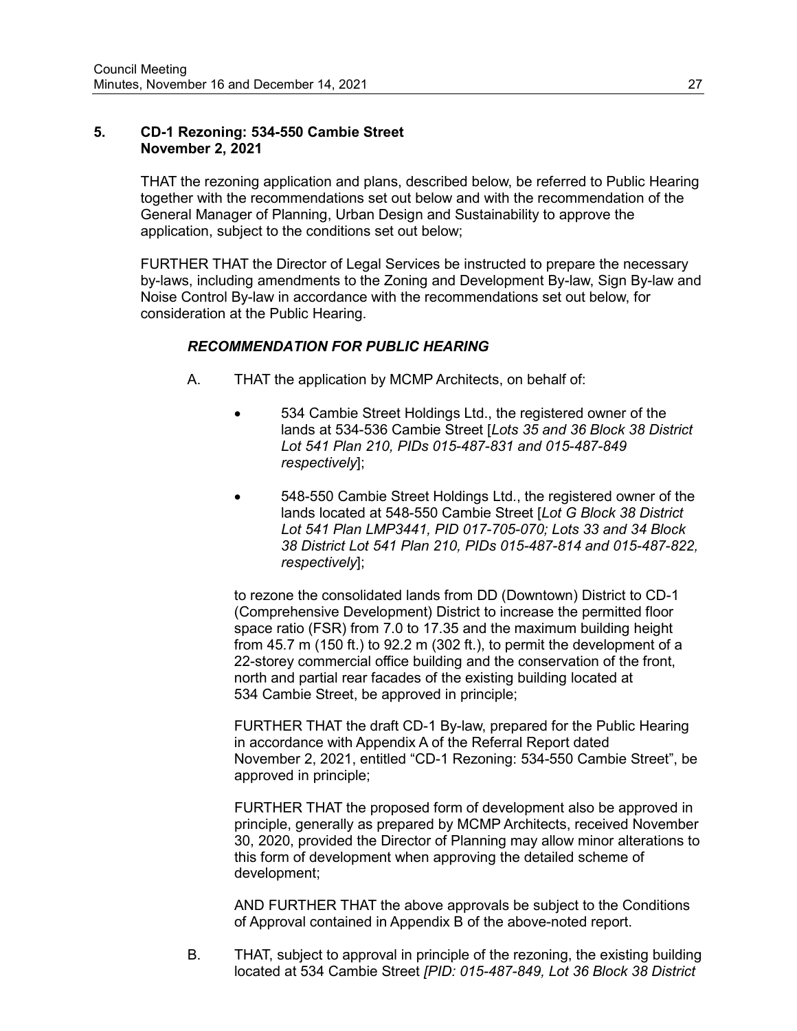**5. CD-1 Rezoning: 534-550 Cambie Street**
**November 2, 2021**

THAT the rezoning application and plans, described below, be referred to Public Hearing together with the recommendations set out below and with the recommendation of the General Manager of Planning, Urban Design and Sustainability to approve the application, subject to the conditions set out below;

FURTHER THAT the Director of Legal Services be instructed to prepare the necessary by-laws, including amendments to the Zoning and Development By-law, Sign By-law and Noise Control By-law in accordance with the recommendations set out below, for consideration at the Public Hearing.

***RECOMMENDATION FOR PUBLIC HEARING***

A. THAT the application by MCMP Architects, on behalf of:

- 534 Cambie Street Holdings Ltd., the registered owner of the lands at 534-536 Cambie Street [*Lots 35 and 36 Block 38 District Lot 541 Plan 210, PIDs 015-487-831 and 015-487-849 respectively*];
- 548-550 Cambie Street Holdings Ltd., the registered owner of the lands located at 548-550 Cambie Street [*Lot G Block 38 District Lot 541 Plan LMP3441, PID 017-705-070; Lots 33 and 34 Block 38 District Lot 541 Plan 210, PIDs 015-487-814 and 015-487-822, respectively*];

to rezone the consolidated lands from DD (Downtown) District to CD-1 (Comprehensive Development) District to increase the permitted floor space ratio (FSR) from 7.0 to 17.35 and the maximum building height from 45.7 m (150 ft.) to 92.2 m (302 ft.), to permit the development of a 22-storey commercial office building and the conservation of the front, north and partial rear facades of the existing building located at 534 Cambie Street, be approved in principle;

FURTHER THAT the draft CD-1 By-law, prepared for the Public Hearing in accordance with Appendix A of the Referral Report dated November 2, 2021, entitled "CD-1 Rezoning: 534-550 Cambie Street", be approved in principle;

FURTHER THAT the proposed form of development also be approved in principle, generally as prepared by MCMP Architects, received November 30, 2020, provided the Director of Planning may allow minor alterations to this form of development when approving the detailed scheme of development;

AND FURTHER THAT the above approvals be subject to the Conditions of Approval contained in Appendix B of the above-noted report.

B. THAT, subject to approval in principle of the rezoning, the existing building located at 534 Cambie Street *[PID: 015-487-849, Lot 36 Block 38 District*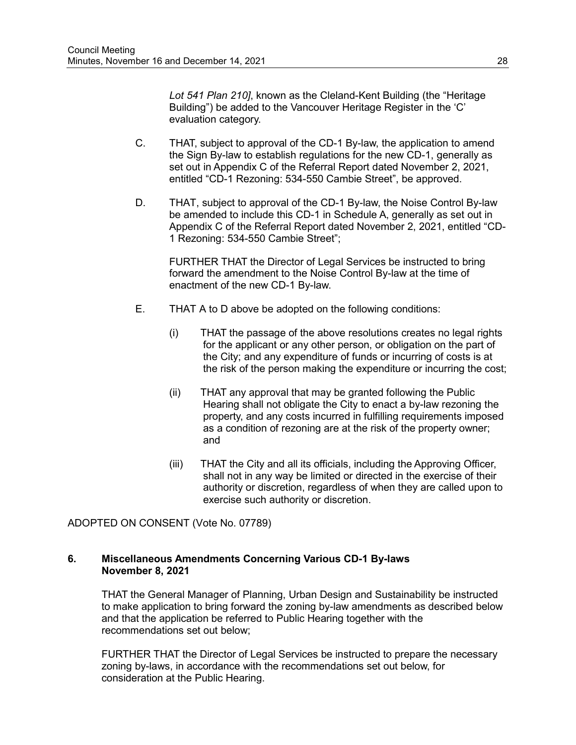*Lot 541 Plan 210]*, known as the Cleland-Kent Building (the “Heritage Building”) be added to the Vancouver Heritage Register in the ‘C’ evaluation category.

C. THAT, subject to approval of the CD-1 By-law, the application to amend the Sign By-law to establish regulations for the new CD-1, generally as set out in Appendix C of the Referral Report dated November 2, 2021, entitled “CD-1 Rezoning: 534-550 Cambie Street”, be approved.

D. THAT, subject to approval of the CD-1 By-law, the Noise Control By-law be amended to include this CD-1 in Schedule A, generally as set out in Appendix C of the Referral Report dated November 2, 2021, entitled “CD-1 Rezoning: 534-550 Cambie Street”;

FURTHER THAT the Director of Legal Services be instructed to bring forward the amendment to the Noise Control By-law at the time of enactment of the new CD-1 By-law.

E. THAT A to D above be adopted on the following conditions:

(i) THAT the passage of the above resolutions creates no legal rights for the applicant or any other person, or obligation on the part of the City; and any expenditure of funds or incurring of costs is at the risk of the person making the expenditure or incurring the cost;

(ii) THAT any approval that may be granted following the Public Hearing shall not obligate the City to enact a by-law rezoning the property, and any costs incurred in fulfilling requirements imposed as a condition of rezoning are at the risk of the property owner; and

(iii) THAT the City and all its officials, including the Approving Officer, shall not in any way be limited or directed in the exercise of their authority or discretion, regardless of when they are called upon to exercise such authority or discretion.

ADOPTED ON CONSENT (Vote No. 07789)

**6. Miscellaneous Amendments Concerning Various CD-1 By-laws November 8, 2021**

THAT the General Manager of Planning, Urban Design and Sustainability be instructed to make application to bring forward the zoning by-law amendments as described below and that the application be referred to Public Hearing together with the recommendations set out below;

FURTHER THAT the Director of Legal Services be instructed to prepare the necessary zoning by-laws, in accordance with the recommendations set out below, for consideration at the Public Hearing.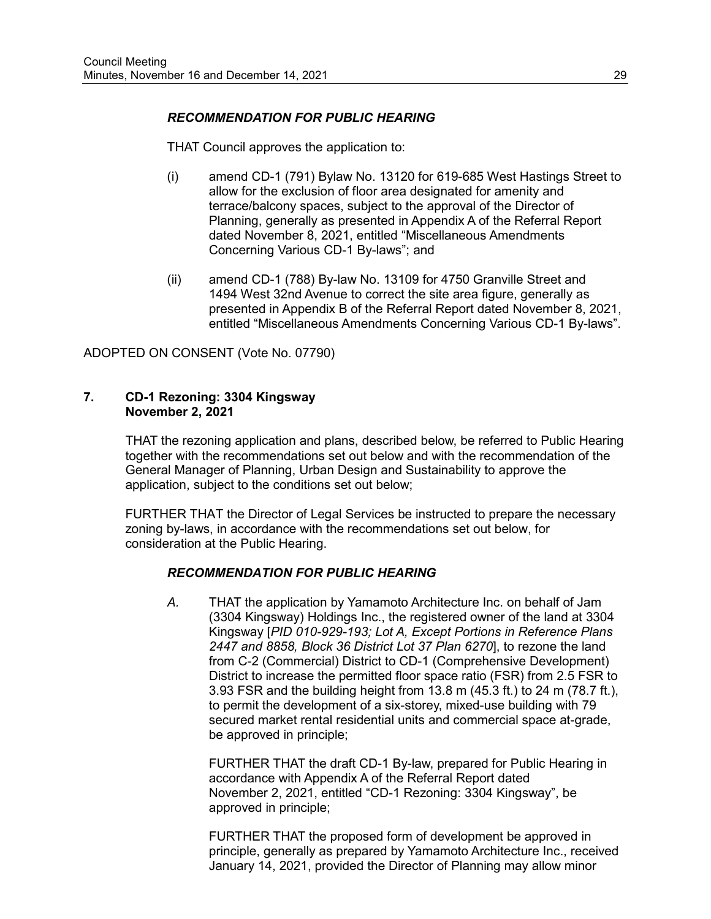***RECOMMENDATION FOR PUBLIC HEARING***

THAT Council approves the application to:

(i) amend CD-1 (791) Bylaw No. 13120 for 619-685 West Hastings Street to allow for the exclusion of floor area designated for amenity and terrace/balcony spaces, subject to the approval of the Director of Planning, generally as presented in Appendix A of the Referral Report dated November 8, 2021, entitled "Miscellaneous Amendments Concerning Various CD-1 By-laws"; and

(ii) amend CD-1 (788) By-law No. 13109 for 4750 Granville Street and 1494 West 32nd Avenue to correct the site area figure, generally as presented in Appendix B of the Referral Report dated November 8, 2021, entitled "Miscellaneous Amendments Concerning Various CD-1 By-laws".

ADOPTED ON CONSENT (Vote No. 07790)

**7. CD-1 Rezoning: 3304 Kingsway**
**November 2, 2021**

THAT the rezoning application and plans, described below, be referred to Public Hearing together with the recommendations set out below and with the recommendation of the General Manager of Planning, Urban Design and Sustainability to approve the application, subject to the conditions set out below;

FURTHER THAT the Director of Legal Services be instructed to prepare the necessary zoning by-laws, in accordance with the recommendations set out below, for consideration at the Public Hearing.

***RECOMMENDATION FOR PUBLIC HEARING***

*A.* THAT the application by Yamamoto Architecture Inc. on behalf of Jam (3304 Kingsway) Holdings Inc., the registered owner of the land at 3304 Kingsway [*PID 010-929-193; Lot A, Except Portions in Reference Plans 2447 and 8858, Block 36 District Lot 37 Plan 6270*], to rezone the land from C-2 (Commercial) District to CD-1 (Comprehensive Development) District to increase the permitted floor space ratio (FSR) from 2.5 FSR to 3.93 FSR and the building height from 13.8 m (45.3 ft.) to 24 m (78.7 ft.), to permit the development of a six-storey, mixed-use building with 79 secured market rental residential units and commercial space at-grade, be approved in principle;

FURTHER THAT the draft CD-1 By-law, prepared for Public Hearing in accordance with Appendix A of the Referral Report dated November 2, 2021, entitled "CD-1 Rezoning: 3304 Kingsway", be approved in principle;

FURTHER THAT the proposed form of development be approved in principle, generally as prepared by Yamamoto Architecture Inc., received January 14, 2021, provided the Director of Planning may allow minor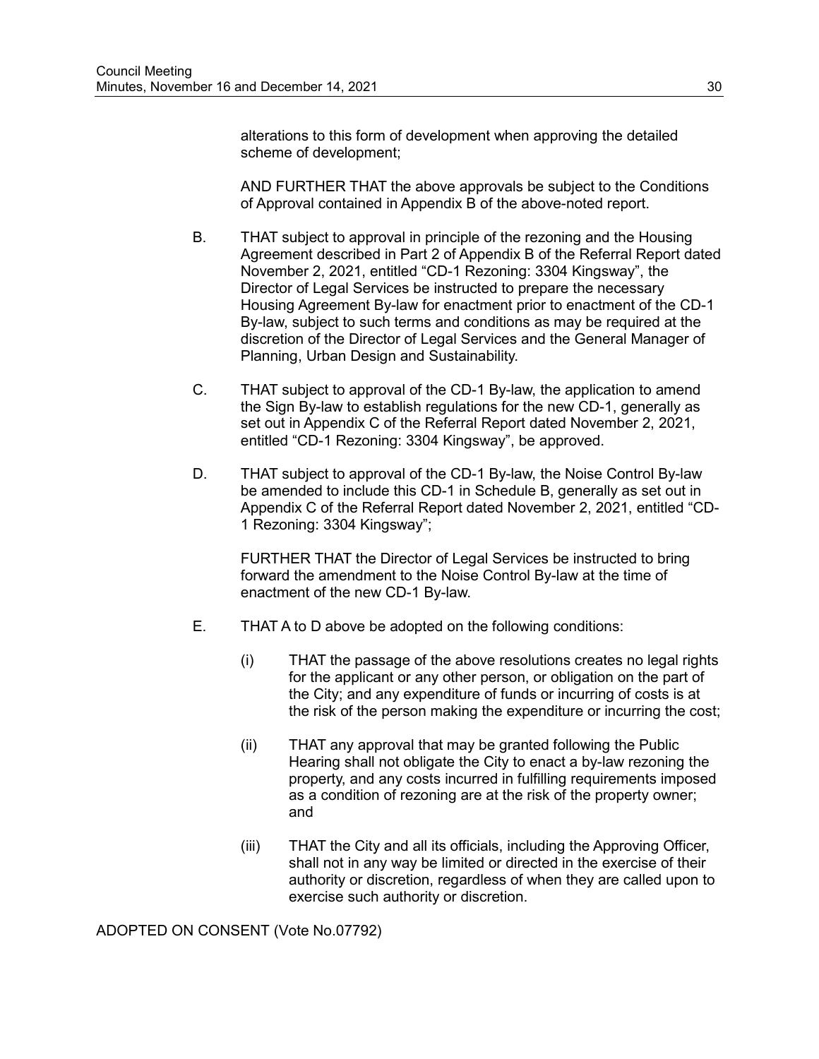alterations to this form of development when approving the detailed scheme of development;

AND FURTHER THAT the above approvals be subject to the Conditions of Approval contained in Appendix B of the above-noted report.

B. THAT subject to approval in principle of the rezoning and the Housing Agreement described in Part 2 of Appendix B of the Referral Report dated November 2, 2021, entitled "CD-1 Rezoning: 3304 Kingsway", the Director of Legal Services be instructed to prepare the necessary Housing Agreement By-law for enactment prior to enactment of the CD-1 By-law, subject to such terms and conditions as may be required at the discretion of the Director of Legal Services and the General Manager of Planning, Urban Design and Sustainability.

C. THAT subject to approval of the CD-1 By-law, the application to amend the Sign By-law to establish regulations for the new CD-1, generally as set out in Appendix C of the Referral Report dated November 2, 2021, entitled "CD-1 Rezoning: 3304 Kingsway", be approved.

D. THAT subject to approval of the CD-1 By-law, the Noise Control By-law be amended to include this CD-1 in Schedule B, generally as set out in Appendix C of the Referral Report dated November 2, 2021, entitled "CD-1 Rezoning: 3304 Kingsway";

FURTHER THAT the Director of Legal Services be instructed to bring forward the amendment to the Noise Control By-law at the time of enactment of the new CD-1 By-law.

E. THAT A to D above be adopted on the following conditions:

(i) THAT the passage of the above resolutions creates no legal rights for the applicant or any other person, or obligation on the part of the City; and any expenditure of funds or incurring of costs is at the risk of the person making the expenditure or incurring the cost;

(ii) THAT any approval that may be granted following the Public Hearing shall not obligate the City to enact a by-law rezoning the property, and any costs incurred in fulfilling requirements imposed as a condition of rezoning are at the risk of the property owner; and

(iii) THAT the City and all its officials, including the Approving Officer, shall not in any way be limited or directed in the exercise of their authority or discretion, regardless of when they are called upon to exercise such authority or discretion.

ADOPTED ON CONSENT (Vote No.07792)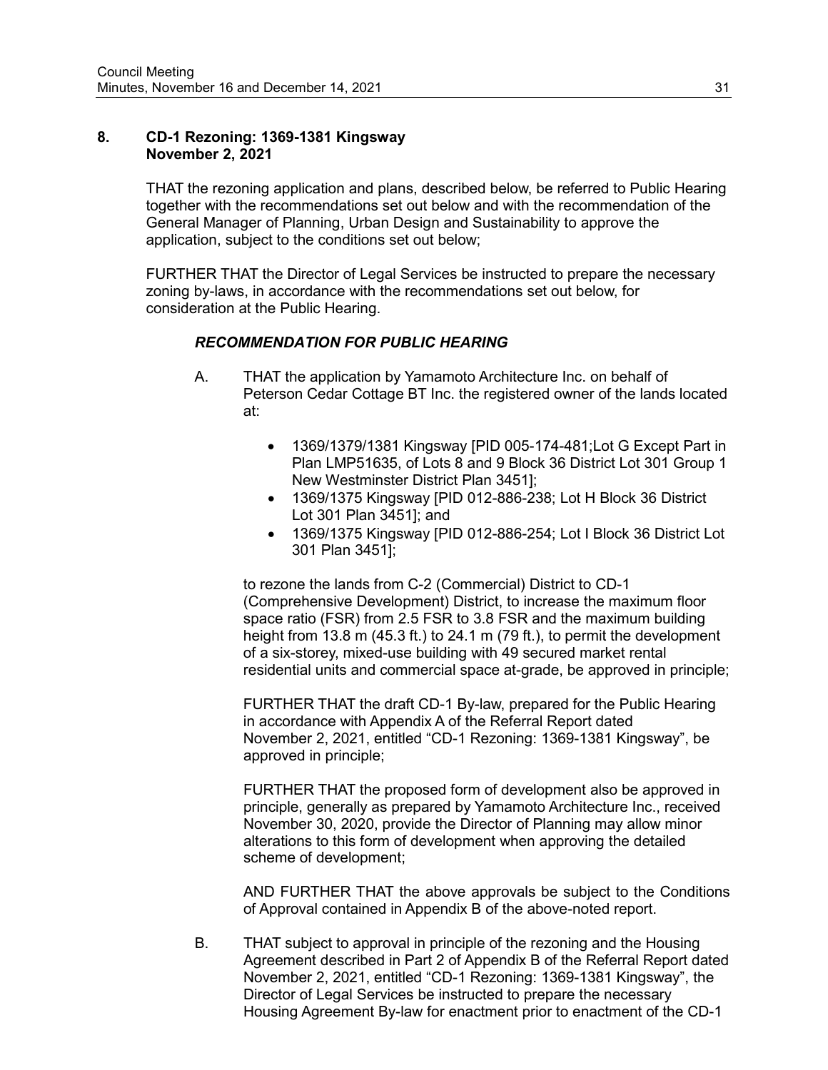## 8. CD-1 Rezoning: 1369-1381 Kingsway
**November 2, 2021**

THAT the rezoning application and plans, described below, be referred to Public Hearing together with the recommendations set out below and with the recommendation of the General Manager of Planning, Urban Design and Sustainability to approve the application, subject to the conditions set out below;

FURTHER THAT the Director of Legal Services be instructed to prepare the necessary zoning by-laws, in accordance with the recommendations set out below, for consideration at the Public Hearing.

### *RECOMMENDATION FOR PUBLIC HEARING*

A. THAT the application by Yamamoto Architecture Inc. on behalf of Peterson Cedar Cottage BT Inc. the registered owner of the lands located at:

- 1369/1379/1381 Kingsway [PID 005-174-481;Lot G Except Part in Plan LMP51635, of Lots 8 and 9 Block 36 District Lot 301 Group 1 New Westminster District Plan 3451];
- 1369/1375 Kingsway [PID 012-886-238; Lot H Block 36 District Lot 301 Plan 3451]; and
- 1369/1375 Kingsway [PID 012-886-254; Lot I Block 36 District Lot 301 Plan 3451];

to rezone the lands from C-2 (Commercial) District to CD-1 (Comprehensive Development) District, to increase the maximum floor space ratio (FSR) from 2.5 FSR to 3.8 FSR and the maximum building height from 13.8 m (45.3 ft.) to 24.1 m (79 ft.), to permit the development of a six-storey, mixed-use building with 49 secured market rental residential units and commercial space at-grade, be approved in principle;

FURTHER THAT the draft CD-1 By-law, prepared for the Public Hearing in accordance with Appendix A of the Referral Report dated November 2, 2021, entitled "CD-1 Rezoning: 1369-1381 Kingsway", be approved in principle;

FURTHER THAT the proposed form of development also be approved in principle, generally as prepared by Yamamoto Architecture Inc., received November 30, 2020, provide the Director of Planning may allow minor alterations to this form of development when approving the detailed scheme of development;

AND FURTHER THAT the above approvals be subject to the Conditions of Approval contained in Appendix B of the above-noted report.

B. THAT subject to approval in principle of the rezoning and the Housing Agreement described in Part 2 of Appendix B of the Referral Report dated November 2, 2021, entitled "CD-1 Rezoning: 1369-1381 Kingsway", the Director of Legal Services be instructed to prepare the necessary Housing Agreement By-law for enactment prior to enactment of the CD-1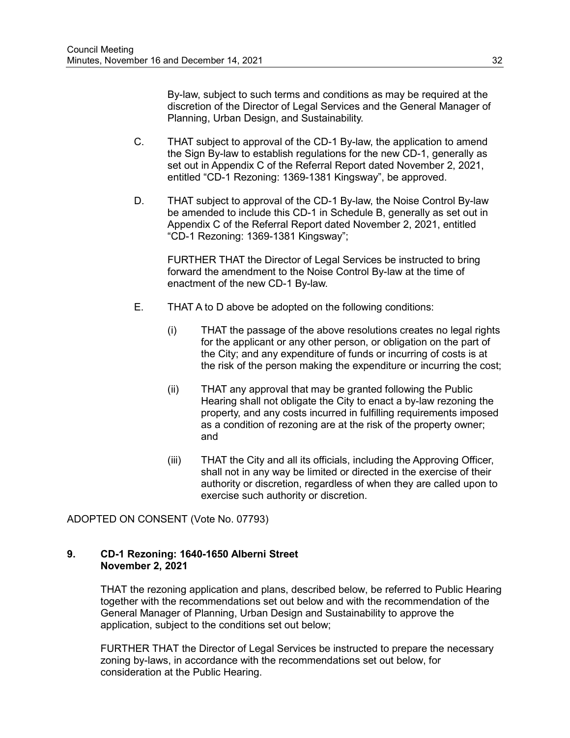By-law, subject to such terms and conditions as may be required at the discretion of the Director of Legal Services and the General Manager of Planning, Urban Design, and Sustainability.

C. THAT subject to approval of the CD-1 By-law, the application to amend the Sign By-law to establish regulations for the new CD-1, generally as set out in Appendix C of the Referral Report dated November 2, 2021, entitled "CD-1 Rezoning: 1369-1381 Kingsway", be approved.

D. THAT subject to approval of the CD-1 By-law, the Noise Control By-law be amended to include this CD-1 in Schedule B, generally as set out in Appendix C of the Referral Report dated November 2, 2021, entitled "CD-1 Rezoning: 1369-1381 Kingsway";

FURTHER THAT the Director of Legal Services be instructed to bring forward the amendment to the Noise Control By-law at the time of enactment of the new CD-1 By-law.

E. THAT A to D above be adopted on the following conditions:

(i) THAT the passage of the above resolutions creates no legal rights for the applicant or any other person, or obligation on the part of the City; and any expenditure of funds or incurring of costs is at the risk of the person making the expenditure or incurring the cost;

(ii) THAT any approval that may be granted following the Public Hearing shall not obligate the City to enact a by-law rezoning the property, and any costs incurred in fulfilling requirements imposed as a condition of rezoning are at the risk of the property owner; and

(iii) THAT the City and all its officials, including the Approving Officer, shall not in any way be limited or directed in the exercise of their authority or discretion, regardless of when they are called upon to exercise such authority or discretion.

ADOPTED ON CONSENT (Vote No. 07793)

**9. CD-1 Rezoning: 1640-1650 Alberni Street**
**November 2, 2021**

THAT the rezoning application and plans, described below, be referred to Public Hearing together with the recommendations set out below and with the recommendation of the General Manager of Planning, Urban Design and Sustainability to approve the application, subject to the conditions set out below;

FURTHER THAT the Director of Legal Services be instructed to prepare the necessary zoning by-laws, in accordance with the recommendations set out below, for consideration at the Public Hearing.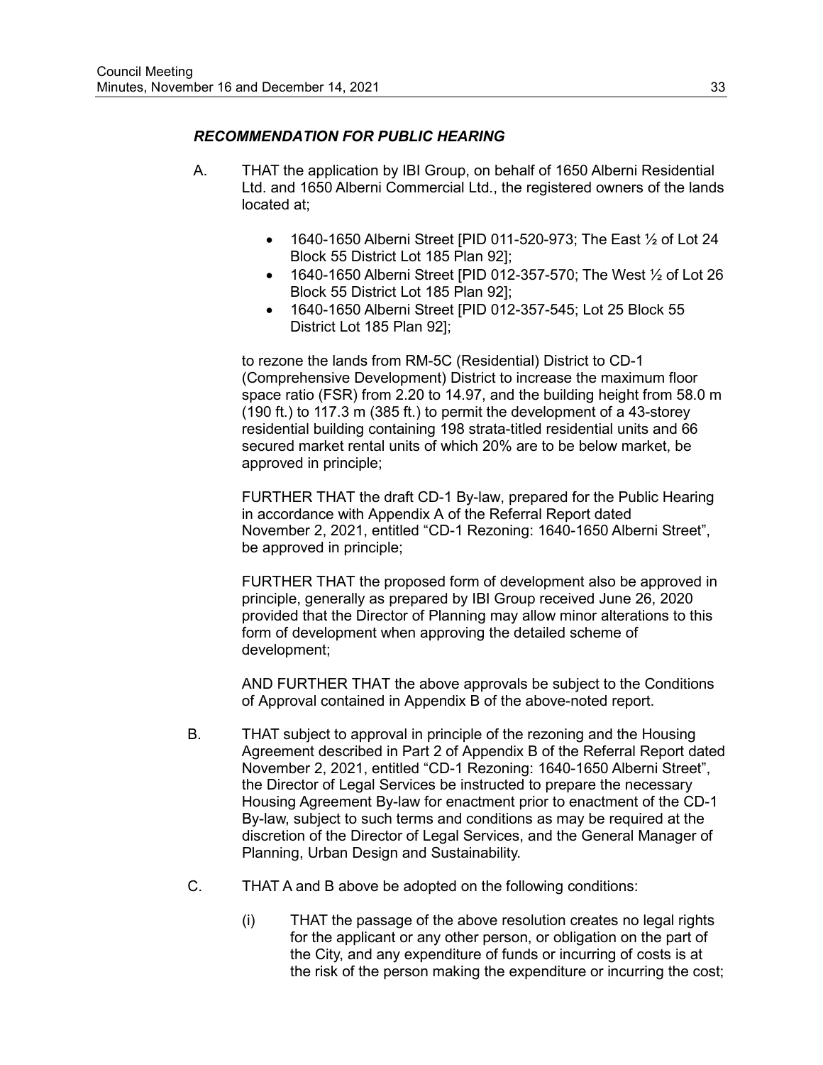### *RECOMMENDATION FOR PUBLIC HEARING*

A. THAT the application by IBI Group, on behalf of 1650 Alberni Residential Ltd. and 1650 Alberni Commercial Ltd., the registered owners of the lands located at;

- 1640-1650 Alberni Street [PID 011-520-973; The East ½ of Lot 24 Block 55 District Lot 185 Plan 92];
- 1640-1650 Alberni Street [PID 012-357-570; The West ½ of Lot 26 Block 55 District Lot 185 Plan 92];
- 1640-1650 Alberni Street [PID 012-357-545; Lot 25 Block 55 District Lot 185 Plan 92];

to rezone the lands from RM-5C (Residential) District to CD-1 (Comprehensive Development) District to increase the maximum floor space ratio (FSR) from 2.20 to 14.97, and the building height from 58.0 m (190 ft.) to 117.3 m (385 ft.) to permit the development of a 43-storey residential building containing 198 strata-titled residential units and 66 secured market rental units of which 20% are to be below market, be approved in principle;

FURTHER THAT the draft CD-1 By-law, prepared for the Public Hearing in accordance with Appendix A of the Referral Report dated November 2, 2021, entitled "CD-1 Rezoning: 1640-1650 Alberni Street", be approved in principle;

FURTHER THAT the proposed form of development also be approved in principle, generally as prepared by IBI Group received June 26, 2020 provided that the Director of Planning may allow minor alterations to this form of development when approving the detailed scheme of development;

AND FURTHER THAT the above approvals be subject to the Conditions of Approval contained in Appendix B of the above-noted report.

B. THAT subject to approval in principle of the rezoning and the Housing Agreement described in Part 2 of Appendix B of the Referral Report dated November 2, 2021, entitled "CD-1 Rezoning: 1640-1650 Alberni Street", the Director of Legal Services be instructed to prepare the necessary Housing Agreement By-law for enactment prior to enactment of the CD-1 By-law, subject to such terms and conditions as may be required at the discretion of the Director of Legal Services, and the General Manager of Planning, Urban Design and Sustainability.

C. THAT A and B above be adopted on the following conditions:

(i) THAT the passage of the above resolution creates no legal rights for the applicant or any other person, or obligation on the part of the City, and any expenditure of funds or incurring of costs is at the risk of the person making the expenditure or incurring the cost;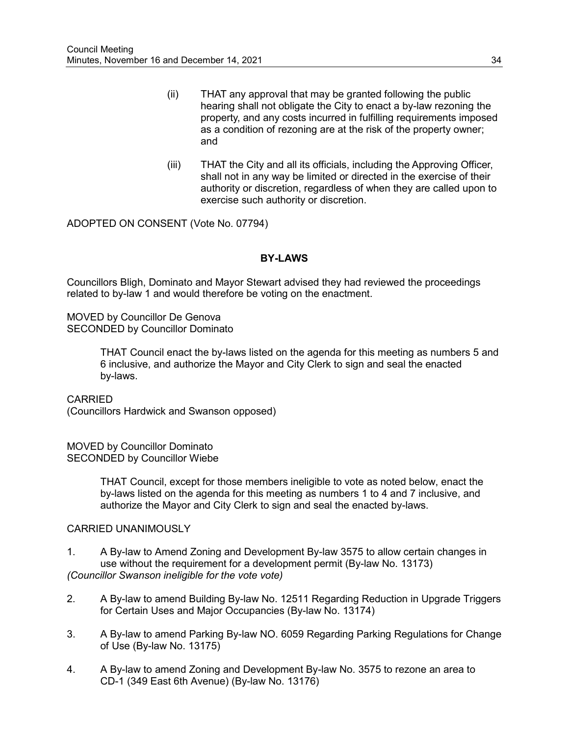(ii) THAT any approval that may be granted following the public hearing shall not obligate the City to enact a by-law rezoning the property, and any costs incurred in fulfilling requirements imposed as a condition of rezoning are at the risk of the property owner; and

(iii) THAT the City and all its officials, including the Approving Officer, shall not in any way be limited or directed in the exercise of their authority or discretion, regardless of when they are called upon to exercise such authority or discretion.

ADOPTED ON CONSENT (Vote No. 07794)

## BY-LAWS

Councillors Bligh, Dominato and Mayor Stewart advised they had reviewed the proceedings related to by-law 1 and would therefore be voting on the enactment.

MOVED by Councillor De Genova
SECONDED by Councillor Dominato

> THAT Council enact the by-laws listed on the agenda for this meeting as numbers 5 and 6 inclusive, and authorize the Mayor and City Clerk to sign and seal the enacted by-laws.

CARRIED
(Councillors Hardwick and Swanson opposed)

MOVED by Councillor Dominato
SECONDED by Councillor Wiebe

> THAT Council, except for those members ineligible to vote as noted below, enact the by-laws listed on the agenda for this meeting as numbers 1 to 4 and 7 inclusive, and authorize the Mayor and City Clerk to sign and seal the enacted by-laws.

CARRIED UNANIMOUSLY

1. A By-law to Amend Zoning and Development By-law 3575 to allow certain changes in use without the requirement for a development permit (By-law No. 13173)
*(Councillor Swanson ineligible for the vote vote)*

2. A By-law to amend Building By-law No. 12511 Regarding Reduction in Upgrade Triggers for Certain Uses and Major Occupancies (By-law No. 13174)

3. A By-law to amend Parking By-law NO. 6059 Regarding Parking Regulations for Change of Use (By-law No. 13175)

4. A By-law to amend Zoning and Development By-law No. 3575 to rezone an area to CD-1 (349 East 6th Avenue) (By-law No. 13176)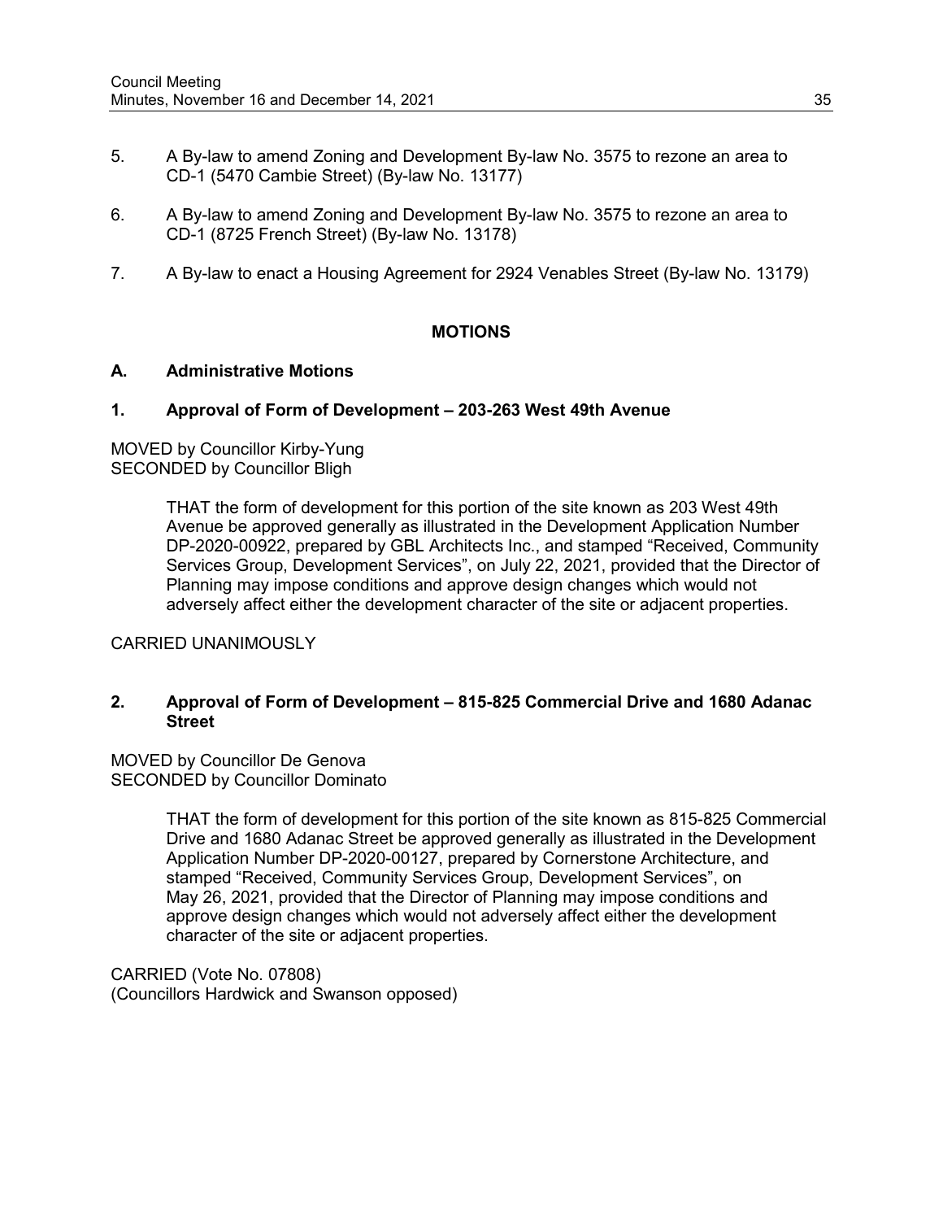5. A By-law to amend Zoning and Development By-law No. 3575 to rezone an area to CD-1 (5470 Cambie Street) (By-law No. 13177)

6. A By-law to amend Zoning and Development By-law No. 3575 to rezone an area to CD-1 (8725 French Street) (By-law No. 13178)

7. A By-law to enact a Housing Agreement for 2924 Venables Street (By-law No. 13179)

## MOTIONS

### A. Administrative Motions

### 1. Approval of Form of Development – 203-263 West 49th Avenue

MOVED by Councillor Kirby-Yung
SECONDED by Councillor Bligh

> THAT the form of development for this portion of the site known as 203 West 49th Avenue be approved generally as illustrated in the Development Application Number DP-2020-00922, prepared by GBL Architects Inc., and stamped "Received, Community Services Group, Development Services", on July 22, 2021, provided that the Director of Planning may impose conditions and approve design changes which would not adversely affect either the development character of the site or adjacent properties.

CARRIED UNANIMOUSLY

### 2. Approval of Form of Development – 815-825 Commercial Drive and 1680 Adanac Street

MOVED by Councillor De Genova
SECONDED by Councillor Dominato

> THAT the form of development for this portion of the site known as 815-825 Commercial Drive and 1680 Adanac Street be approved generally as illustrated in the Development Application Number DP-2020-00127, prepared by Cornerstone Architecture, and stamped "Received, Community Services Group, Development Services", on May 26, 2021, provided that the Director of Planning may impose conditions and approve design changes which would not adversely affect either the development character of the site or adjacent properties.

CARRIED (Vote No. 07808)
(Councillors Hardwick and Swanson opposed)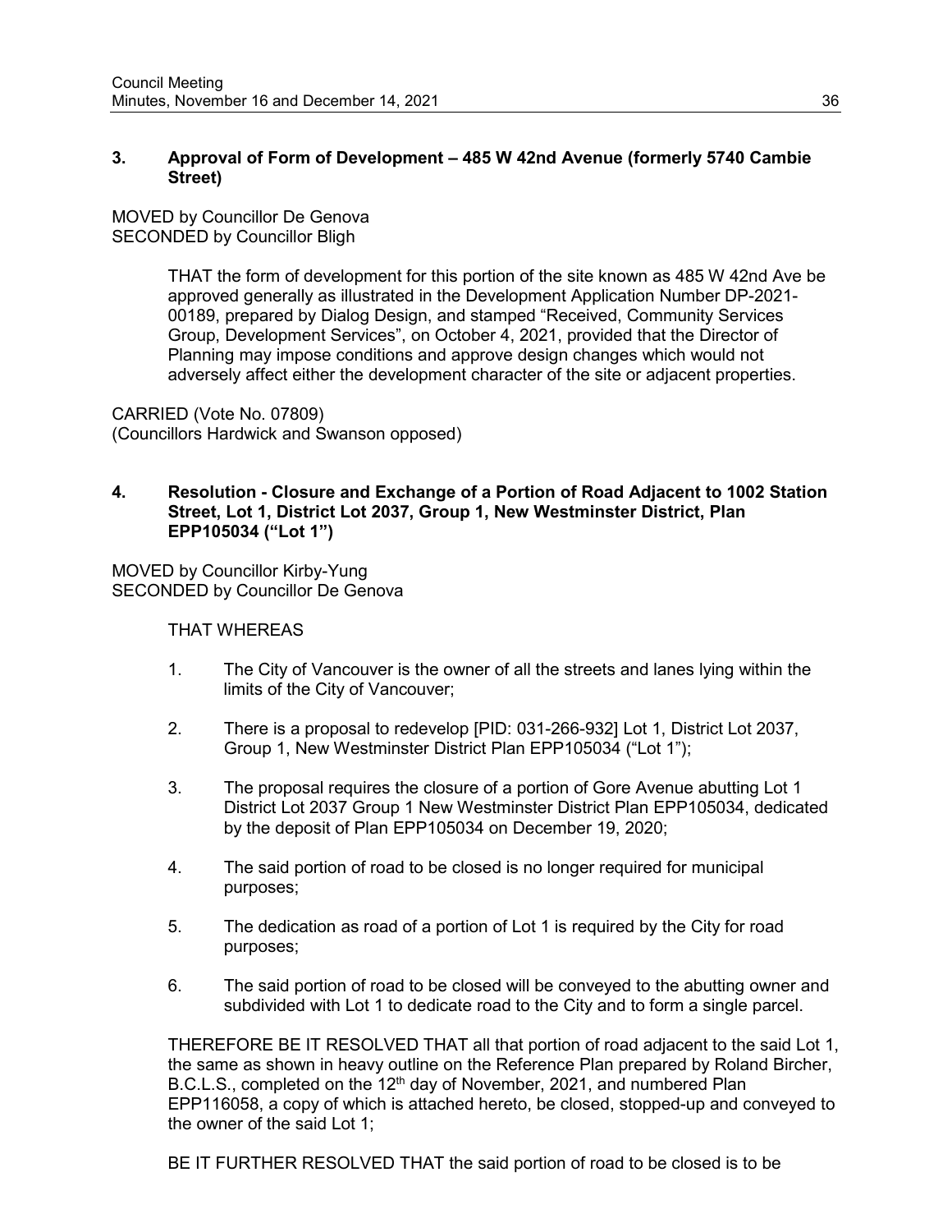### 3. Approval of Form of Development – 485 W 42nd Avenue (formerly 5740 Cambie Street)

MOVED by Councillor De Genova
SECONDED by Councillor Bligh

> THAT the form of development for this portion of the site known as 485 W 42nd Ave be approved generally as illustrated in the Development Application Number DP-2021-00189, prepared by Dialog Design, and stamped "Received, Community Services Group, Development Services", on October 4, 2021, provided that the Director of Planning may impose conditions and approve design changes which would not adversely affect either the development character of the site or adjacent properties.

CARRIED (Vote No. 07809)
(Councillors Hardwick and Swanson opposed)

### 4. Resolution - Closure and Exchange of a Portion of Road Adjacent to 1002 Station Street, Lot 1, District Lot 2037, Group 1, New Westminster District, Plan EPP105034 ("Lot 1")

MOVED by Councillor Kirby-Yung
SECONDED by Councillor De Genova

> THAT WHEREAS
>
> 1. The City of Vancouver is the owner of all the streets and lanes lying within the limits of the City of Vancouver;
> 2. There is a proposal to redevelop [PID: 031-266-932] Lot 1, District Lot 2037, Group 1, New Westminster District Plan EPP105034 ("Lot 1");
> 3. The proposal requires the closure of a portion of Gore Avenue abutting Lot 1 District Lot 2037 Group 1 New Westminster District Plan EPP105034, dedicated by the deposit of Plan EPP105034 on December 19, 2020;
> 4. The said portion of road to be closed is no longer required for municipal purposes;
> 5. The dedication as road of a portion of Lot 1 is required by the City for road purposes;
> 6. The said portion of road to be closed will be conveyed to the abutting owner and subdivided with Lot 1 to dedicate road to the City and to form a single parcel.
>
> THEREFORE BE IT RESOLVED THAT all that portion of road adjacent to the said Lot 1, the same as shown in heavy outline on the Reference Plan prepared by Roland Bircher, B.C.L.S., completed on the 12th day of November, 2021, and numbered Plan EPP116058, a copy of which is attached hereto, be closed, stopped-up and conveyed to the owner of the said Lot 1;
>
> BE IT FURTHER RESOLVED THAT the said portion of road to be closed is to be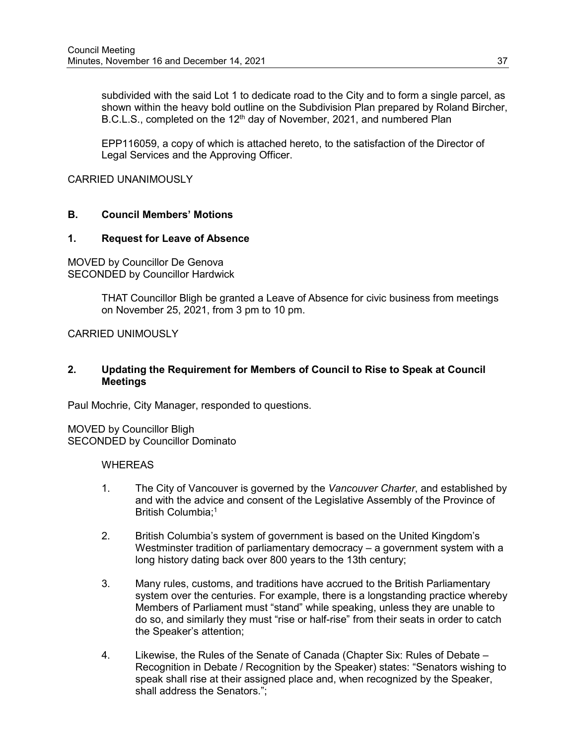subdivided with the said Lot 1 to dedicate road to the City and to form a single parcel, as shown within the heavy bold outline on the Subdivision Plan prepared by Roland Bircher, B.C.L.S., completed on the 12th day of November, 2021, and numbered Plan

EPP116059, a copy of which is attached hereto, to the satisfaction of the Director of Legal Services and the Approving Officer.

CARRIED UNANIMOUSLY

## B. Council Members' Motions

### 1. Request for Leave of Absence

MOVED by Councillor De Genova
SECONDED by Councillor Hardwick

> THAT Councillor Bligh be granted a Leave of Absence for civic business from meetings on November 25, 2021, from 3 pm to 10 pm.

CARRIED UNIMOUSLY

### 2. Updating the Requirement for Members of Council to Rise to Speak at Council Meetings

Paul Mochrie, City Manager, responded to questions.

MOVED by Councillor Bligh
SECONDED by Councillor Dominato

WHEREAS

1. The City of Vancouver is governed by the *Vancouver Charter*, and established by and with the advice and consent of the Legislative Assembly of the Province of British Columbia;[1]

2. British Columbia's system of government is based on the United Kingdom's Westminster tradition of parliamentary democracy – a government system with a long history dating back over 800 years to the 13th century;

3. Many rules, customs, and traditions have accrued to the British Parliamentary system over the centuries. For example, there is a longstanding practice whereby Members of Parliament must "stand" while speaking, unless they are unable to do so, and similarly they must "rise or half-rise" from their seats in order to catch the Speaker's attention;

4. Likewise, the Rules of the Senate of Canada (Chapter Six: Rules of Debate – Recognition in Debate / Recognition by the Speaker) states: "Senators wishing to speak shall rise at their assigned place and, when recognized by the Speaker, shall address the Senators.";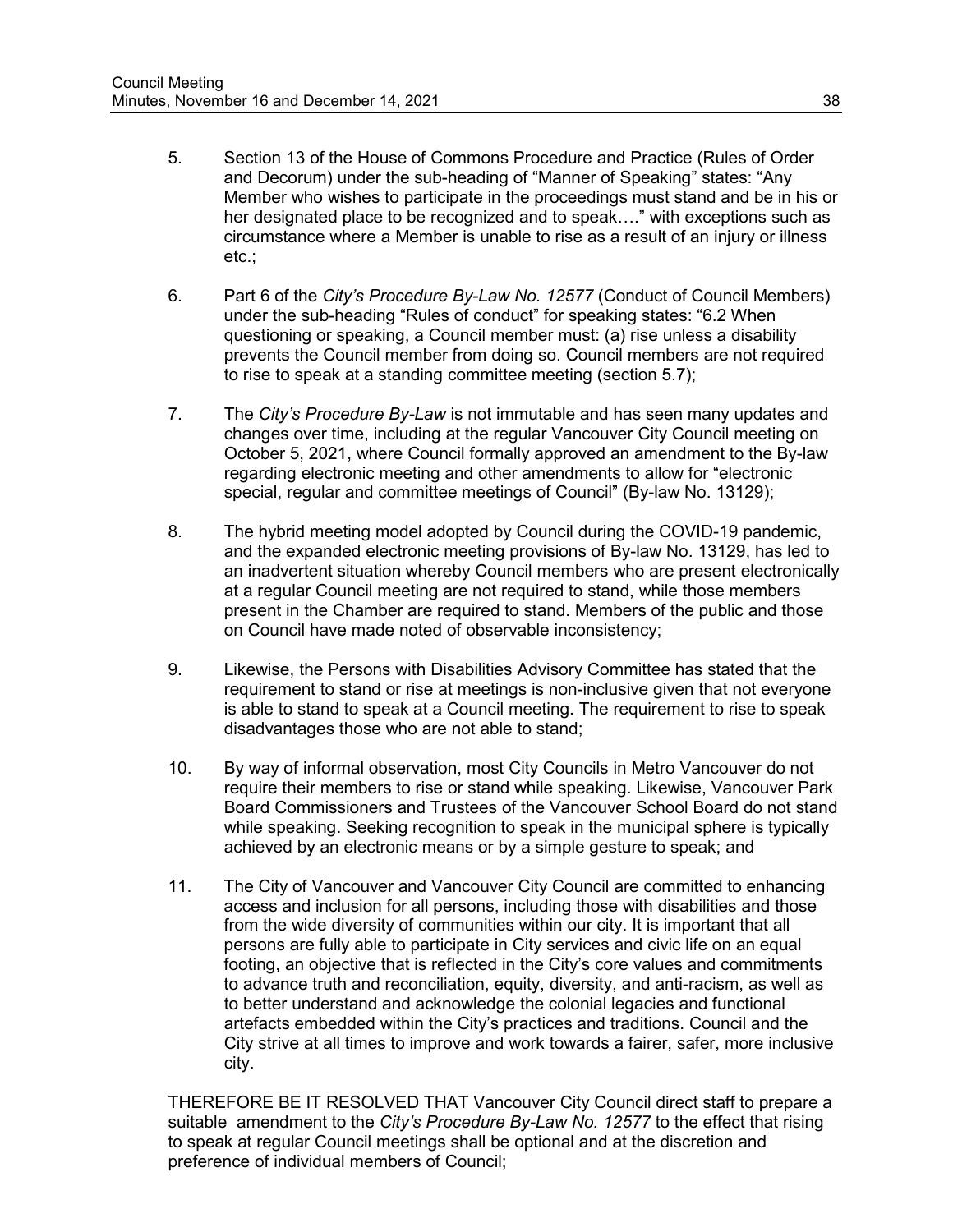5. Section 13 of the House of Commons Procedure and Practice (Rules of Order and Decorum) under the sub-heading of "Manner of Speaking" states: "Any Member who wishes to participate in the proceedings must stand and be in his or her designated place to be recognized and to speak…." with exceptions such as circumstance where a Member is unable to rise as a result of an injury or illness etc.;

6. Part 6 of the *City's Procedure By-Law No. 12577* (Conduct of Council Members) under the sub-heading "Rules of conduct" for speaking states: "6.2 When questioning or speaking, a Council member must: (a) rise unless a disability prevents the Council member from doing so. Council members are not required to rise to speak at a standing committee meeting (section 5.7);

7. The *City's Procedure By-Law* is not immutable and has seen many updates and changes over time, including at the regular Vancouver City Council meeting on October 5, 2021, where Council formally approved an amendment to the By-law regarding electronic meeting and other amendments to allow for "electronic special, regular and committee meetings of Council" (By-law No. 13129);

8. The hybrid meeting model adopted by Council during the COVID-19 pandemic, and the expanded electronic meeting provisions of By-law No. 13129, has led to an inadvertent situation whereby Council members who are present electronically at a regular Council meeting are not required to stand, while those members present in the Chamber are required to stand. Members of the public and those on Council have made noted of observable inconsistency;

9. Likewise, the Persons with Disabilities Advisory Committee has stated that the requirement to stand or rise at meetings is non-inclusive given that not everyone is able to stand to speak at a Council meeting. The requirement to rise to speak disadvantages those who are not able to stand;

10. By way of informal observation, most City Councils in Metro Vancouver do not require their members to rise or stand while speaking. Likewise, Vancouver Park Board Commissioners and Trustees of the Vancouver School Board do not stand while speaking. Seeking recognition to speak in the municipal sphere is typically achieved by an electronic means or by a simple gesture to speak; and

11. The City of Vancouver and Vancouver City Council are committed to enhancing access and inclusion for all persons, including those with disabilities and those from the wide diversity of communities within our city. It is important that all persons are fully able to participate in City services and civic life on an equal footing, an objective that is reflected in the City's core values and commitments to advance truth and reconciliation, equity, diversity, and anti-racism, as well as to better understand and acknowledge the colonial legacies and functional artefacts embedded within the City's practices and traditions. Council and the City strive at all times to improve and work towards a fairer, safer, more inclusive city.

THEREFORE BE IT RESOLVED THAT Vancouver City Council direct staff to prepare a suitable amendment to the *City's Procedure By-Law No. 12577* to the effect that rising to speak at regular Council meetings shall be optional and at the discretion and preference of individual members of Council;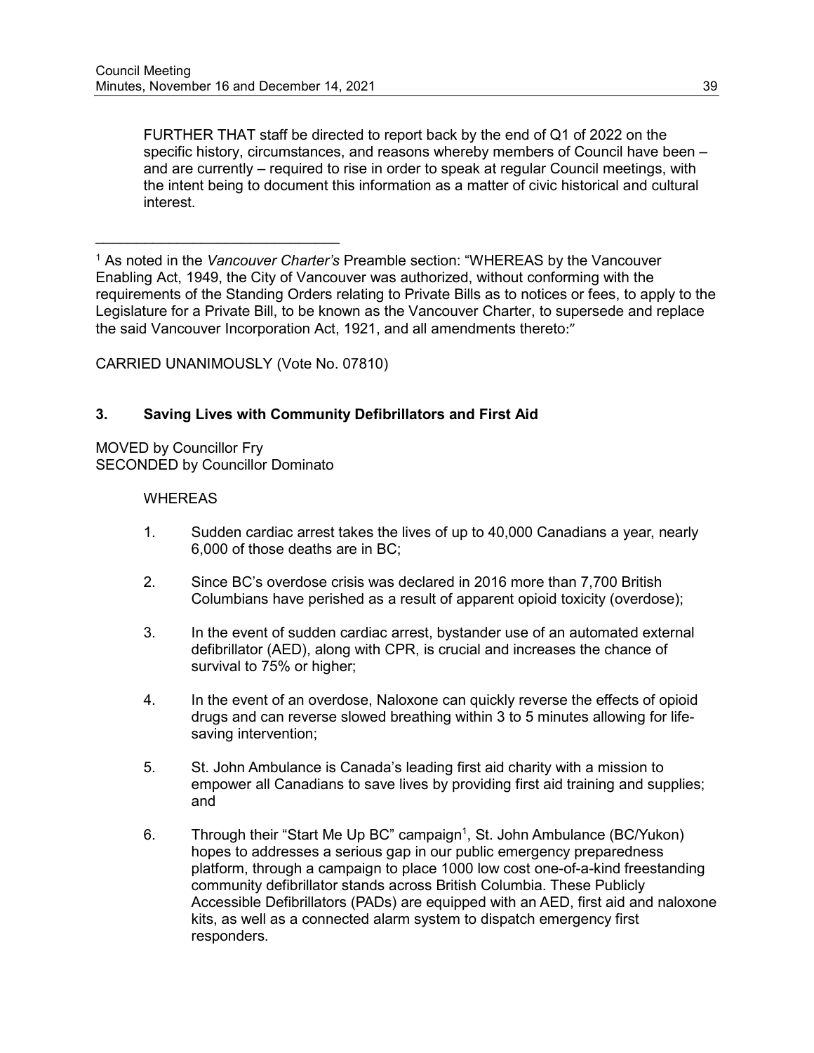FURTHER THAT staff be directed to report back by the end of Q1 of 2022 on the specific history, circumstances, and reasons whereby members of Council have been – and are currently – required to rise in order to speak at regular Council meetings, with the intent being to document this information as a matter of civic historical and cultural interest.

---

[1] As noted in the *Vancouver Charter's* Preamble section: "WHEREAS by the Vancouver Enabling Act, 1949, the City of Vancouver was authorized, without conforming with the requirements of the Standing Orders relating to Private Bills as to notices or fees, to apply to the Legislature for a Private Bill, to be known as the Vancouver Charter, to supersede and replace the said Vancouver Incorporation Act, 1921, and all amendments thereto:"

CARRIED UNANIMOUSLY (Vote No. 07810)

### 3. Saving Lives with Community Defibrillators and First Aid

MOVED by Councillor Fry
SECONDED by Councillor Dominato

WHEREAS

1. Sudden cardiac arrest takes the lives of up to 40,000 Canadians a year, nearly 6,000 of those deaths are in BC;
2. Since BC's overdose crisis was declared in 2016 more than 7,700 British Columbians have perished as a result of apparent opioid toxicity (overdose);
3. In the event of sudden cardiac arrest, bystander use of an automated external defibrillator (AED), along with CPR, is crucial and increases the chance of survival to 75% or higher;
4. In the event of an overdose, Naloxone can quickly reverse the effects of opioid drugs and can reverse slowed breathing within 3 to 5 minutes allowing for life-saving intervention;
5. St. John Ambulance is Canada's leading first aid charity with a mission to empower all Canadians to save lives by providing first aid training and supplies; and
6. Through their "Start Me Up BC" campaign[1], St. John Ambulance (BC/Yukon) hopes to addresses a serious gap in our public emergency preparedness platform, through a campaign to place 1000 low cost one-of-a-kind freestanding community defibrillator stands across British Columbia. These Publicly Accessible Defibrillators (PADs) are equipped with an AED, first aid and naloxone kits, as well as a connected alarm system to dispatch emergency first responders.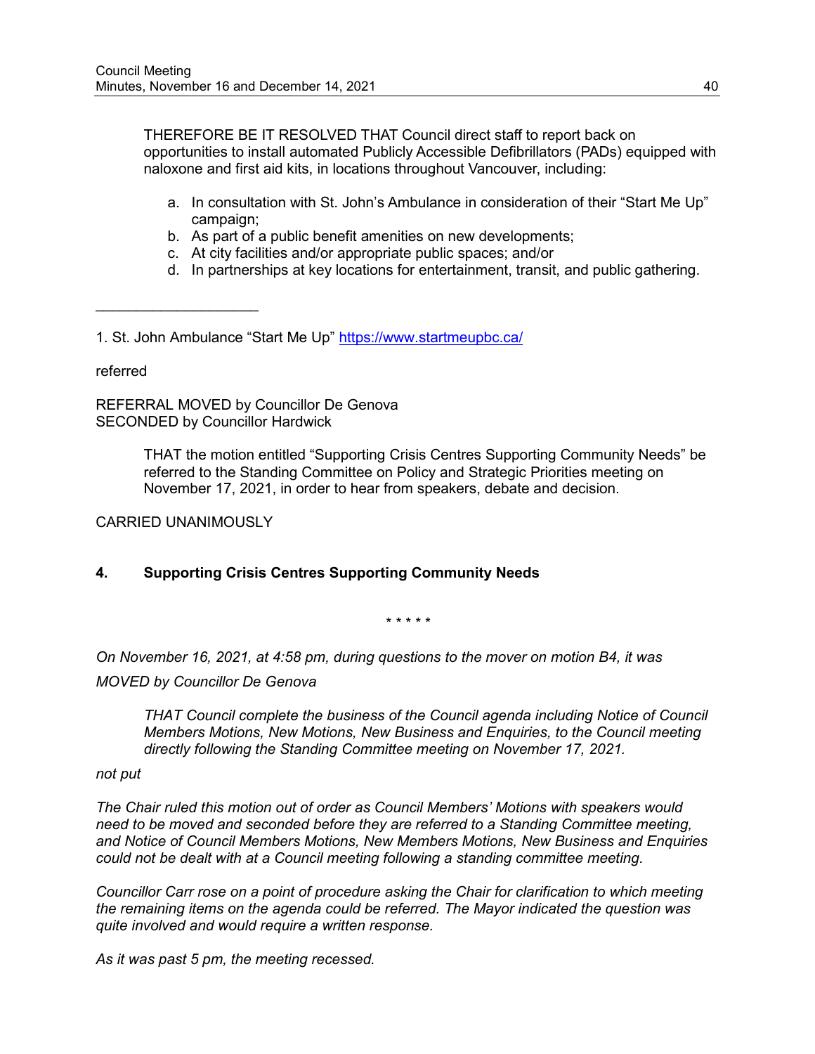THEREFORE BE IT RESOLVED THAT Council direct staff to report back on opportunities to install automated Publicly Accessible Defibrillators (PADs) equipped with naloxone and first aid kits, in locations throughout Vancouver, including:

a. In consultation with St. John's Ambulance in consideration of their "Start Me Up" campaign;
b. As part of a public benefit amenities on new developments;
c. At city facilities and/or appropriate public spaces; and/or
d. In partnerships at key locations for entertainment, transit, and public gathering.

---

1. St. John Ambulance "Start Me Up" https://www.startmeupbc.ca/

referred

REFERRAL MOVED by Councillor De Genova
SECONDED by Councillor Hardwick

> THAT the motion entitled "Supporting Crisis Centres Supporting Community Needs" be referred to the Standing Committee on Policy and Strategic Priorities meeting on November 17, 2021, in order to hear from speakers, debate and decision.

CARRIED UNANIMOUSLY

### 4. Supporting Crisis Centres Supporting Community Needs

\* \* \* \* \*

*On November 16, 2021, at 4:58 pm, during questions to the mover on motion B4, it was*

*MOVED by Councillor De Genova*

> *THAT Council complete the business of the Council agenda including Notice of Council Members Motions, New Motions, New Business and Enquiries, to the Council meeting directly following the Standing Committee meeting on November 17, 2021.*

*not put*

*The Chair ruled this motion out of order as Council Members' Motions with speakers would need to be moved and seconded before they are referred to a Standing Committee meeting, and Notice of Council Members Motions, New Members Motions, New Business and Enquiries could not be dealt with at a Council meeting following a standing committee meeting.*

*Councillor Carr rose on a point of procedure asking the Chair for clarification to which meeting the remaining items on the agenda could be referred. The Mayor indicated the question was quite involved and would require a written response.*

*As it was past 5 pm, the meeting recessed.*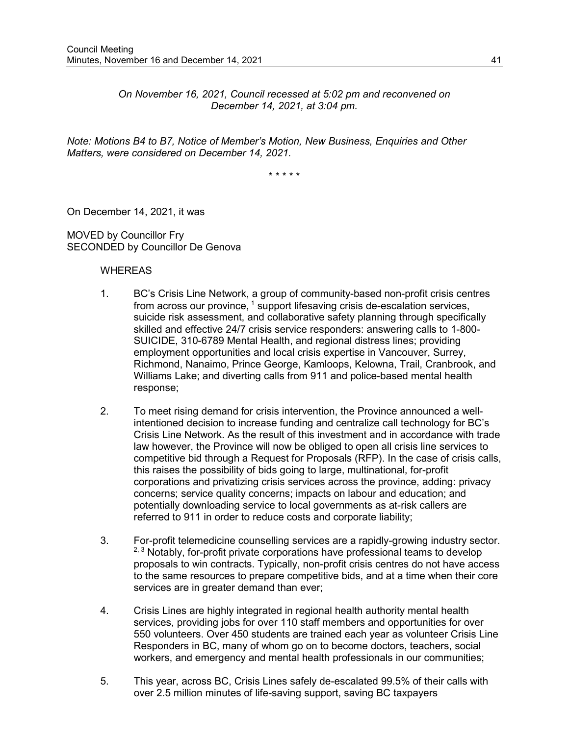*On November 16, 2021, Council recessed at 5:02 pm and reconvened on December 14, 2021, at 3:04 pm.*

*Note: Motions B4 to B7, Notice of Member's Motion, New Business, Enquiries and Other Matters, were considered on December 14, 2021.*

\* \* \* \* \*

On December 14, 2021, it was

MOVED by Councillor Fry
SECONDED by Councillor De Genova

WHEREAS

1. BC's Crisis Line Network, a group of community-based non-profit crisis centres from across our province, [1] support lifesaving crisis de-escalation services, suicide risk assessment, and collaborative safety planning through specifically skilled and effective 24/7 crisis service responders: answering calls to 1-800-SUICIDE, 310-6789 Mental Health, and regional distress lines; providing employment opportunities and local crisis expertise in Vancouver, Surrey, Richmond, Nanaimo, Prince George, Kamloops, Kelowna, Trail, Cranbrook, and Williams Lake; and diverting calls from 911 and police-based mental health response;

2. To meet rising demand for crisis intervention, the Province announced a well-intentioned decision to increase funding and centralize call technology for BC's Crisis Line Network. As the result of this investment and in accordance with trade law however, the Province will now be obliged to open all crisis line services to competitive bid through a Request for Proposals (RFP). In the case of crisis calls, this raises the possibility of bids going to large, multinational, for-profit corporations and privatizing crisis services across the province, adding: privacy concerns; service quality concerns; impacts on labour and education; and potentially downloading service to local governments as at-risk callers are referred to 911 in order to reduce costs and corporate liability;

3. For-profit telemedicine counselling services are a rapidly-growing industry sector. [2, 3] Notably, for-profit private corporations have professional teams to develop proposals to win contracts. Typically, non-profit crisis centres do not have access to the same resources to prepare competitive bids, and at a time when their core services are in greater demand than ever;

4. Crisis Lines are highly integrated in regional health authority mental health services, providing jobs for over 110 staff members and opportunities for over 550 volunteers. Over 450 students are trained each year as volunteer Crisis Line Responders in BC, many of whom go on to become doctors, teachers, social workers, and emergency and mental health professionals in our communities;

5. This year, across BC, Crisis Lines safely de-escalated 99.5% of their calls with over 2.5 million minutes of life-saving support, saving BC taxpayers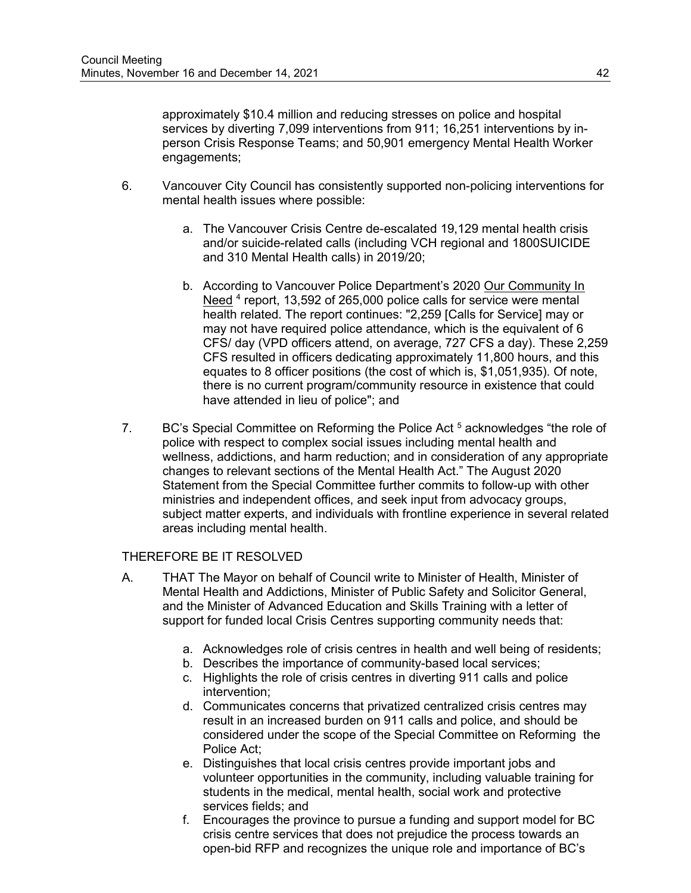approximately $10.4 million and reducing stresses on police and hospital services by diverting 7,099 interventions from 911; 16,251 interventions by in-person Crisis Response Teams; and 50,901 emergency Mental Health Worker engagements;

6. Vancouver City Council has consistently supported non-policing interventions for mental health issues where possible:

   a. The Vancouver Crisis Centre de-escalated 19,129 mental health crisis and/or suicide-related calls (including VCH regional and 1800SUICIDE and 310 Mental Health calls) in 2019/20;

   b. According to Vancouver Police Department's 2020 Our Community In Need [4] report, 13,592 of 265,000 police calls for service were mental health related. The report continues: "2,259 [Calls for Service] may or may not have required police attendance, which is the equivalent of 6 CFS/ day (VPD officers attend, on average, 727 CFS a day). These 2,259 CFS resulted in officers dedicating approximately 11,800 hours, and this equates to 8 officer positions (the cost of which is, $1,051,935). Of note, there is no current program/community resource in existence that could have attended in lieu of police"; and

7. BC's Special Committee on Reforming the Police Act [5] acknowledges "the role of police with respect to complex social issues including mental health and wellness, addictions, and harm reduction; and in consideration of any appropriate changes to relevant sections of the Mental Health Act." The August 2020 Statement from the Special Committee further commits to follow-up with other ministries and independent offices, and seek input from advocacy groups, subject matter experts, and individuals with frontline experience in several related areas including mental health.

THEREFORE BE IT RESOLVED

A. THAT The Mayor on behalf of Council write to Minister of Health, Minister of Mental Health and Addictions, Minister of Public Safety and Solicitor General, and the Minister of Advanced Education and Skills Training with a letter of support for funded local Crisis Centres supporting community needs that:

   a. Acknowledges role of crisis centres in health and well being of residents;
   b. Describes the importance of community-based local services;
   c. Highlights the role of crisis centres in diverting 911 calls and police intervention;
   d. Communicates concerns that privatized centralized crisis centres may result in an increased burden on 911 calls and police, and should be considered under the scope of the Special Committee on Reforming the Police Act;
   e. Distinguishes that local crisis centres provide important jobs and volunteer opportunities in the community, including valuable training for students in the medical, mental health, social work and protective services fields; and
   f. Encourages the province to pursue a funding and support model for BC crisis centre services that does not prejudice the process towards an open-bid RFP and recognizes the unique role and importance of BC's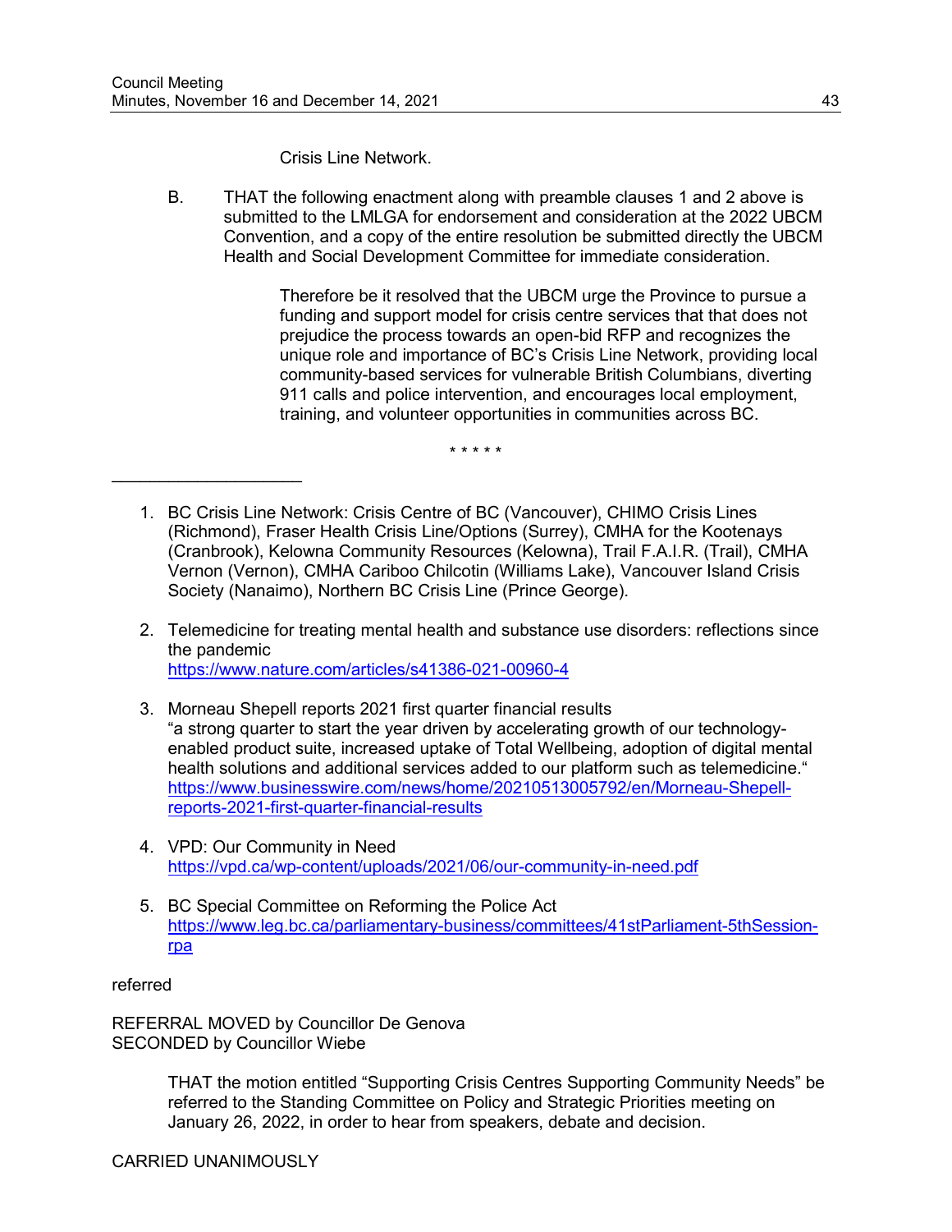Crisis Line Network.

B. THAT the following enactment along with preamble clauses 1 and 2 above is submitted to the LMLGA for endorsement and consideration at the 2022 UBCM Convention, and a copy of the entire resolution be submitted directly the UBCM Health and Social Development Committee for immediate consideration.

> Therefore be it resolved that the UBCM urge the Province to pursue a funding and support model for crisis centre services that that does not prejudice the process towards an open-bid RFP and recognizes the unique role and importance of BC's Crisis Line Network, providing local community-based services for vulnerable British Columbians, diverting 911 calls and police intervention, and encourages local employment, training, and volunteer opportunities in communities across BC.

\* \* \* \* \*

---

1. BC Crisis Line Network: Crisis Centre of BC (Vancouver), CHIMO Crisis Lines (Richmond), Fraser Health Crisis Line/Options (Surrey), CMHA for the Kootenays (Cranbrook), Kelowna Community Resources (Kelowna), Trail F.A.I.R. (Trail), CMHA Vernon (Vernon), CMHA Cariboo Chilcotin (Williams Lake), Vancouver Island Crisis Society (Nanaimo), Northern BC Crisis Line (Prince George).

2. Telemedicine for treating mental health and substance use disorders: reflections since the pandemic
   https://www.nature.com/articles/s41386-021-00960-4

3. Morneau Shepell reports 2021 first quarter financial results
   "a strong quarter to start the year driven by accelerating growth of our technology-enabled product suite, increased uptake of Total Wellbeing, adoption of digital mental health solutions and additional services added to our platform such as telemedicine."
   https://www.businesswire.com/news/home/20210513005792/en/Morneau-Shepell-reports-2021-first-quarter-financial-results

4. VPD: Our Community in Need
   https://vpd.ca/wp-content/uploads/2021/06/our-community-in-need.pdf

5. BC Special Committee on Reforming the Police Act
   https://www.leg.bc.ca/parliamentary-business/committees/41stParliament-5thSession-rpa

referred

REFERRAL MOVED by Councillor De Genova
SECONDED by Councillor Wiebe

> THAT the motion entitled "Supporting Crisis Centres Supporting Community Needs" be referred to the Standing Committee on Policy and Strategic Priorities meeting on January 26, 2022, in order to hear from speakers, debate and decision.

CARRIED UNANIMOUSLY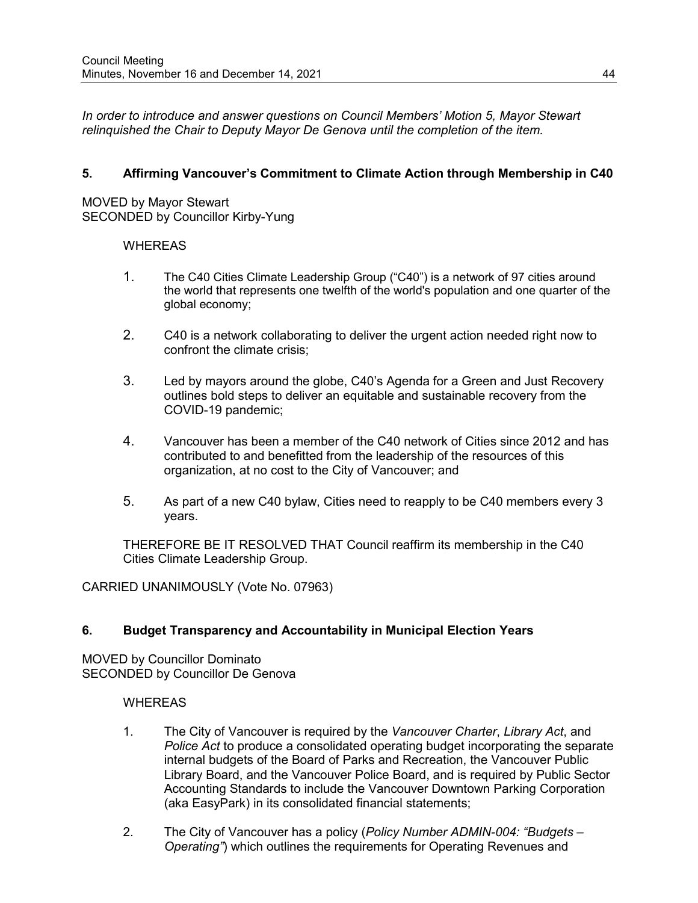*In order to introduce and answer questions on Council Members' Motion 5, Mayor Stewart relinquished the Chair to Deputy Mayor De Genova until the completion of the item.*

### 5. Affirming Vancouver's Commitment to Climate Action through Membership in C40

MOVED by Mayor Stewart
SECONDED by Councillor Kirby-Yung

WHEREAS

1. The C40 Cities Climate Leadership Group ("C40") is a network of 97 cities around the world that represents one twelfth of the world's population and one quarter of the global economy;
2. C40 is a network collaborating to deliver the urgent action needed right now to confront the climate crisis;
3. Led by mayors around the globe, C40's Agenda for a Green and Just Recovery outlines bold steps to deliver an equitable and sustainable recovery from the COVID-19 pandemic;
4. Vancouver has been a member of the C40 network of Cities since 2012 and has contributed to and benefitted from the leadership of the resources of this organization, at no cost to the City of Vancouver; and
5. As part of a new C40 bylaw, Cities need to reapply to be C40 members every 3 years.

THEREFORE BE IT RESOLVED THAT Council reaffirm its membership in the C40 Cities Climate Leadership Group.

CARRIED UNANIMOUSLY (Vote No. 07963)

### 6. Budget Transparency and Accountability in Municipal Election Years

MOVED by Councillor Dominato
SECONDED by Councillor De Genova

WHEREAS

1. The City of Vancouver is required by the *Vancouver Charter*, *Library Act*, and *Police Act* to produce a consolidated operating budget incorporating the separate internal budgets of the Board of Parks and Recreation, the Vancouver Public Library Board, and the Vancouver Police Board, and is required by Public Sector Accounting Standards to include the Vancouver Downtown Parking Corporation (aka EasyPark) in its consolidated financial statements;
2. The City of Vancouver has a policy (*Policy Number ADMIN-004: "Budgets – Operating"*) which outlines the requirements for Operating Revenues and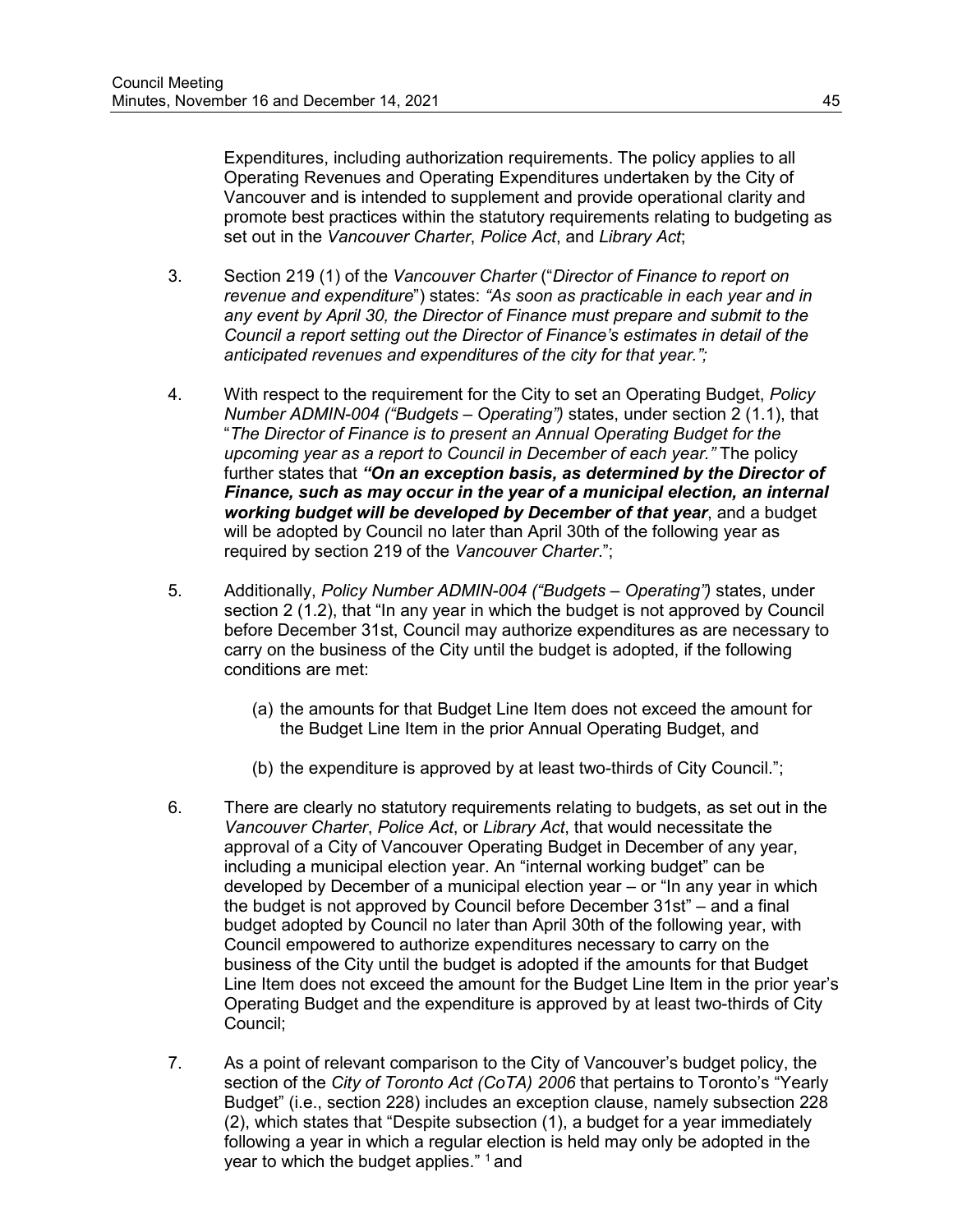Expenditures, including authorization requirements. The policy applies to all Operating Revenues and Operating Expenditures undertaken by the City of Vancouver and is intended to supplement and provide operational clarity and promote best practices within the statutory requirements relating to budgeting as set out in the *Vancouver Charter*, *Police Act*, and *Library Act*;

3. Section 219 (1) of the *Vancouver Charter* ("*Director of Finance to report on revenue and expenditure*") states: *"As soon as practicable in each year and in any event by April 30, the Director of Finance must prepare and submit to the Council a report setting out the Director of Finance's estimates in detail of the anticipated revenues and expenditures of the city for that year.";*

4. With respect to the requirement for the City to set an Operating Budget, *Policy Number ADMIN-004 ("Budgets – Operating")* states, under section 2 (1.1), that "*The Director of Finance is to present an Annual Operating Budget for the upcoming year as a report to Council in December of each year."* The policy further states that ***"On an exception basis, as determined by the Director of Finance, such as may occur in the year of a municipal election, an internal working budget will be developed by December of that year***, and a budget will be adopted by Council no later than April 30th of the following year as required by section 219 of the *Vancouver Charter*.";

5. Additionally, *Policy Number ADMIN-004 ("Budgets – Operating")* states, under section 2 (1.2), that "In any year in which the budget is not approved by Council before December 31st, Council may authorize expenditures as are necessary to carry on the business of the City until the budget is adopted, if the following conditions are met:

   (a) the amounts for that Budget Line Item does not exceed the amount for the Budget Line Item in the prior Annual Operating Budget, and

   (b) the expenditure is approved by at least two-thirds of City Council.";

6. There are clearly no statutory requirements relating to budgets, as set out in the *Vancouver Charter*, *Police Act*, or *Library Act*, that would necessitate the approval of a City of Vancouver Operating Budget in December of any year, including a municipal election year. An "internal working budget" can be developed by December of a municipal election year – or "In any year in which the budget is not approved by Council before December 31st" – and a final budget adopted by Council no later than April 30th of the following year, with Council empowered to authorize expenditures necessary to carry on the business of the City until the budget is adopted if the amounts for that Budget Line Item does not exceed the amount for the Budget Line Item in the prior year's Operating Budget and the expenditure is approved by at least two-thirds of City Council;

7. As a point of relevant comparison to the City of Vancouver's budget policy, the section of the *City of Toronto Act (CoTA) 2006* that pertains to Toronto's "Yearly Budget" (i.e., section 228) includes an exception clause, namely subsection 228 (2), which states that "Despite subsection (1), a budget for a year immediately following a year in which a regular election is held may only be adopted in the year to which the budget applies." [1] and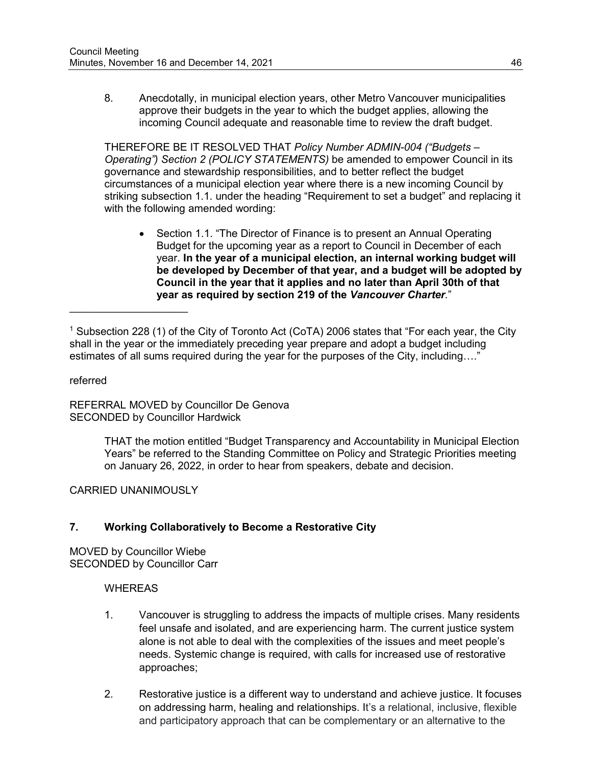8. Anecdotally, in municipal election years, other Metro Vancouver municipalities approve their budgets in the year to which the budget applies, allowing the incoming Council adequate and reasonable time to review the draft budget.

THEREFORE BE IT RESOLVED THAT *Policy Number ADMIN-004 ("Budgets – Operating") Section 2 (POLICY STATEMENTS)* be amended to empower Council in its governance and stewardship responsibilities, and to better reflect the budget circumstances of a municipal election year where there is a new incoming Council by striking subsection 1.1. under the heading "Requirement to set a budget" and replacing it with the following amended wording:

- Section 1.1. "The Director of Finance is to present an Annual Operating Budget for the upcoming year as a report to Council in December of each year. **In the year of a municipal election, an internal working budget will be developed by December of that year, and a budget will be adopted by Council in the year that it applies and no later than April 30th of that year as required by section 219 of the *Vancouver Charter*.**"

---

[1] Subsection 228 (1) of the City of Toronto Act (CoTA) 2006 states that "For each year, the City shall in the year or the immediately preceding year prepare and adopt a budget including estimates of all sums required during the year for the purposes of the City, including…."

referred

REFERRAL MOVED by Councillor De Genova
SECONDED by Councillor Hardwick

> THAT the motion entitled "Budget Transparency and Accountability in Municipal Election Years" be referred to the Standing Committee on Policy and Strategic Priorities meeting on January 26, 2022, in order to hear from speakers, debate and decision.

CARRIED UNANIMOUSLY

### 7. Working Collaboratively to Become a Restorative City

MOVED by Councillor Wiebe
SECONDED by Councillor Carr

WHEREAS

1. Vancouver is struggling to address the impacts of multiple crises. Many residents feel unsafe and isolated, and are experiencing harm. The current justice system alone is not able to deal with the complexities of the issues and meet people's needs. Systemic change is required, with calls for increased use of restorative approaches;

2. Restorative justice is a different way to understand and achieve justice. It focuses on addressing harm, healing and relationships. It's a relational, inclusive, flexible and participatory approach that can be complementary or an alternative to the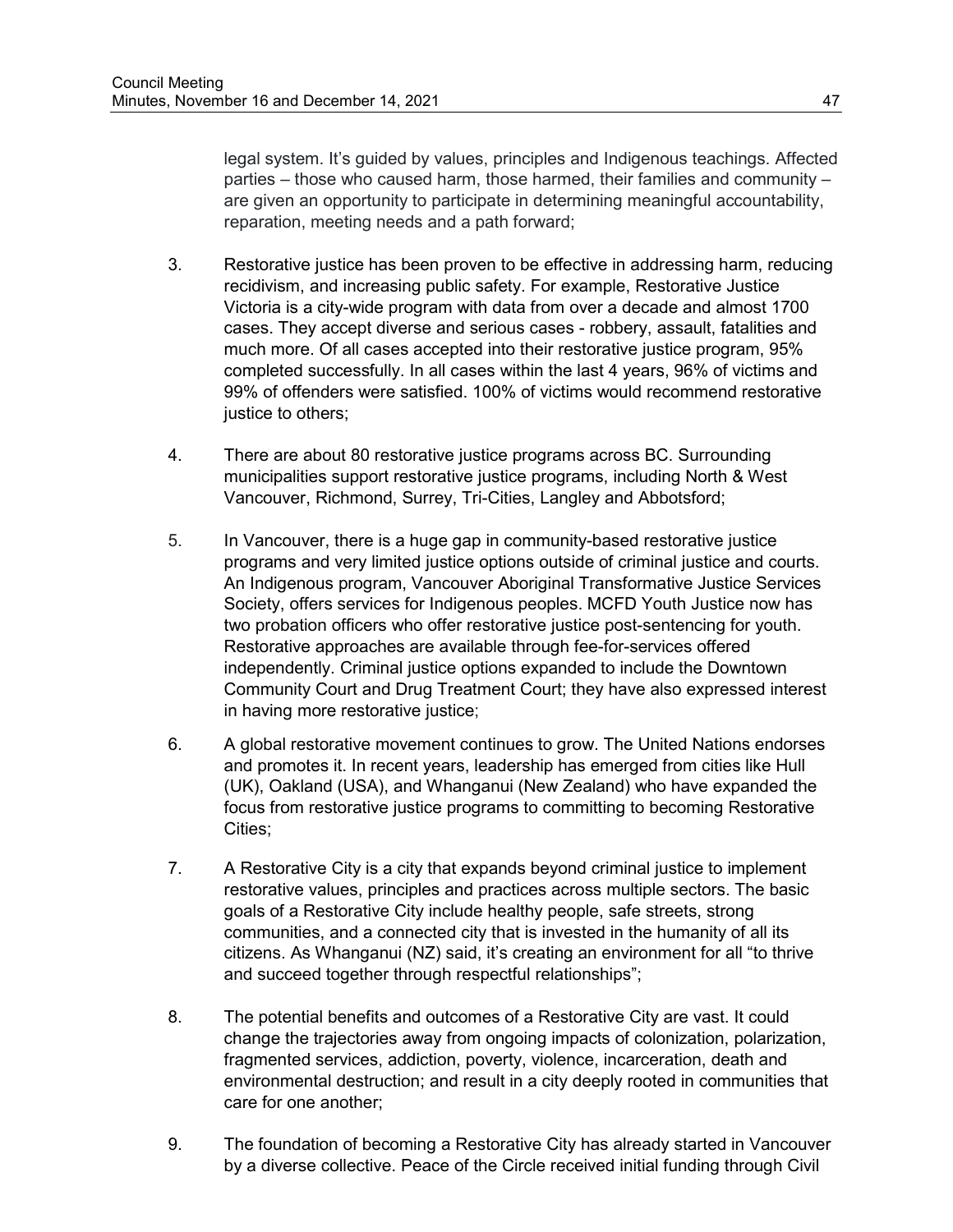legal system. It's guided by values, principles and Indigenous teachings. Affected parties – those who caused harm, those harmed, their families and community – are given an opportunity to participate in determining meaningful accountability, reparation, meeting needs and a path forward;

3. Restorative justice has been proven to be effective in addressing harm, reducing recidivism, and increasing public safety. For example, Restorative Justice Victoria is a city-wide program with data from over a decade and almost 1700 cases. They accept diverse and serious cases - robbery, assault, fatalities and much more. Of all cases accepted into their restorative justice program, 95% completed successfully. In all cases within the last 4 years, 96% of victims and 99% of offenders were satisfied. 100% of victims would recommend restorative justice to others;

4. There are about 80 restorative justice programs across BC. Surrounding municipalities support restorative justice programs, including North & West Vancouver, Richmond, Surrey, Tri-Cities, Langley and Abbotsford;

5. In Vancouver, there is a huge gap in community-based restorative justice programs and very limited justice options outside of criminal justice and courts. An Indigenous program, Vancouver Aboriginal Transformative Justice Services Society, offers services for Indigenous peoples. MCFD Youth Justice now has two probation officers who offer restorative justice post-sentencing for youth. Restorative approaches are available through fee-for-services offered independently. Criminal justice options expanded to include the Downtown Community Court and Drug Treatment Court; they have also expressed interest in having more restorative justice;

6. A global restorative movement continues to grow. The United Nations endorses and promotes it. In recent years, leadership has emerged from cities like Hull (UK), Oakland (USA), and Whanganui (New Zealand) who have expanded the focus from restorative justice programs to committing to becoming Restorative Cities;

7. A Restorative City is a city that expands beyond criminal justice to implement restorative values, principles and practices across multiple sectors. The basic goals of a Restorative City include healthy people, safe streets, strong communities, and a connected city that is invested in the humanity of all its citizens. As Whanganui (NZ) said, it's creating an environment for all "to thrive and succeed together through respectful relationships";

8. The potential benefits and outcomes of a Restorative City are vast. It could change the trajectories away from ongoing impacts of colonization, polarization, fragmented services, addiction, poverty, violence, incarceration, death and environmental destruction; and result in a city deeply rooted in communities that care for one another;

9. The foundation of becoming a Restorative City has already started in Vancouver by a diverse collective. Peace of the Circle received initial funding through Civil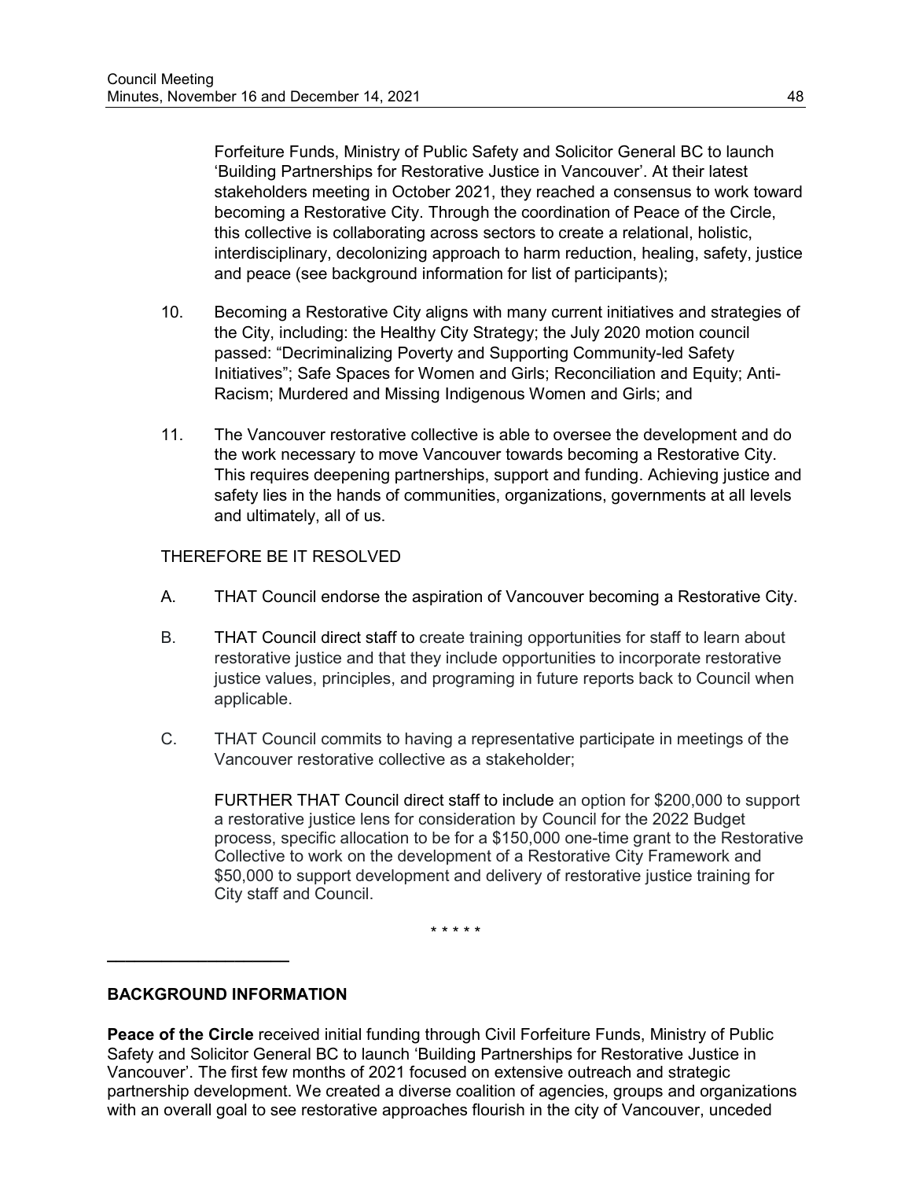Forfeiture Funds, Ministry of Public Safety and Solicitor General BC to launch 'Building Partnerships for Restorative Justice in Vancouver'. At their latest stakeholders meeting in October 2021, they reached a consensus to work toward becoming a Restorative City. Through the coordination of Peace of the Circle, this collective is collaborating across sectors to create a relational, holistic, interdisciplinary, decolonizing approach to harm reduction, healing, safety, justice and peace (see background information for list of participants);

10. Becoming a Restorative City aligns with many current initiatives and strategies of the City, including: the Healthy City Strategy; the July 2020 motion council passed: "Decriminalizing Poverty and Supporting Community-led Safety Initiatives"; Safe Spaces for Women and Girls; Reconciliation and Equity; Anti-Racism; Murdered and Missing Indigenous Women and Girls; and

11. The Vancouver restorative collective is able to oversee the development and do the work necessary to move Vancouver towards becoming a Restorative City. This requires deepening partnerships, support and funding. Achieving justice and safety lies in the hands of communities, organizations, governments at all levels and ultimately, all of us.

THEREFORE BE IT RESOLVED

A. THAT Council endorse the aspiration of Vancouver becoming a Restorative City.

B. THAT Council direct staff to create training opportunities for staff to learn about restorative justice and that they include opportunities to incorporate restorative justice values, principles, and programing in future reports back to Council when applicable.

C. THAT Council commits to having a representative participate in meetings of the Vancouver restorative collective as a stakeholder;

   FURTHER THAT Council direct staff to include an option for $200,000 to support a restorative justice lens for consideration by Council for the 2022 Budget process, specific allocation to be for a $150,000 one-time grant to the Restorative Collective to work on the development of a Restorative City Framework and $50,000 to support development and delivery of restorative justice training for City staff and Council.

\* \* \* \* \*

---

**BACKGROUND INFORMATION**

**Peace of the Circle** received initial funding through Civil Forfeiture Funds, Ministry of Public Safety and Solicitor General BC to launch 'Building Partnerships for Restorative Justice in Vancouver'. The first few months of 2021 focused on extensive outreach and strategic partnership development. We created a diverse coalition of agencies, groups and organizations with an overall goal to see restorative approaches flourish in the city of Vancouver, unceded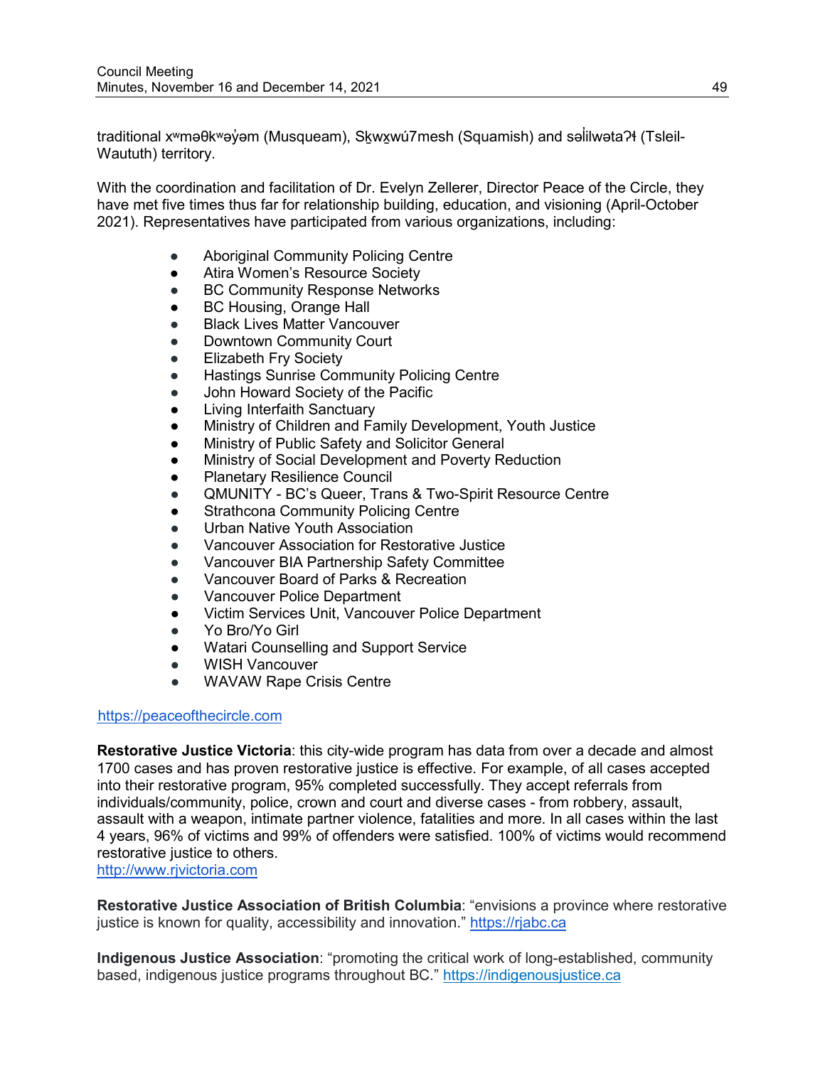traditional xʷməθkʷəy̓əm (Musqueam), Sḵwx̱wú7mesh (Squamish) and səl̓ilwətaʔɬ (Tsleil-Waututh) territory.

With the coordination and facilitation of Dr. Evelyn Zellerer, Director Peace of the Circle, they have met five times thus far for relationship building, education, and visioning (April-October 2021). Representatives have participated from various organizations, including:

- Aboriginal Community Policing Centre
- Atira Women's Resource Society
- BC Community Response Networks
- BC Housing, Orange Hall
- Black Lives Matter Vancouver
- Downtown Community Court
- Elizabeth Fry Society
- Hastings Sunrise Community Policing Centre
- John Howard Society of the Pacific
- Living Interfaith Sanctuary
- Ministry of Children and Family Development, Youth Justice
- Ministry of Public Safety and Solicitor General
- Ministry of Social Development and Poverty Reduction
- Planetary Resilience Council
- QMUNITY - BC's Queer, Trans & Two-Spirit Resource Centre
- Strathcona Community Policing Centre
- Urban Native Youth Association
- Vancouver Association for Restorative Justice
- Vancouver BIA Partnership Safety Committee
- Vancouver Board of Parks & Recreation
- Vancouver Police Department
- Victim Services Unit, Vancouver Police Department
- Yo Bro/Yo Girl
- Watari Counselling and Support Service
- WISH Vancouver
- WAVAW Rape Crisis Centre

https://peaceofthecircle.com

**Restorative Justice Victoria**: this city-wide program has data from over a decade and almost 1700 cases and has proven restorative justice is effective. For example, of all cases accepted into their restorative program, 95% completed successfully. They accept referrals from individuals/community, police, crown and court and diverse cases - from robbery, assault, assault with a weapon, intimate partner violence, fatalities and more. In all cases within the last 4 years, 96% of victims and 99% of offenders were satisfied. 100% of victims would recommend restorative justice to others.
http://www.rjvictoria.com

**Restorative Justice Association of British Columbia**: "envisions a province where restorative justice is known for quality, accessibility and innovation." https://rjabc.ca

**Indigenous Justice Association**: "promoting the critical work of long-established, community based, indigenous justice programs throughout BC." https://indigenousjustice.ca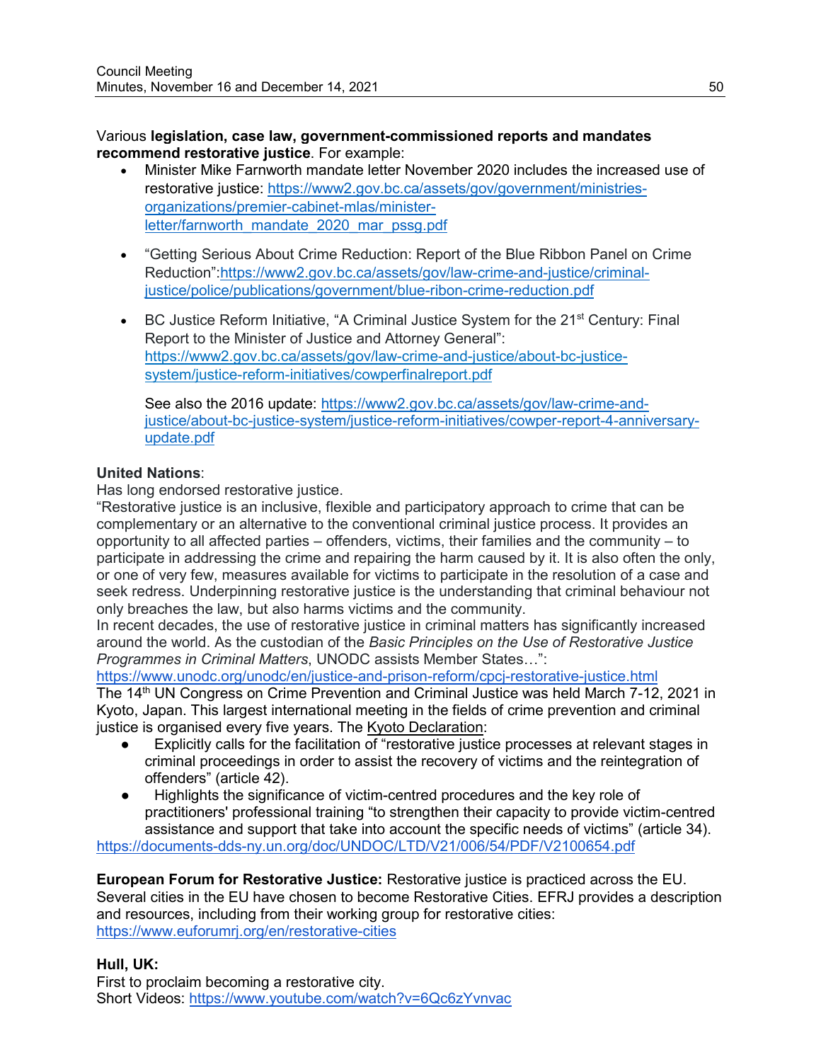Various **legislation, case law, government-commissioned reports and mandates recommend restorative justice**. For example:

- Minister Mike Farnworth mandate letter November 2020 includes the increased use of restorative justice: https://www2.gov.bc.ca/assets/gov/government/ministries-organizations/premier-cabinet-mlas/minister-letter/farnworth_mandate_2020_mar_pssg.pdf

- "Getting Serious About Crime Reduction: Report of the Blue Ribbon Panel on Crime Reduction":https://www2.gov.bc.ca/assets/gov/law-crime-and-justice/criminal-justice/police/publications/government/blue-ribon-crime-reduction.pdf

- BC Justice Reform Initiative, "A Criminal Justice System for the 21st Century: Final Report to the Minister of Justice and Attorney General": https://www2.gov.bc.ca/assets/gov/law-crime-and-justice/about-bc-justice-system/justice-reform-initiatives/cowperfinalreport.pdf

  See also the 2016 update: https://www2.gov.bc.ca/assets/gov/law-crime-and-justice/about-bc-justice-system/justice-reform-initiatives/cowper-report-4-anniversary-update.pdf

**United Nations**:
Has long endorsed restorative justice.
"Restorative justice is an inclusive, flexible and participatory approach to crime that can be complementary or an alternative to the conventional criminal justice process. It provides an opportunity to all affected parties – offenders, victims, their families and the community – to participate in addressing the crime and repairing the harm caused by it. It is also often the only, or one of very few, measures available for victims to participate in the resolution of a case and seek redress. Underpinning restorative justice is the understanding that criminal behaviour not only breaches the law, but also harms victims and the community.
In recent decades, the use of restorative justice in criminal matters has significantly increased around the world. As the custodian of the *Basic Principles on the Use of Restorative Justice Programmes in Criminal Matters*, UNODC assists Member States…":
https://www.unodc.org/unodc/en/justice-and-prison-reform/cpcj-restorative-justice.html
The 14th UN Congress on Crime Prevention and Criminal Justice was held March 7-12, 2021 in Kyoto, Japan. This largest international meeting in the fields of crime prevention and criminal justice is organised every five years. The Kyoto Declaration:

- Explicitly calls for the facilitation of "restorative justice processes at relevant stages in criminal proceedings in order to assist the recovery of victims and the reintegration of offenders" (article 42).
- Highlights the significance of victim-centred procedures and the key role of practitioners' professional training "to strengthen their capacity to provide victim-centred assistance and support that take into account the specific needs of victims" (article 34).

https://documents-dds-ny.un.org/doc/UNDOC/LTD/V21/006/54/PDF/V2100654.pdf

**European Forum for Restorative Justice:** Restorative justice is practiced across the EU. Several cities in the EU have chosen to become Restorative Cities. EFRJ provides a description and resources, including from their working group for restorative cities:
https://www.euforumrj.org/en/restorative-cities

**Hull, UK:**
First to proclaim becoming a restorative city.
Short Videos: https://www.youtube.com/watch?v=6Qc6zYvnvac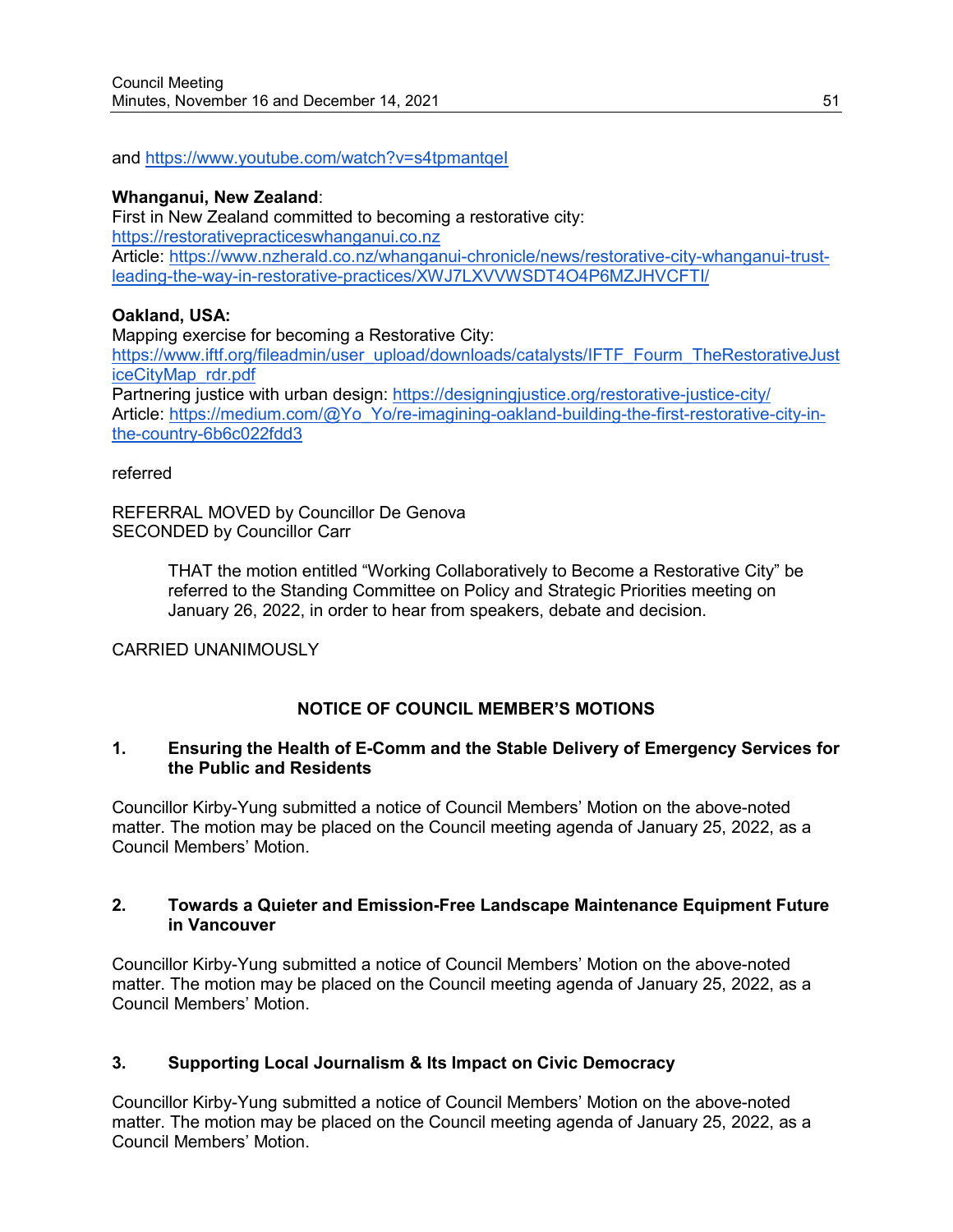and https://www.youtube.com/watch?v=s4tpmantqeI

**Whanganui, New Zealand**:
First in New Zealand committed to becoming a restorative city:
https://restorativepracticeswhanganui.co.nz
Article: https://www.nzherald.co.nz/whanganui-chronicle/news/restorative-city-whanganui-trust-leading-the-way-in-restorative-practices/XWJ7LXVVWSDT4O4P6MZJHVCFTI/

**Oakland, USA:**
Mapping exercise for becoming a Restorative City:
https://www.iftf.org/fileadmin/user_upload/downloads/catalysts/IFTF_Fourm_TheRestorativeJusticeCityMap_rdr.pdf
Partnering justice with urban design: https://designingjustice.org/restorative-justice-city/
Article: https://medium.com/@Yo_Yo/re-imagining-oakland-building-the-first-restorative-city-in-the-country-6b6c022fdd3

referred

REFERRAL MOVED by Councillor De Genova
SECONDED by Councillor Carr

> THAT the motion entitled "Working Collaboratively to Become a Restorative City" be referred to the Standing Committee on Policy and Strategic Priorities meeting on January 26, 2022, in order to hear from speakers, debate and decision.

CARRIED UNANIMOUSLY

## NOTICE OF COUNCIL MEMBER'S MOTIONS

### 1. Ensuring the Health of E-Comm and the Stable Delivery of Emergency Services for the Public and Residents

Councillor Kirby-Yung submitted a notice of Council Members' Motion on the above-noted matter. The motion may be placed on the Council meeting agenda of January 25, 2022, as a Council Members' Motion.

### 2. Towards a Quieter and Emission-Free Landscape Maintenance Equipment Future in Vancouver

Councillor Kirby-Yung submitted a notice of Council Members' Motion on the above-noted matter. The motion may be placed on the Council meeting agenda of January 25, 2022, as a Council Members' Motion.

### 3. Supporting Local Journalism & Its Impact on Civic Democracy

Councillor Kirby-Yung submitted a notice of Council Members' Motion on the above-noted matter. The motion may be placed on the Council meeting agenda of January 25, 2022, as a Council Members' Motion.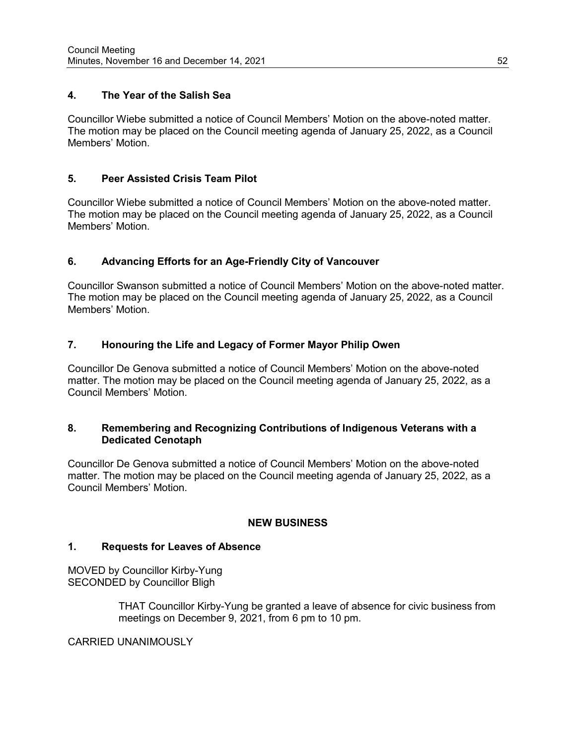### 4. The Year of the Salish Sea

Councillor Wiebe submitted a notice of Council Members' Motion on the above-noted matter. The motion may be placed on the Council meeting agenda of January 25, 2022, as a Council Members' Motion.

### 5. Peer Assisted Crisis Team Pilot

Councillor Wiebe submitted a notice of Council Members' Motion on the above-noted matter. The motion may be placed on the Council meeting agenda of January 25, 2022, as a Council Members' Motion.

### 6. Advancing Efforts for an Age-Friendly City of Vancouver

Councillor Swanson submitted a notice of Council Members' Motion on the above-noted matter. The motion may be placed on the Council meeting agenda of January 25, 2022, as a Council Members' Motion.

### 7. Honouring the Life and Legacy of Former Mayor Philip Owen

Councillor De Genova submitted a notice of Council Members' Motion on the above-noted matter. The motion may be placed on the Council meeting agenda of January 25, 2022, as a Council Members' Motion.

### 8. Remembering and Recognizing Contributions of Indigenous Veterans with a Dedicated Cenotaph

Councillor De Genova submitted a notice of Council Members' Motion on the above-noted matter. The motion may be placed on the Council meeting agenda of January 25, 2022, as a Council Members' Motion.

## NEW BUSINESS

### 1. Requests for Leaves of Absence

MOVED by Councillor Kirby-Yung
SECONDED by Councillor Bligh

> THAT Councillor Kirby-Yung be granted a leave of absence for civic business from meetings on December 9, 2021, from 6 pm to 10 pm.

CARRIED UNANIMOUSLY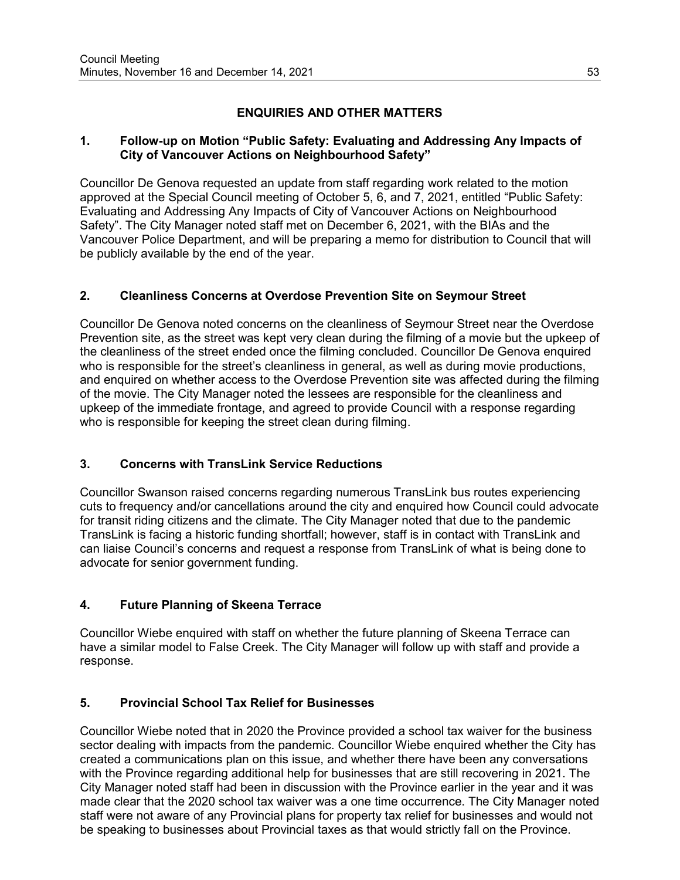## ENQUIRIES AND OTHER MATTERS

### 1. Follow-up on Motion "Public Safety: Evaluating and Addressing Any Impacts of City of Vancouver Actions on Neighbourhood Safety"

Councillor De Genova requested an update from staff regarding work related to the motion approved at the Special Council meeting of October 5, 6, and 7, 2021, entitled "Public Safety: Evaluating and Addressing Any Impacts of City of Vancouver Actions on Neighbourhood Safety". The City Manager noted staff met on December 6, 2021, with the BIAs and the Vancouver Police Department, and will be preparing a memo for distribution to Council that will be publicly available by the end of the year.

### 2. Cleanliness Concerns at Overdose Prevention Site on Seymour Street

Councillor De Genova noted concerns on the cleanliness of Seymour Street near the Overdose Prevention site, as the street was kept very clean during the filming of a movie but the upkeep of the cleanliness of the street ended once the filming concluded. Councillor De Genova enquired who is responsible for the street's cleanliness in general, as well as during movie productions, and enquired on whether access to the Overdose Prevention site was affected during the filming of the movie. The City Manager noted the lessees are responsible for the cleanliness and upkeep of the immediate frontage, and agreed to provide Council with a response regarding who is responsible for keeping the street clean during filming.

### 3. Concerns with TransLink Service Reductions

Councillor Swanson raised concerns regarding numerous TransLink bus routes experiencing cuts to frequency and/or cancellations around the city and enquired how Council could advocate for transit riding citizens and the climate. The City Manager noted that due to the pandemic TransLink is facing a historic funding shortfall; however, staff is in contact with TransLink and can liaise Council's concerns and request a response from TransLink of what is being done to advocate for senior government funding.

### 4. Future Planning of Skeena Terrace

Councillor Wiebe enquired with staff on whether the future planning of Skeena Terrace can have a similar model to False Creek. The City Manager will follow up with staff and provide a response.

### 5. Provincial School Tax Relief for Businesses

Councillor Wiebe noted that in 2020 the Province provided a school tax waiver for the business sector dealing with impacts from the pandemic. Councillor Wiebe enquired whether the City has created a communications plan on this issue, and whether there have been any conversations with the Province regarding additional help for businesses that are still recovering in 2021. The City Manager noted staff had been in discussion with the Province earlier in the year and it was made clear that the 2020 school tax waiver was a one time occurrence. The City Manager noted staff were not aware of any Provincial plans for property tax relief for businesses and would not be speaking to businesses about Provincial taxes as that would strictly fall on the Province.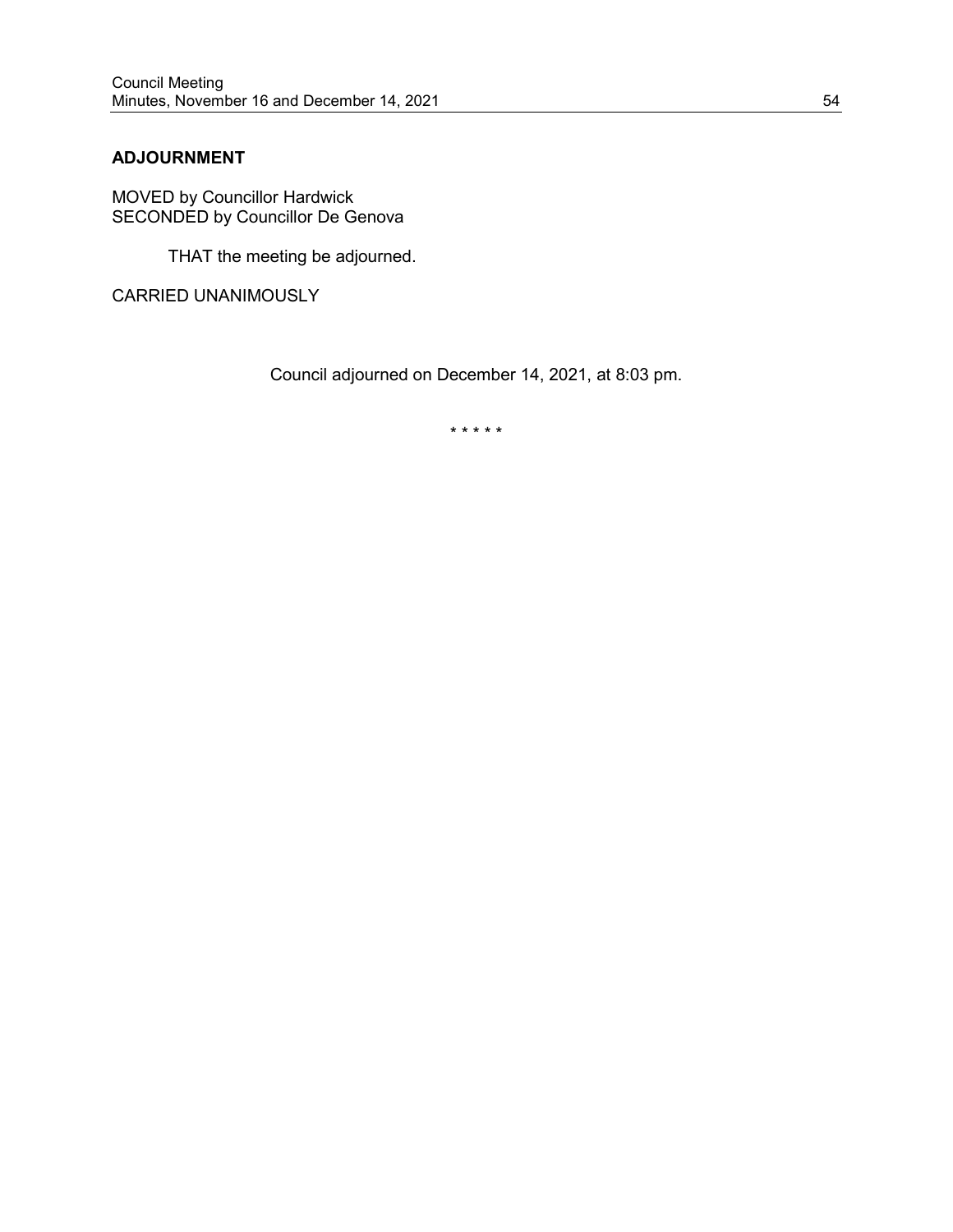## ADJOURNMENT

MOVED by Councillor Hardwick
SECONDED by Councillor De Genova

THAT the meeting be adjourned.

CARRIED UNANIMOUSLY

Council adjourned on December 14, 2021, at 8:03 pm.

* * * * *